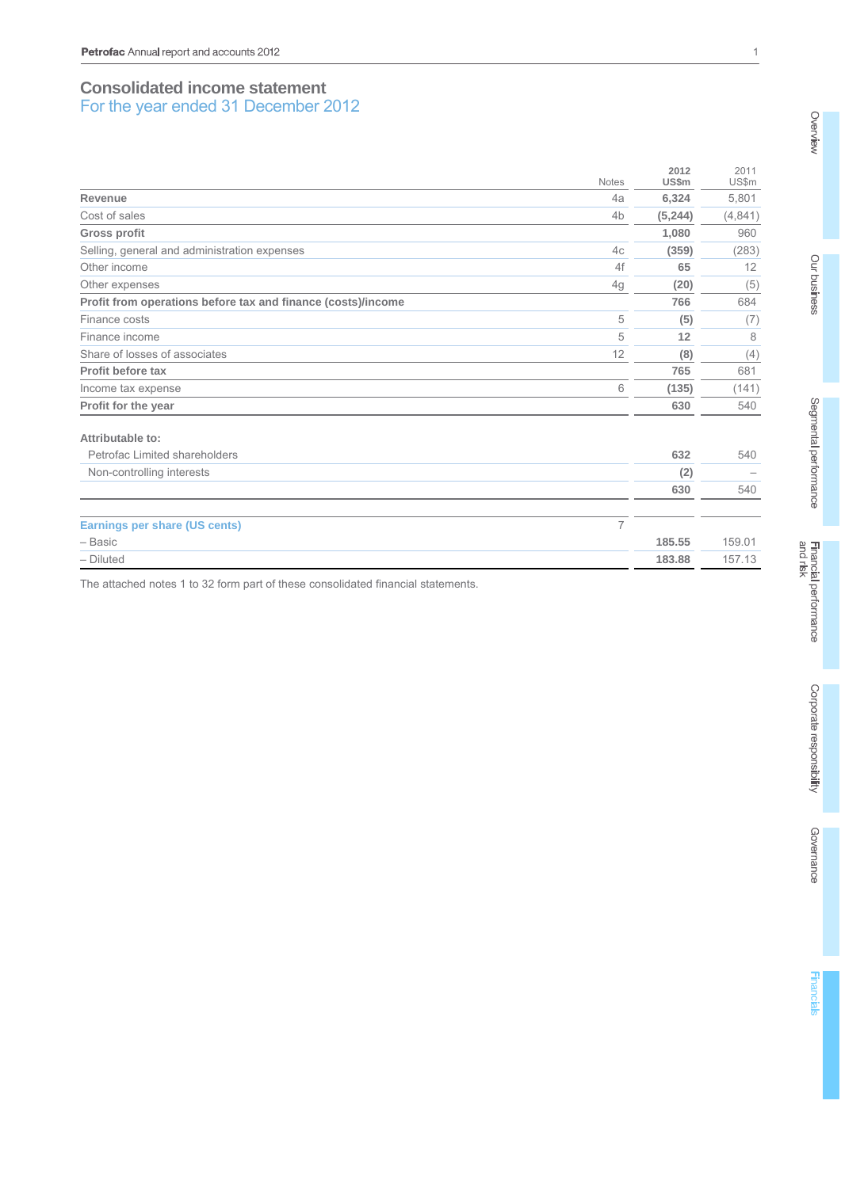# Consolidated income statement

## For the year ended 31 December 2012

| | Notes | 2012 US$m | 2011 US$m |
|---|---|---|---|
| **Revenue** | 4a | **6,324** | 5,801 |
| Cost of sales | 4b | **(5,244)** | (4,841) |
| **Gross profit** | | **1,080** | 960 |
| Selling, general and administration expenses | 4c | **(359)** | (283) |
| Other income | 4f | **65** | 12 |
| Other expenses | 4g | **(20)** | (5) |
| **Profit from operations before tax and finance (costs)/income** | | **766** | 684 |
| Finance costs | 5 | **(5)** | (7) |
| Finance income | 5 | **12** | 8 |
| Share of losses of associates | 12 | **(8)** | (4) |
| **Profit before tax** | | **765** | 681 |
| Income tax expense | 6 | **(135)** | (141) |
| **Profit for the year** | | **630** | 540 |
| | | | |
| **Attributable to:** | | | |
| Petrofac Limited shareholders | | **632** | 540 |
| Non-controlling interests | | **(2)** | – |
| | | **630** | 540 |
| | | | |
| **Earnings per share (US cents)** | 7 | | |
| – Basic | | **185.55** | 159.01 |
| – Diluted | | **183.88** | 157.13 |

The attached notes 1 to 32 form part of these consolidated financial statements.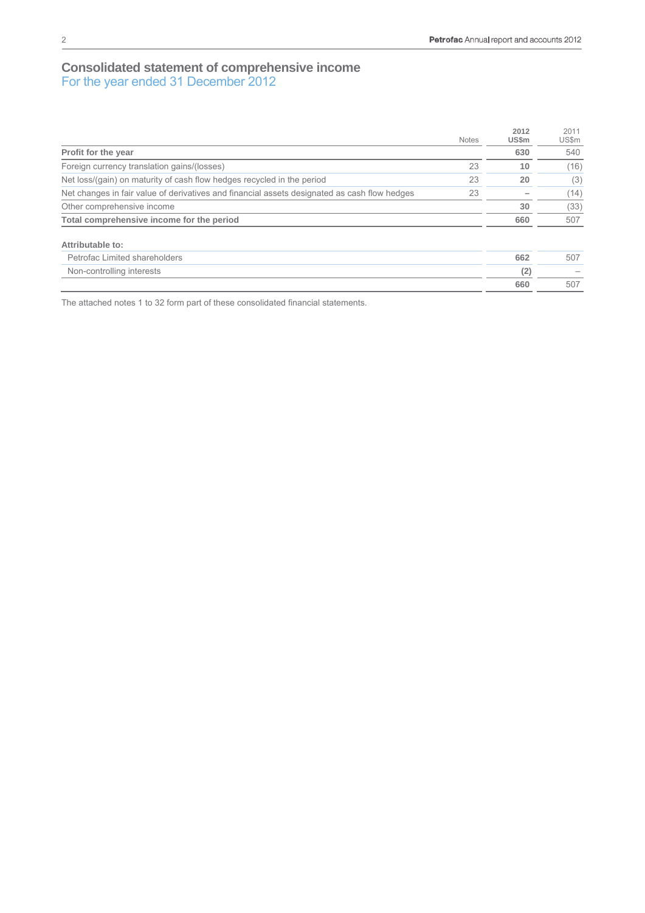# Consolidated statement of comprehensive income
## For the year ended 31 December 2012

| | Notes | 2012 US$m | 2011 US$m |
|---|---|---|---|
| **Profit for the year** | | **630** | 540 |
| Foreign currency translation gains/(losses) | 23 | **10** | (16) |
| Net loss/(gain) on maturity of cash flow hedges recycled in the period | 23 | **20** | (3) |
| Net changes in fair value of derivatives and financial assets designated as cash flow hedges | 23 | **–** | (14) |
| Other comprehensive income | | **30** | (33) |
| **Total comprehensive income for the period** | | **660** | 507 |
| | | | |
| **Attributable to:** | | | |
| Petrofac Limited shareholders | | **662** | 507 |
| Non-controlling interests | | **(2)** | – |
| | | **660** | 507 |

The attached notes 1 to 32 form part of these consolidated financial statements.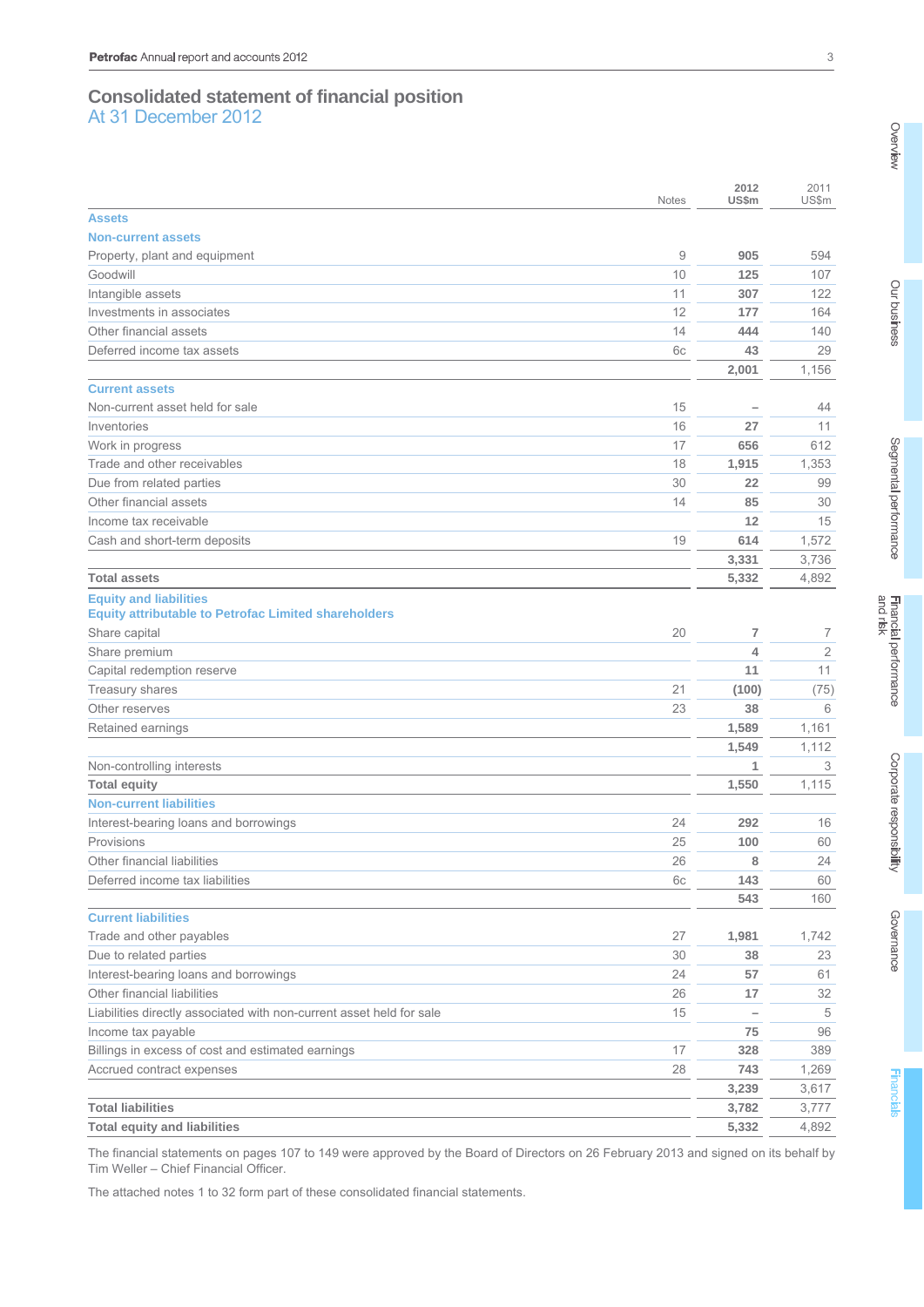# Consolidated statement of financial position

## At 31 December 2012

| | Notes | 2012 US$m | 2011 US$m |
|---|---|---|---|
| **Assets** | | | |
| **Non-current assets** | | | |
| Property, plant and equipment | 9 | **905** | 594 |
| Goodwill | 10 | **125** | 107 |
| Intangible assets | 11 | **307** | 122 |
| Investments in associates | 12 | **177** | 164 |
| Other financial assets | 14 | **444** | 140 |
| Deferred income tax assets | 6c | **43** | 29 |
| | | **2,001** | 1,156 |
| **Current assets** | | | |
| Non-current asset held for sale | 15 | – | 44 |
| Inventories | 16 | **27** | 11 |
| Work in progress | 17 | **656** | 612 |
| Trade and other receivables | 18 | **1,915** | 1,353 |
| Due from related parties | 30 | **22** | 99 |
| Other financial assets | 14 | **85** | 30 |
| Income tax receivable | | **12** | 15 |
| Cash and short-term deposits | 19 | **614** | 1,572 |
| | | **3,331** | 3,736 |
| **Total assets** | | **5,332** | 4,892 |
| **Equity and liabilities** | | | |
| **Equity attributable to Petrofac Limited shareholders** | | | |
| Share capital | 20 | **7** | 7 |
| Share premium | | **4** | 2 |
| Capital redemption reserve | | **11** | 11 |
| Treasury shares | 21 | **(100)** | (75) |
| Other reserves | 23 | **38** | 6 |
| Retained earnings | | **1,589** | 1,161 |
| | | **1,549** | 1,112 |
| Non-controlling interests | | **1** | 3 |
| **Total equity** | | **1,550** | 1,115 |
| **Non-current liabilities** | | | |
| Interest-bearing loans and borrowings | 24 | **292** | 16 |
| Provisions | 25 | **100** | 60 |
| Other financial liabilities | 26 | **8** | 24 |
| Deferred income tax liabilities | 6c | **143** | 60 |
| | | **543** | 160 |
| **Current liabilities** | | | |
| Trade and other payables | 27 | **1,981** | 1,742 |
| Due to related parties | 30 | **38** | 23 |
| Interest-bearing loans and borrowings | 24 | **57** | 61 |
| Other financial liabilities | 26 | **17** | 32 |
| Liabilities directly associated with non-current asset held for sale | 15 | – | 5 |
| Income tax payable | | **75** | 96 |
| Billings in excess of cost and estimated earnings | 17 | **328** | 389 |
| Accrued contract expenses | 28 | **743** | 1,269 |
| | | **3,239** | 3,617 |
| **Total liabilities** | | **3,782** | 3,777 |
| **Total equity and liabilities** | | **5,332** | 4,892 |

The financial statements on pages 107 to 149 were approved by the Board of Directors on 26 February 2013 and signed on its behalf by Tim Weller – Chief Financial Officer.

The attached notes 1 to 32 form part of these consolidated financial statements.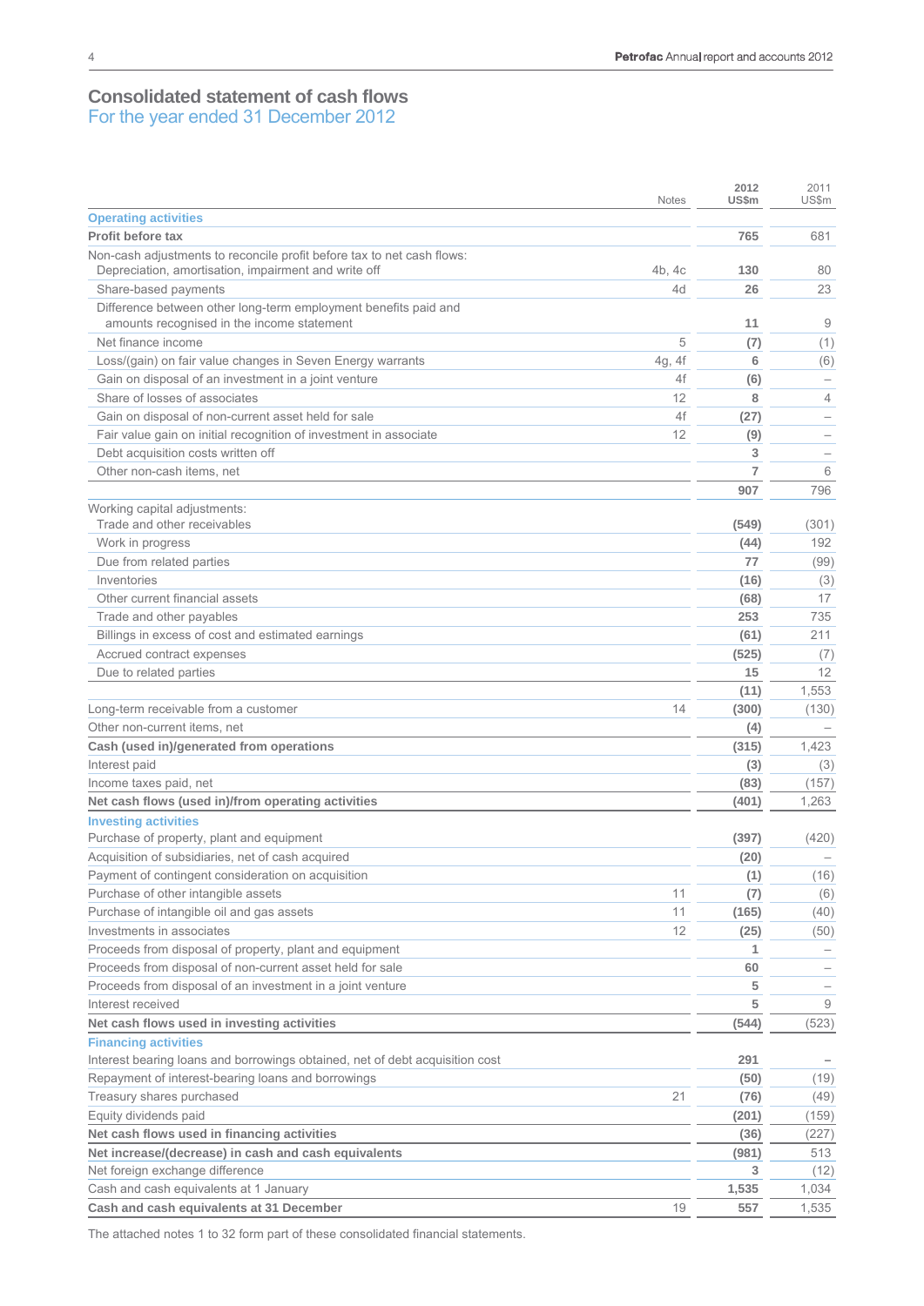# Consolidated statement of cash flows

## For the year ended 31 December 2012

| | Notes | 2012 US$m | 2011 US$m |
|---|---|---|---|
| **Operating activities** | | | |
| **Profit before tax** | | **765** | 681 |
| Non-cash adjustments to reconcile profit before tax to net cash flows: | | | |
| Depreciation, amortisation, impairment and write off | 4b, 4c | **130** | 80 |
| Share-based payments | 4d | **26** | 23 |
| Difference between other long-term employment benefits paid and amounts recognised in the income statement | | **11** | 9 |
| Net finance income | 5 | **(7)** | (1) |
| Loss/(gain) on fair value changes in Seven Energy warrants | 4g, 4f | **6** | (6) |
| Gain on disposal of an investment in a joint venture | 4f | **(6)** | – |
| Share of losses of associates | 12 | **8** | 4 |
| Gain on disposal of non-current asset held for sale | 4f | **(27)** | – |
| Fair value gain on initial recognition of investment in associate | 12 | **(9)** | – |
| Debt acquisition costs written off | | **3** | – |
| Other non-cash items, net | | **7** | 6 |
| | | **907** | 796 |
| Working capital adjustments: | | | |
| Trade and other receivables | | **(549)** | (301) |
| Work in progress | | **(44)** | 192 |
| Due from related parties | | **77** | (99) |
| Inventories | | **(16)** | (3) |
| Other current financial assets | | **(68)** | 17 |
| Trade and other payables | | **253** | 735 |
| Billings in excess of cost and estimated earnings | | **(61)** | 211 |
| Accrued contract expenses | | **(525)** | (7) |
| Due to related parties | | **15** | 12 |
| | | **(11)** | 1,553 |
| Long-term receivable from a customer | 14 | **(300)** | (130) |
| Other non-current items, net | | **(4)** | – |
| **Cash (used in)/generated from operations** | | **(315)** | 1,423 |
| Interest paid | | **(3)** | (3) |
| Income taxes paid, net | | **(83)** | (157) |
| **Net cash flows (used in)/from operating activities** | | **(401)** | 1,263 |
| **Investing activities** | | | |
| Purchase of property, plant and equipment | | **(397)** | (420) |
| Acquisition of subsidiaries, net of cash acquired | | **(20)** | – |
| Payment of contingent consideration on acquisition | | **(1)** | (16) |
| Purchase of other intangible assets | 11 | **(7)** | (6) |
| Purchase of intangible oil and gas assets | 11 | **(165)** | (40) |
| Investments in associates | 12 | **(25)** | (50) |
| Proceeds from disposal of property, plant and equipment | | **1** | – |
| Proceeds from disposal of non-current asset held for sale | | **60** | – |
| Proceeds from disposal of an investment in a joint venture | | **5** | – |
| Interest received | | **5** | 9 |
| **Net cash flows used in investing activities** | | **(544)** | (523) |
| **Financing activities** | | | |
| Interest bearing loans and borrowings obtained, net of debt acquisition cost | | **291** | – |
| Repayment of interest-bearing loans and borrowings | | **(50)** | (19) |
| Treasury shares purchased | 21 | **(76)** | (49) |
| Equity dividends paid | | **(201)** | (159) |
| **Net cash flows used in financing activities** | | **(36)** | (227) |
| **Net increase/(decrease) in cash and cash equivalents** | | **(981)** | 513 |
| Net foreign exchange difference | | **3** | (12) |
| Cash and cash equivalents at 1 January | | **1,535** | 1,034 |
| **Cash and cash equivalents at 31 December** | 19 | **557** | 1,535 |

The attached notes 1 to 32 form part of these consolidated financial statements.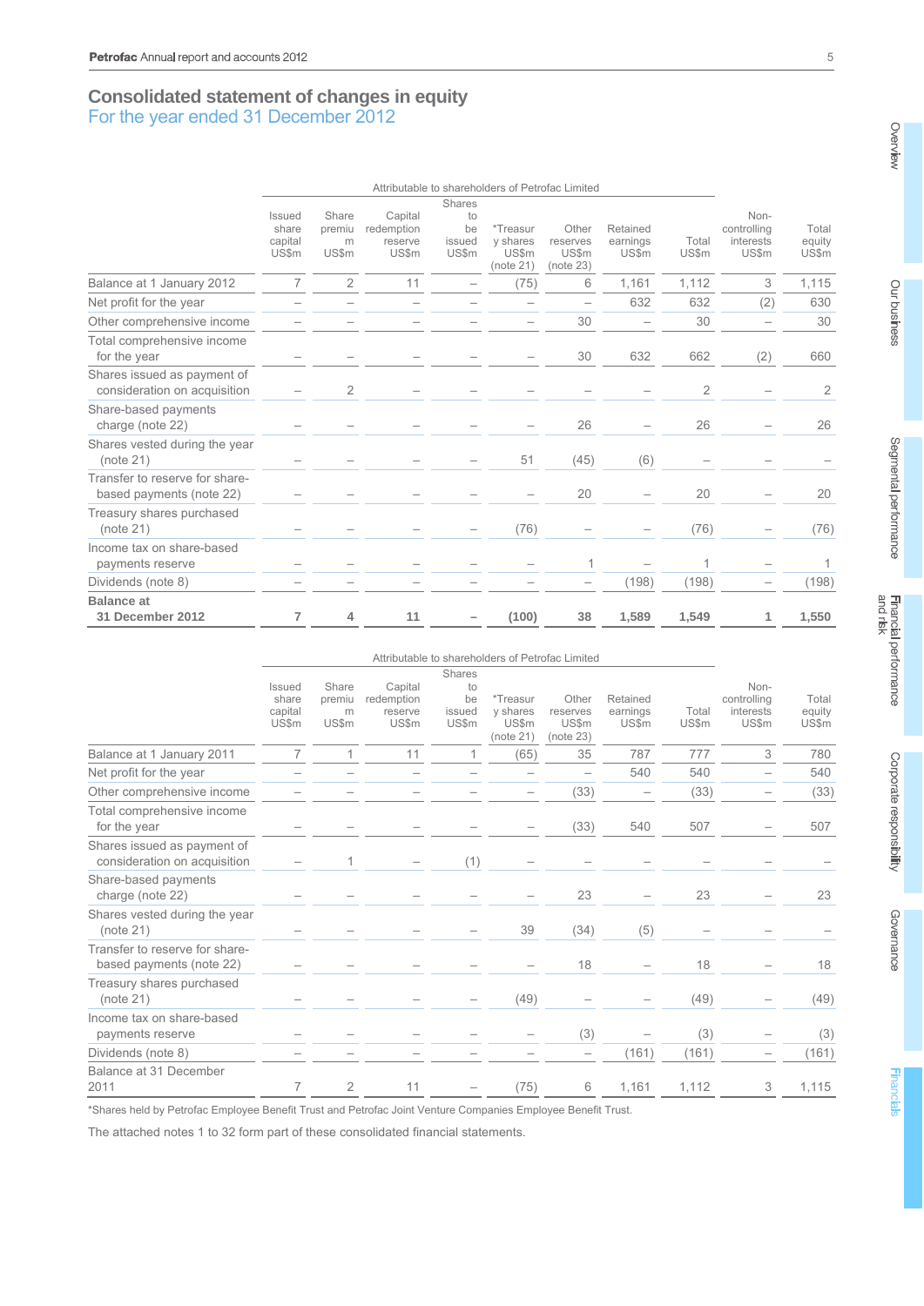# Consolidated statement of changes in equity

## For the year ended 31 December 2012

| | Attributable to shareholders of Petrofac Limited | | | | | | | | | |
|---|---|---|---|---|---|---|---|---|---|---|
| | Issued share capital US$m | Share premium US$m | Capital redemption reserve US$m | Shares to be issued US$m | *Treasury shares US$m (note 21) | Other reserves US$m (note 23) | Retained earnings US$m | Total US$m | Non-controlling interests US$m | Total equity US$m |
| Balance at 1 January 2012 | 7 | 2 | 11 | – | (75) | 6 | 1,161 | 1,112 | 3 | 1,115 |
| Net profit for the year | – | – | – | – | – | – | 632 | 632 | (2) | 630 |
| Other comprehensive income | – | – | – | – | – | 30 | – | 30 | – | 30 |
| Total comprehensive income for the year | – | – | – | – | – | 30 | 632 | 662 | (2) | 660 |
| Shares issued as payment of consideration on acquisition | – | 2 | – | – | – | – | – | 2 | – | 2 |
| Share-based payments charge (note 22) | – | – | – | – | – | 26 | – | 26 | – | 26 |
| Shares vested during the year (note 21) | – | – | – | – | 51 | (45) | (6) | – | – | – |
| Transfer to reserve for share-based payments (note 22) | – | – | – | – | – | 20 | – | 20 | – | 20 |
| Treasury shares purchased (note 21) | – | – | – | – | (76) | – | – | (76) | – | (76) |
| Income tax on share-based payments reserve | – | – | – | – | – | 1 | – | 1 | – | 1 |
| Dividends (note 8) | – | – | – | – | – | – | (198) | (198) | – | (198) |
| **Balance at 31 December 2012** | **7** | **4** | **11** | **–** | **(100)** | **38** | **1,589** | **1,549** | **1** | **1,550** |

| | Attributable to shareholders of Petrofac Limited | | | | | | | | | |
|---|---|---|---|---|---|---|---|---|---|---|
| | Issued share capital US$m | Share premium US$m | Capital redemption reserve US$m | Shares to be issued US$m | *Treasury shares US$m (note 21) | Other reserves US$m (note 23) | Retained earnings US$m | Total US$m | Non-controlling interests US$m | Total equity US$m |
| Balance at 1 January 2011 | 7 | 1 | 11 | 1 | (65) | 35 | 787 | 777 | 3 | 780 |
| Net profit for the year | – | – | – | – | – | – | 540 | 540 | – | 540 |
| Other comprehensive income | – | – | – | – | – | (33) | – | (33) | – | (33) |
| Total comprehensive income for the year | – | – | – | – | – | (33) | 540 | 507 | – | 507 |
| Shares issued as payment of consideration on acquisition | – | 1 | – | (1) | – | – | – | – | – | – |
| Share-based payments charge (note 22) | – | – | – | – | – | 23 | – | 23 | – | 23 |
| Shares vested during the year (note 21) | – | – | – | – | 39 | (34) | (5) | – | – | – |
| Transfer to reserve for share-based payments (note 22) | – | – | – | – | – | 18 | – | 18 | – | 18 |
| Treasury shares purchased (note 21) | – | – | – | – | (49) | – | – | (49) | – | (49) |
| Income tax on share-based payments reserve | – | – | – | – | – | (3) | – | (3) | – | (3) |
| Dividends (note 8) | – | – | – | – | – | – | (161) | (161) | – | (161) |
| Balance at 31 December 2011 | 7 | 2 | 11 | – | (75) | 6 | 1,161 | 1,112 | 3 | 1,115 |

*Shares held by Petrofac Employee Benefit Trust and Petrofac Joint Venture Companies Employee Benefit Trust.

The attached notes 1 to 32 form part of these consolidated financial statements.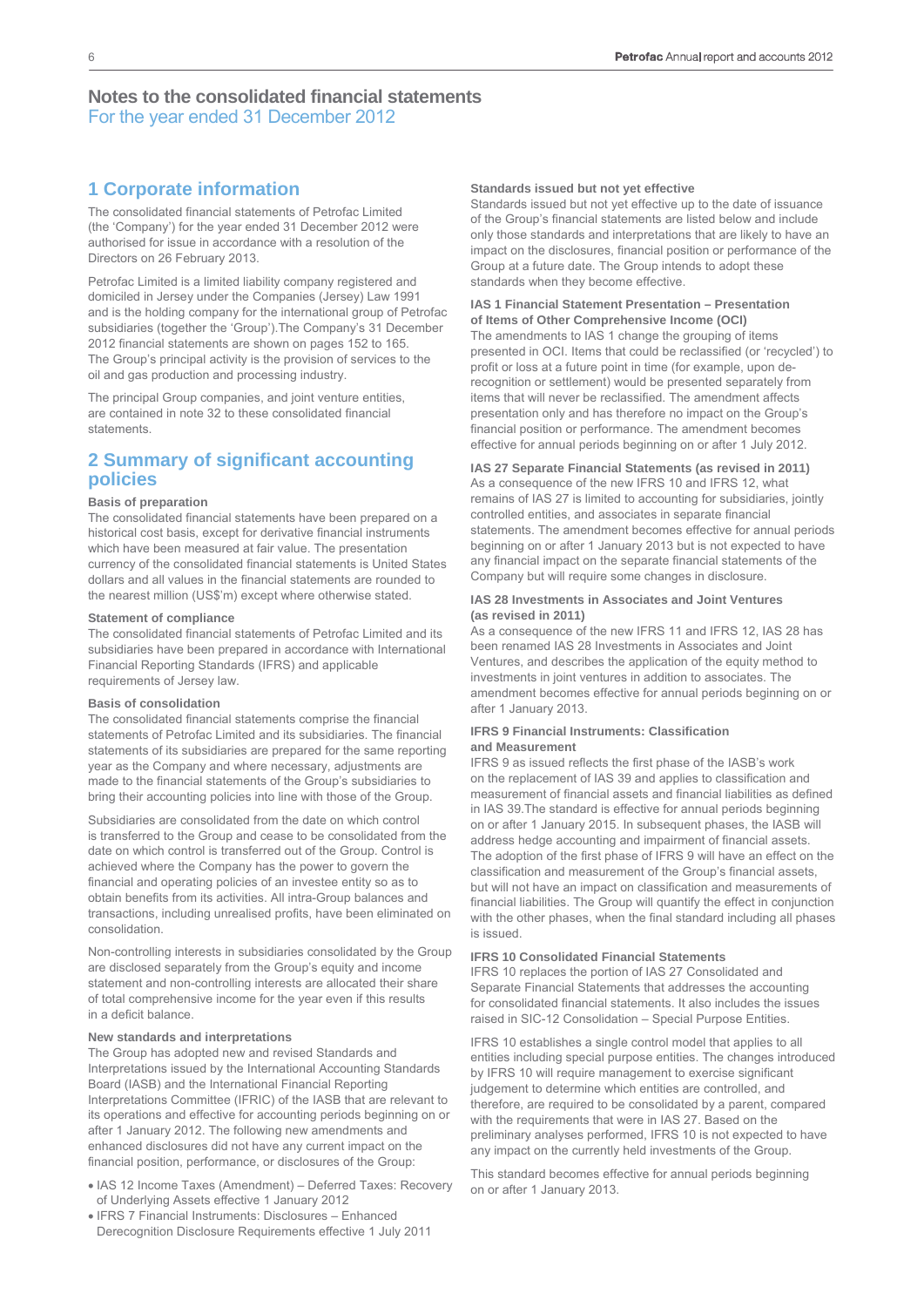# Notes to the consolidated financial statements
For the year ended 31 December 2012

## 1 Corporate information

The consolidated financial statements of Petrofac Limited (the 'Company') for the year ended 31 December 2012 were authorised for issue in accordance with a resolution of the Directors on 26 February 2013.

Petrofac Limited is a limited liability company registered and domiciled in Jersey under the Companies (Jersey) Law 1991 and is the holding company for the international group of Petrofac subsidiaries (together the 'Group').The Company's 31 December 2012 financial statements are shown on pages 152 to 165. The Group's principal activity is the provision of services to the oil and gas production and processing industry.

The principal Group companies, and joint venture entities, are contained in note 32 to these consolidated financial statements.

## 2 Summary of significant accounting policies

### Basis of preparation

The consolidated financial statements have been prepared on a historical cost basis, except for derivative financial instruments which have been measured at fair value. The presentation currency of the consolidated financial statements is United States dollars and all values in the financial statements are rounded to the nearest million (US$'m) except where otherwise stated.

### Statement of compliance

The consolidated financial statements of Petrofac Limited and its subsidiaries have been prepared in accordance with International Financial Reporting Standards (IFRS) and applicable requirements of Jersey law.

### Basis of consolidation

The consolidated financial statements comprise the financial statements of Petrofac Limited and its subsidiaries. The financial statements of its subsidiaries are prepared for the same reporting year as the Company and where necessary, adjustments are made to the financial statements of the Group's subsidiaries to bring their accounting policies into line with those of the Group.

Subsidiaries are consolidated from the date on which control is transferred to the Group and cease to be consolidated from the date on which control is transferred out of the Group. Control is achieved where the Company has the power to govern the financial and operating policies of an investee entity so as to obtain benefits from its activities. All intra-Group balances and transactions, including unrealised profits, have been eliminated on consolidation.

Non-controlling interests in subsidiaries consolidated by the Group are disclosed separately from the Group's equity and income statement and non-controlling interests are allocated their share of total comprehensive income for the year even if this results in a deficit balance.

### New standards and interpretations

The Group has adopted new and revised Standards and Interpretations issued by the International Accounting Standards Board (IASB) and the International Financial Reporting Interpretations Committee (IFRIC) of the IASB that are relevant to its operations and effective for accounting periods beginning on or after 1 January 2012. The following new amendments and enhanced disclosures did not have any current impact on the financial position, performance, or disclosures of the Group:

- IAS 12 Income Taxes (Amendment) – Deferred Taxes: Recovery of Underlying Assets effective 1 January 2012
- IFRS 7 Financial Instruments: Disclosures – Enhanced Derecognition Disclosure Requirements effective 1 July 2011

### Standards issued but not yet effective

Standards issued but not yet effective up to the date of issuance of the Group's financial statements are listed below and include only those standards and interpretations that are likely to have an impact on the disclosures, financial position or performance of the Group at a future date. The Group intends to adopt these standards when they become effective.

**IAS 1 Financial Statement Presentation – Presentation of Items of Other Comprehensive Income (OCI)**
The amendments to IAS 1 change the grouping of items presented in OCI. Items that could be reclassified (or 'recycled') to profit or loss at a future point in time (for example, upon de-recognition or settlement) would be presented separately from items that will never be reclassified. The amendment affects presentation only and has therefore no impact on the Group's financial position or performance. The amendment becomes effective for annual periods beginning on or after 1 July 2012.

**IAS 27 Separate Financial Statements (as revised in 2011)**
As a consequence of the new IFRS 10 and IFRS 12, what remains of IAS 27 is limited to accounting for subsidiaries, jointly controlled entities, and associates in separate financial statements. The amendment becomes effective for annual periods beginning on or after 1 January 2013 but is not expected to have any financial impact on the separate financial statements of the Company but will require some changes in disclosure.

**IAS 28 Investments in Associates and Joint Ventures (as revised in 2011)**
As a consequence of the new IFRS 11 and IFRS 12, IAS 28 has been renamed IAS 28 Investments in Associates and Joint Ventures, and describes the application of the equity method to investments in joint ventures in addition to associates. The amendment becomes effective for annual periods beginning on or after 1 January 2013.

**IFRS 9 Financial Instruments: Classification and Measurement**
IFRS 9 as issued reflects the first phase of the IASB's work on the replacement of IAS 39 and applies to classification and measurement of financial assets and financial liabilities as defined in IAS 39.The standard is effective for annual periods beginning on or after 1 January 2015. In subsequent phases, the IASB will address hedge accounting and impairment of financial assets. The adoption of the first phase of IFRS 9 will have an effect on the classification and measurement of the Group's financial assets, but will not have an impact on classification and measurements of financial liabilities. The Group will quantify the effect in conjunction with the other phases, when the final standard including all phases is issued.

**IFRS 10 Consolidated Financial Statements**
IFRS 10 replaces the portion of IAS 27 Consolidated and Separate Financial Statements that addresses the accounting for consolidated financial statements. It also includes the issues raised in SIC-12 Consolidation – Special Purpose Entities.

IFRS 10 establishes a single control model that applies to all entities including special purpose entities. The changes introduced by IFRS 10 will require management to exercise significant judgement to determine which entities are controlled, and therefore, are required to be consolidated by a parent, compared with the requirements that were in IAS 27. Based on the preliminary analyses performed, IFRS 10 is not expected to have any impact on the currently held investments of the Group.

This standard becomes effective for annual periods beginning on or after 1 January 2013.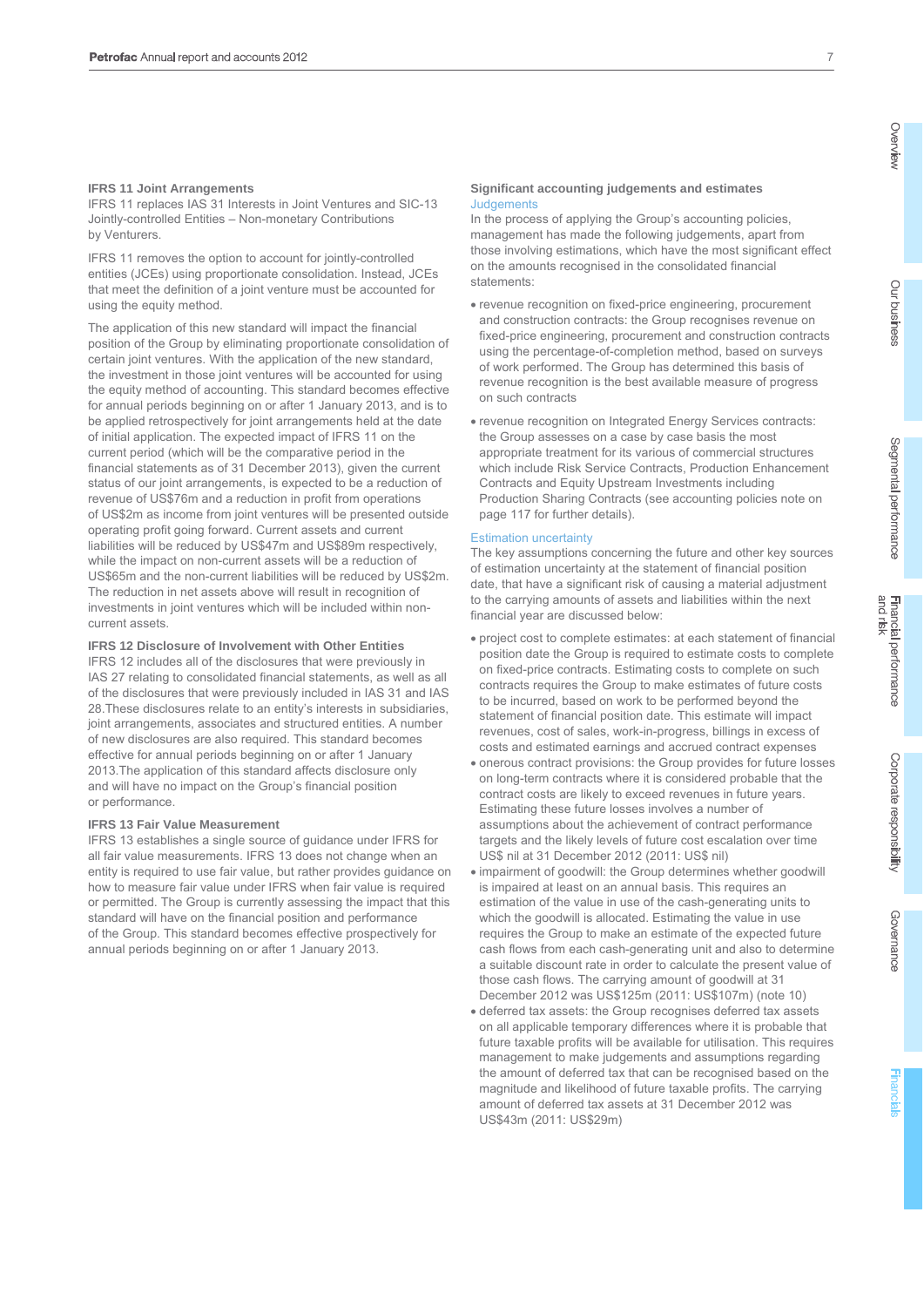### IFRS 11 Joint Arrangements

IFRS 11 replaces IAS 31 Interests in Joint Ventures and SIC-13 Jointly-controlled Entities – Non-monetary Contributions by Venturers.

IFRS 11 removes the option to account for jointly-controlled entities (JCEs) using proportionate consolidation. Instead, JCEs that meet the definition of a joint venture must be accounted for using the equity method.

The application of this new standard will impact the financial position of the Group by eliminating proportionate consolidation of certain joint ventures. With the application of the new standard, the investment in those joint ventures will be accounted for using the equity method of accounting. This standard becomes effective for annual periods beginning on or after 1 January 2013, and is to be applied retrospectively for joint arrangements held at the date of initial application. The expected impact of IFRS 11 on the current period (which will be the comparative period in the financial statements as of 31 December 2013), given the current status of our joint arrangements, is expected to be a reduction of revenue of US$76m and a reduction in profit from operations of US$2m as income from joint ventures will be presented outside operating profit going forward. Current assets and current liabilities will be reduced by US$47m and US$89m respectively, while the impact on non-current assets will be a reduction of US$65m and the non-current liabilities will be reduced by US$2m. The reduction in net assets above will result in recognition of investments in joint ventures which will be included within non-current assets.

### IFRS 12 Disclosure of Involvement with Other Entities

IFRS 12 includes all of the disclosures that were previously in IAS 27 relating to consolidated financial statements, as well as all of the disclosures that were previously included in IAS 31 and IAS 28.These disclosures relate to an entity's interests in subsidiaries, joint arrangements, associates and structured entities. A number of new disclosures are also required. This standard becomes effective for annual periods beginning on or after 1 January 2013.The application of this standard affects disclosure only and will have no impact on the Group's financial position or performance.

### IFRS 13 Fair Value Measurement

IFRS 13 establishes a single source of guidance under IFRS for all fair value measurements. IFRS 13 does not change when an entity is required to use fair value, but rather provides guidance on how to measure fair value under IFRS when fair value is required or permitted. The Group is currently assessing the impact that this standard will have on the financial position and performance of the Group. This standard becomes effective prospectively for annual periods beginning on or after 1 January 2013.

### Significant accounting judgements and estimates

#### Judgements

In the process of applying the Group's accounting policies, management has made the following judgements, apart from those involving estimations, which have the most significant effect on the amounts recognised in the consolidated financial statements:

- revenue recognition on fixed-price engineering, procurement and construction contracts: the Group recognises revenue on fixed-price engineering, procurement and construction contracts using the percentage-of-completion method, based on surveys of work performed. The Group has determined this basis of revenue recognition is the best available measure of progress on such contracts

- revenue recognition on Integrated Energy Services contracts: the Group assesses on a case by case basis the most appropriate treatment for its various of commercial structures which include Risk Service Contracts, Production Enhancement Contracts and Equity Upstream Investments including Production Sharing Contracts (see accounting policies note on page 117 for further details).

#### Estimation uncertainty

The key assumptions concerning the future and other key sources of estimation uncertainty at the statement of financial position date, that have a significant risk of causing a material adjustment to the carrying amounts of assets and liabilities within the next financial year are discussed below:

- project cost to complete estimates: at each statement of financial position date the Group is required to estimate costs to complete on fixed-price contracts. Estimating costs to complete on such contracts requires the Group to make estimates of future costs to be incurred, based on work to be performed beyond the statement of financial position date. This estimate will impact revenues, cost of sales, work-in-progress, billings in excess of costs and estimated earnings and accrued contract expenses
- onerous contract provisions: the Group provides for future losses on long-term contracts where it is considered probable that the contract costs are likely to exceed revenues in future years. Estimating these future losses involves a number of assumptions about the achievement of contract performance targets and the likely levels of future cost escalation over time US$ nil at 31 December 2012 (2011: US$ nil)
- impairment of goodwill: the Group determines whether goodwill is impaired at least on an annual basis. This requires an estimation of the value in use of the cash-generating units to which the goodwill is allocated. Estimating the value in use requires the Group to make an estimate of the expected future cash flows from each cash-generating unit and also to determine a suitable discount rate in order to calculate the present value of those cash flows. The carrying amount of goodwill at 31 December 2012 was US$125m (2011: US$107m) (note 10)
- deferred tax assets: the Group recognises deferred tax assets on all applicable temporary differences where it is probable that future taxable profits will be available for utilisation. This requires management to make judgements and assumptions regarding the amount of deferred tax that can be recognised based on the magnitude and likelihood of future taxable profits. The carrying amount of deferred tax assets at 31 December 2012 was US$43m (2011: US$29m)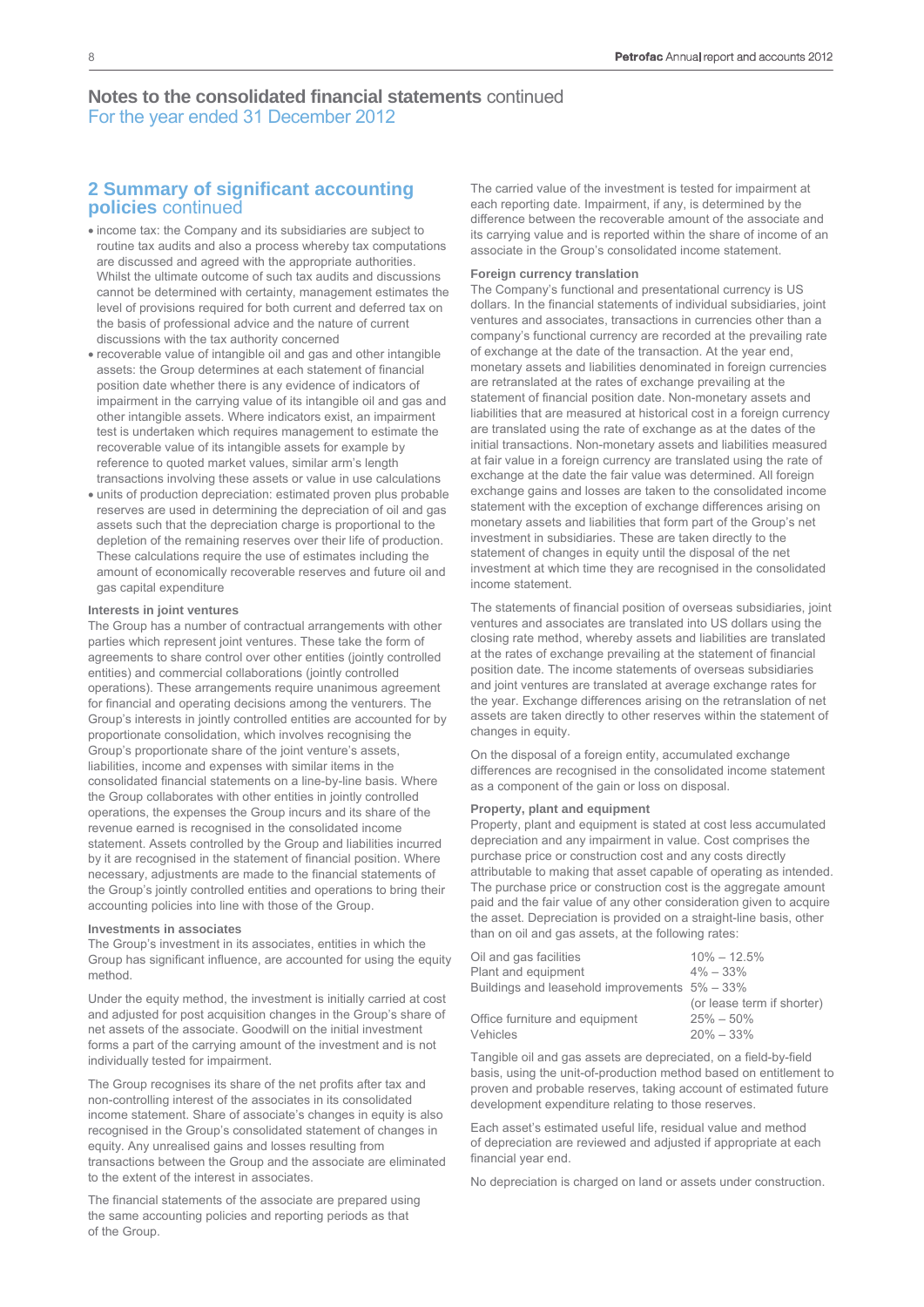# Notes to the consolidated financial statements continued
For the year ended 31 December 2012

## 2 Summary of significant accounting policies continued

- income tax: the Company and its subsidiaries are subject to routine tax audits and also a process whereby tax computations are discussed and agreed with the appropriate authorities. Whilst the ultimate outcome of such tax audits and discussions cannot be determined with certainty, management estimates the level of provisions required for both current and deferred tax on the basis of professional advice and the nature of current discussions with the tax authority concerned
- recoverable value of intangible oil and gas and other intangible assets: the Group determines at each statement of financial position date whether there is any evidence of indicators of impairment in the carrying value of its intangible oil and gas and other intangible assets. Where indicators exist, an impairment test is undertaken which requires management to estimate the recoverable value of its intangible assets for example by reference to quoted market values, similar arm's length transactions involving these assets or value in use calculations
- units of production depreciation: estimated proven plus probable reserves are used in determining the depreciation of oil and gas assets such that the depreciation charge is proportional to the depletion of the remaining reserves over their life of production. These calculations require the use of estimates including the amount of economically recoverable reserves and future oil and gas capital expenditure

### Interests in joint ventures

The Group has a number of contractual arrangements with other parties which represent joint ventures. These take the form of agreements to share control over other entities (jointly controlled entities) and commercial collaborations (jointly controlled operations). These arrangements require unanimous agreement for financial and operating decisions among the venturers. The Group's interests in jointly controlled entities are accounted for by proportionate consolidation, which involves recognising the Group's proportionate share of the joint venture's assets, liabilities, income and expenses with similar items in the consolidated financial statements on a line-by-line basis. Where the Group collaborates with other entities in jointly controlled operations, the expenses the Group incurs and its share of the revenue earned is recognised in the consolidated income statement. Assets controlled by the Group and liabilities incurred by it are recognised in the statement of financial position. Where necessary, adjustments are made to the financial statements of the Group's jointly controlled entities and operations to bring their accounting policies into line with those of the Group.

### Investments in associates

The Group's investment in its associates, entities in which the Group has significant influence, are accounted for using the equity method.

Under the equity method, the investment is initially carried at cost and adjusted for post acquisition changes in the Group's share of net assets of the associate. Goodwill on the initial investment forms a part of the carrying amount of the investment and is not individually tested for impairment.

The Group recognises its share of the net profits after tax and non-controlling interest of the associates in its consolidated income statement. Share of associate's changes in equity is also recognised in the Group's consolidated statement of changes in equity. Any unrealised gains and losses resulting from transactions between the Group and the associate are eliminated to the extent of the interest in associates.

The financial statements of the associate are prepared using the same accounting policies and reporting periods as that of the Group.

The carried value of the investment is tested for impairment at each reporting date. Impairment, if any, is determined by the difference between the recoverable amount of the associate and its carrying value and is reported within the share of income of an associate in the Group's consolidated income statement.

### Foreign currency translation

The Company's functional and presentational currency is US dollars. In the financial statements of individual subsidiaries, joint ventures and associates, transactions in currencies other than a company's functional currency are recorded at the prevailing rate of exchange at the date of the transaction. At the year end, monetary assets and liabilities denominated in foreign currencies are retranslated at the rates of exchange prevailing at the statement of financial position date. Non-monetary assets and liabilities that are measured at historical cost in a foreign currency are translated using the rate of exchange as at the dates of the initial transactions. Non-monetary assets and liabilities measured at fair value in a foreign currency are translated using the rate of exchange at the date the fair value was determined. All foreign exchange gains and losses are taken to the consolidated income statement with the exception of exchange differences arising on monetary assets and liabilities that form part of the Group's net investment in subsidiaries. These are taken directly to the statement of changes in equity until the disposal of the net investment at which time they are recognised in the consolidated income statement.

The statements of financial position of overseas subsidiaries, joint ventures and associates are translated into US dollars using the closing rate method, whereby assets and liabilities are translated at the rates of exchange prevailing at the statement of financial position date. The income statements of overseas subsidiaries and joint ventures are translated at average exchange rates for the year. Exchange differences arising on the retranslation of net assets are taken directly to other reserves within the statement of changes in equity.

On the disposal of a foreign entity, accumulated exchange differences are recognised in the consolidated income statement as a component of the gain or loss on disposal.

### Property, plant and equipment

Property, plant and equipment is stated at cost less accumulated depreciation and any impairment in value. Cost comprises the purchase price or construction cost and any costs directly attributable to making that asset capable of operating as intended. The purchase price or construction cost is the aggregate amount paid and the fair value of any other consideration given to acquire the asset. Depreciation is provided on a straight-line basis, other than on oil and gas assets, at the following rates:

| | |
|---|---|
| Oil and gas facilities | 10% – 12.5% |
| Plant and equipment | 4% – 33% |
| Buildings and leasehold improvements | 5% – 33% (or lease term if shorter) |
| Office furniture and equipment | 25% – 50% |
| Vehicles | 20% – 33% |

Tangible oil and gas assets are depreciated, on a field-by-field basis, using the unit-of-production method based on entitlement to proven and probable reserves, taking account of estimated future development expenditure relating to those reserves.

Each asset's estimated useful life, residual value and method of depreciation are reviewed and adjusted if appropriate at each financial year end.

No depreciation is charged on land or assets under construction.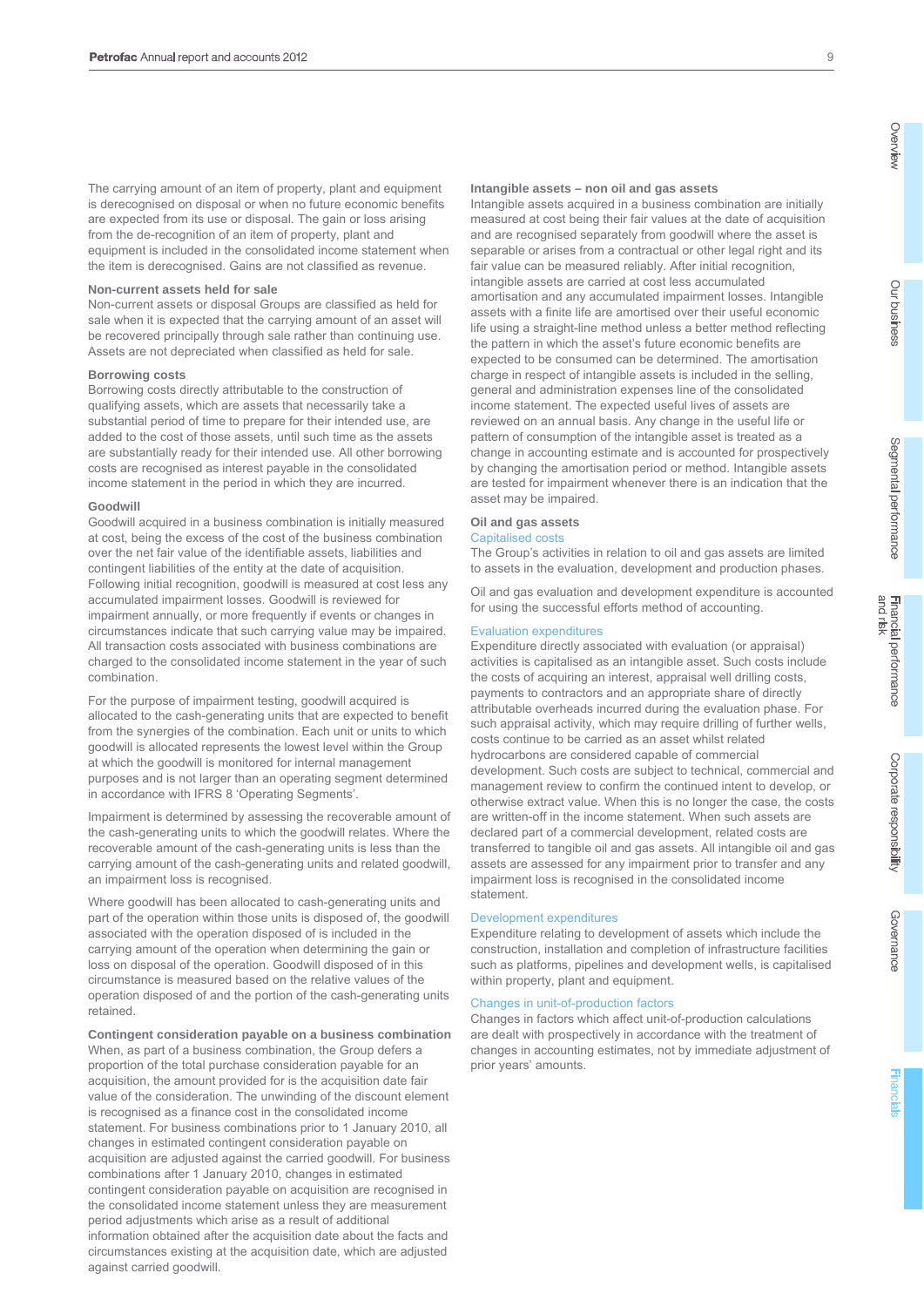The carrying amount of an item of property, plant and equipment is derecognised on disposal or when no future economic benefits are expected from its use or disposal. The gain or loss arising from the de-recognition of an item of property, plant and equipment is included in the consolidated income statement when the item is derecognised. Gains are not classified as revenue.

#### Non-current assets held for sale

Non-current assets or disposal Groups are classified as held for sale when it is expected that the carrying amount of an asset will be recovered principally through sale rather than continuing use. Assets are not depreciated when classified as held for sale.

#### Borrowing costs

Borrowing costs directly attributable to the construction of qualifying assets, which are assets that necessarily take a substantial period of time to prepare for their intended use, are added to the cost of those assets, until such time as the assets are substantially ready for their intended use. All other borrowing costs are recognised as interest payable in the consolidated income statement in the period in which they are incurred.

#### Goodwill

Goodwill acquired in a business combination is initially measured at cost, being the excess of the cost of the business combination over the net fair value of the identifiable assets, liabilities and contingent liabilities of the entity at the date of acquisition. Following initial recognition, goodwill is measured at cost less any accumulated impairment losses. Goodwill is reviewed for impairment annually, or more frequently if events or changes in circumstances indicate that such carrying value may be impaired. All transaction costs associated with business combinations are charged to the consolidated income statement in the year of such combination.

For the purpose of impairment testing, goodwill acquired is allocated to the cash-generating units that are expected to benefit from the synergies of the combination. Each unit or units to which goodwill is allocated represents the lowest level within the Group at which the goodwill is monitored for internal management purposes and is not larger than an operating segment determined in accordance with IFRS 8 'Operating Segments'.

Impairment is determined by assessing the recoverable amount of the cash-generating units to which the goodwill relates. Where the recoverable amount of the cash-generating units is less than the carrying amount of the cash-generating units and related goodwill, an impairment loss is recognised.

Where goodwill has been allocated to cash-generating units and part of the operation within those units is disposed of, the goodwill associated with the operation disposed of is included in the carrying amount of the operation when determining the gain or loss on disposal of the operation. Goodwill disposed of in this circumstance is measured based on the relative values of the operation disposed of and the portion of the cash-generating units retained.

#### Contingent consideration payable on a business combination

When, as part of a business combination, the Group defers a proportion of the total purchase consideration payable for an acquisition, the amount provided for is the acquisition date fair value of the consideration. The unwinding of the discount element is recognised as a finance cost in the consolidated income statement. For business combinations prior to 1 January 2010, all changes in estimated contingent consideration payable on acquisition are adjusted against the carried goodwill. For business combinations after 1 January 2010, changes in estimated contingent consideration payable on acquisition are recognised in the consolidated income statement unless they are measurement period adjustments which arise as a result of additional information obtained after the acquisition date about the facts and circumstances existing at the acquisition date, which are adjusted against carried goodwill.

#### Intangible assets – non oil and gas assets

Intangible assets acquired in a business combination are initially measured at cost being their fair values at the date of acquisition and are recognised separately from goodwill where the asset is separable or arises from a contractual or other legal right and its fair value can be measured reliably. After initial recognition, intangible assets are carried at cost less accumulated amortisation and any accumulated impairment losses. Intangible assets with a finite life are amortised over their useful economic life using a straight-line method unless a better method reflecting the pattern in which the asset's future economic benefits are expected to be consumed can be determined. The amortisation charge in respect of intangible assets is included in the selling, general and administration expenses line of the consolidated income statement. The expected useful lives of assets are reviewed on an annual basis. Any change in the useful life or pattern of consumption of the intangible asset is treated as a change in accounting estimate and is accounted for prospectively by changing the amortisation period or method. Intangible assets are tested for impairment whenever there is an indication that the asset may be impaired.

#### Oil and gas assets

##### Capitalised costs

The Group's activities in relation to oil and gas assets are limited to assets in the evaluation, development and production phases.

Oil and gas evaluation and development expenditure is accounted for using the successful efforts method of accounting.

##### Evaluation expenditures

Expenditure directly associated with evaluation (or appraisal) activities is capitalised as an intangible asset. Such costs include the costs of acquiring an interest, appraisal well drilling costs, payments to contractors and an appropriate share of directly attributable overheads incurred during the evaluation phase. For such appraisal activity, which may require drilling of further wells, costs continue to be carried as an asset whilst related hydrocarbons are considered capable of commercial development. Such costs are subject to technical, commercial and management review to confirm the continued intent to develop, or otherwise extract value. When this is no longer the case, the costs are written-off in the income statement. When such assets are declared part of a commercial development, related costs are transferred to tangible oil and gas assets. All intangible oil and gas assets are assessed for any impairment prior to transfer and any impairment loss is recognised in the consolidated income statement.

##### Development expenditures

Expenditure relating to development of assets which include the construction, installation and completion of infrastructure facilities such as platforms, pipelines and development wells, is capitalised within property, plant and equipment.

##### Changes in unit-of-production factors

Changes in factors which affect unit-of-production calculations are dealt with prospectively in accordance with the treatment of changes in accounting estimates, not by immediate adjustment of prior years' amounts.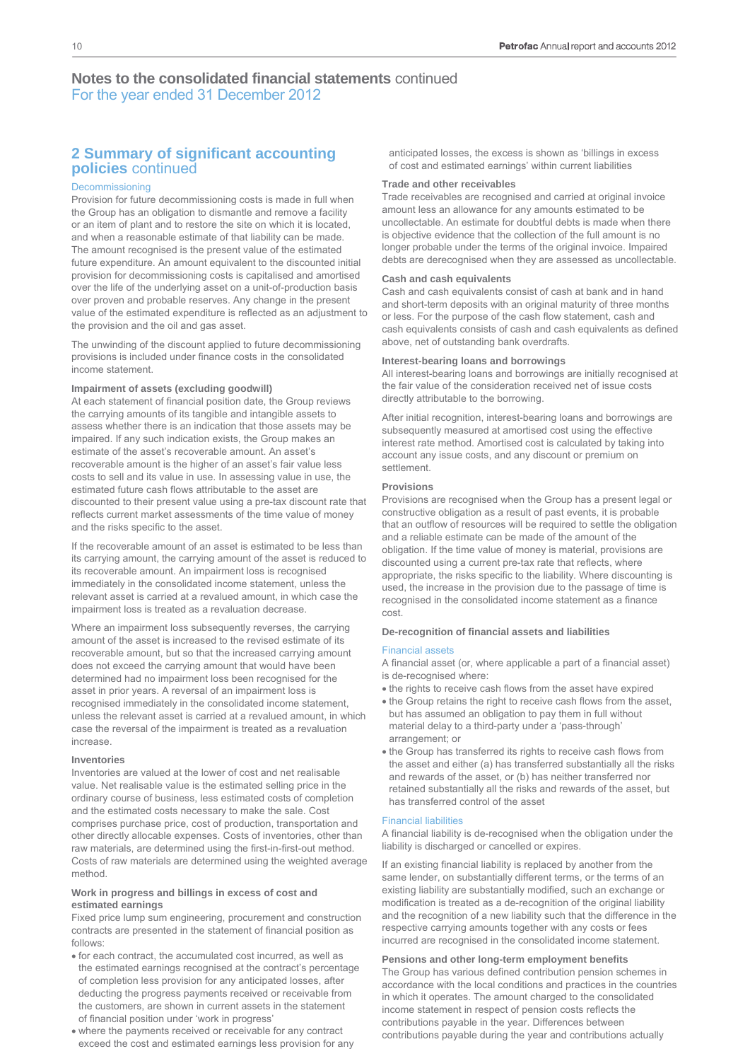# Notes to the consolidated financial statements continued
For the year ended 31 December 2012

## 2 Summary of significant accounting policies continued

### Decommissioning

Provision for future decommissioning costs is made in full when the Group has an obligation to dismantle and remove a facility or an item of plant and to restore the site on which it is located, and when a reasonable estimate of that liability can be made. The amount recognised is the present value of the estimated future expenditure. An amount equivalent to the discounted initial provision for decommissioning costs is capitalised and amortised over the life of the underlying asset on a unit-of-production basis over proven and probable reserves. Any change in the present value of the estimated expenditure is reflected as an adjustment to the provision and the oil and gas asset.

The unwinding of the discount applied to future decommissioning provisions is included under finance costs in the consolidated income statement.

### Impairment of assets (excluding goodwill)

At each statement of financial position date, the Group reviews the carrying amounts of its tangible and intangible assets to assess whether there is an indication that those assets may be impaired. If any such indication exists, the Group makes an estimate of the asset's recoverable amount. An asset's recoverable amount is the higher of an asset's fair value less costs to sell and its value in use. In assessing value in use, the estimated future cash flows attributable to the asset are discounted to their present value using a pre-tax discount rate that reflects current market assessments of the time value of money and the risks specific to the asset.

If the recoverable amount of an asset is estimated to be less than its carrying amount, the carrying amount of the asset is reduced to its recoverable amount. An impairment loss is recognised immediately in the consolidated income statement, unless the relevant asset is carried at a revalued amount, in which case the impairment loss is treated as a revaluation decrease.

Where an impairment loss subsequently reverses, the carrying amount of the asset is increased to the revised estimate of its recoverable amount, but so that the increased carrying amount does not exceed the carrying amount that would have been determined had no impairment loss been recognised for the asset in prior years. A reversal of an impairment loss is recognised immediately in the consolidated income statement, unless the relevant asset is carried at a revalued amount, in which case the reversal of the impairment is treated as a revaluation increase.

### Inventories

Inventories are valued at the lower of cost and net realisable value. Net realisable value is the estimated selling price in the ordinary course of business, less estimated costs of completion and the estimated costs necessary to make the sale. Cost comprises purchase price, cost of production, transportation and other directly allocable expenses. Costs of inventories, other than raw materials, are determined using the first-in-first-out method. Costs of raw materials are determined using the weighted average method.

### Work in progress and billings in excess of cost and estimated earnings

Fixed price lump sum engineering, procurement and construction contracts are presented in the statement of financial position as follows:

- for each contract, the accumulated cost incurred, as well as the estimated earnings recognised at the contract's percentage of completion less provision for any anticipated losses, after deducting the progress payments received or receivable from the customers, are shown in current assets in the statement of financial position under 'work in progress'
- where the payments received or receivable for any contract exceed the cost and estimated earnings less provision for any anticipated losses, the excess is shown as 'billings in excess of cost and estimated earnings' within current liabilities

### Trade and other receivables

Trade receivables are recognised and carried at original invoice amount less an allowance for any amounts estimated to be uncollectable. An estimate for doubtful debts is made when there is objective evidence that the collection of the full amount is no longer probable under the terms of the original invoice. Impaired debts are derecognised when they are assessed as uncollectable.

### Cash and cash equivalents

Cash and cash equivalents consist of cash at bank and in hand and short-term deposits with an original maturity of three months or less. For the purpose of the cash flow statement, cash and cash equivalents consists of cash and cash equivalents as defined above, net of outstanding bank overdrafts.

### Interest-bearing loans and borrowings

All interest-bearing loans and borrowings are initially recognised at the fair value of the consideration received net of issue costs directly attributable to the borrowing.

After initial recognition, interest-bearing loans and borrowings are subsequently measured at amortised cost using the effective interest rate method. Amortised cost is calculated by taking into account any issue costs, and any discount or premium on settlement.

### Provisions

Provisions are recognised when the Group has a present legal or constructive obligation as a result of past events, it is probable that an outflow of resources will be required to settle the obligation and a reliable estimate can be made of the amount of the obligation. If the time value of money is material, provisions are discounted using a current pre-tax rate that reflects, where appropriate, the risks specific to the liability. Where discounting is used, the increase in the provision due to the passage of time is recognised in the consolidated income statement as a finance cost.

### De-recognition of financial assets and liabilities

#### Financial assets

A financial asset (or, where applicable a part of a financial asset) is de-recognised where:

- the rights to receive cash flows from the asset have expired
- the Group retains the right to receive cash flows from the asset, but has assumed an obligation to pay them in full without material delay to a third-party under a 'pass-through' arrangement; or
- the Group has transferred its rights to receive cash flows from the asset and either (a) has transferred substantially all the risks and rewards of the asset, or (b) has neither transferred nor retained substantially all the risks and rewards of the asset, but has transferred control of the asset

#### Financial liabilities

A financial liability is de-recognised when the obligation under the liability is discharged or cancelled or expires.

If an existing financial liability is replaced by another from the same lender, on substantially different terms, or the terms of an existing liability are substantially modified, such an exchange or modification is treated as a de-recognition of the original liability and the recognition of a new liability such that the difference in the respective carrying amounts together with any costs or fees incurred are recognised in the consolidated income statement.

### Pensions and other long-term employment benefits

The Group has various defined contribution pension schemes in accordance with the local conditions and practices in the countries in which it operates. The amount charged to the consolidated income statement in respect of pension costs reflects the contributions payable in the year. Differences between contributions payable during the year and contributions actually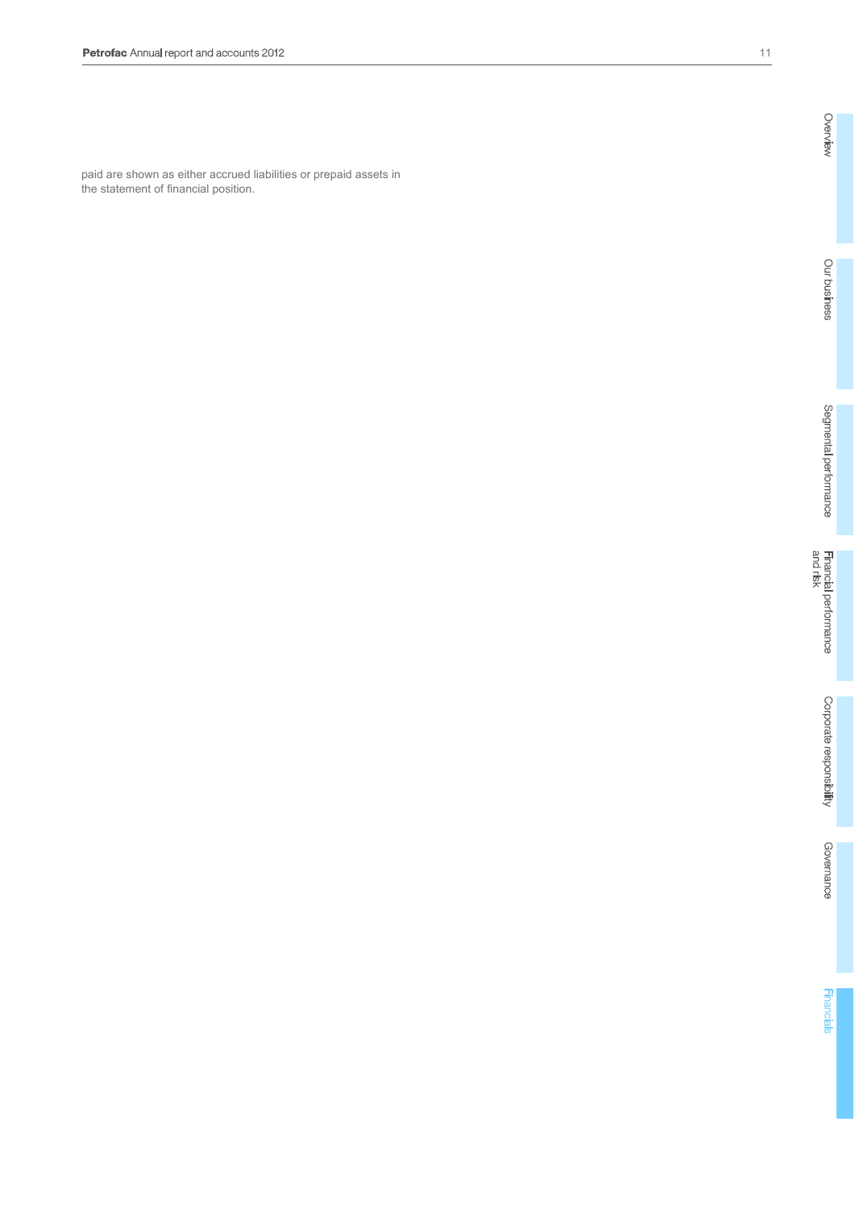paid are shown as either accrued liabilities or prepaid assets in the statement of financial position.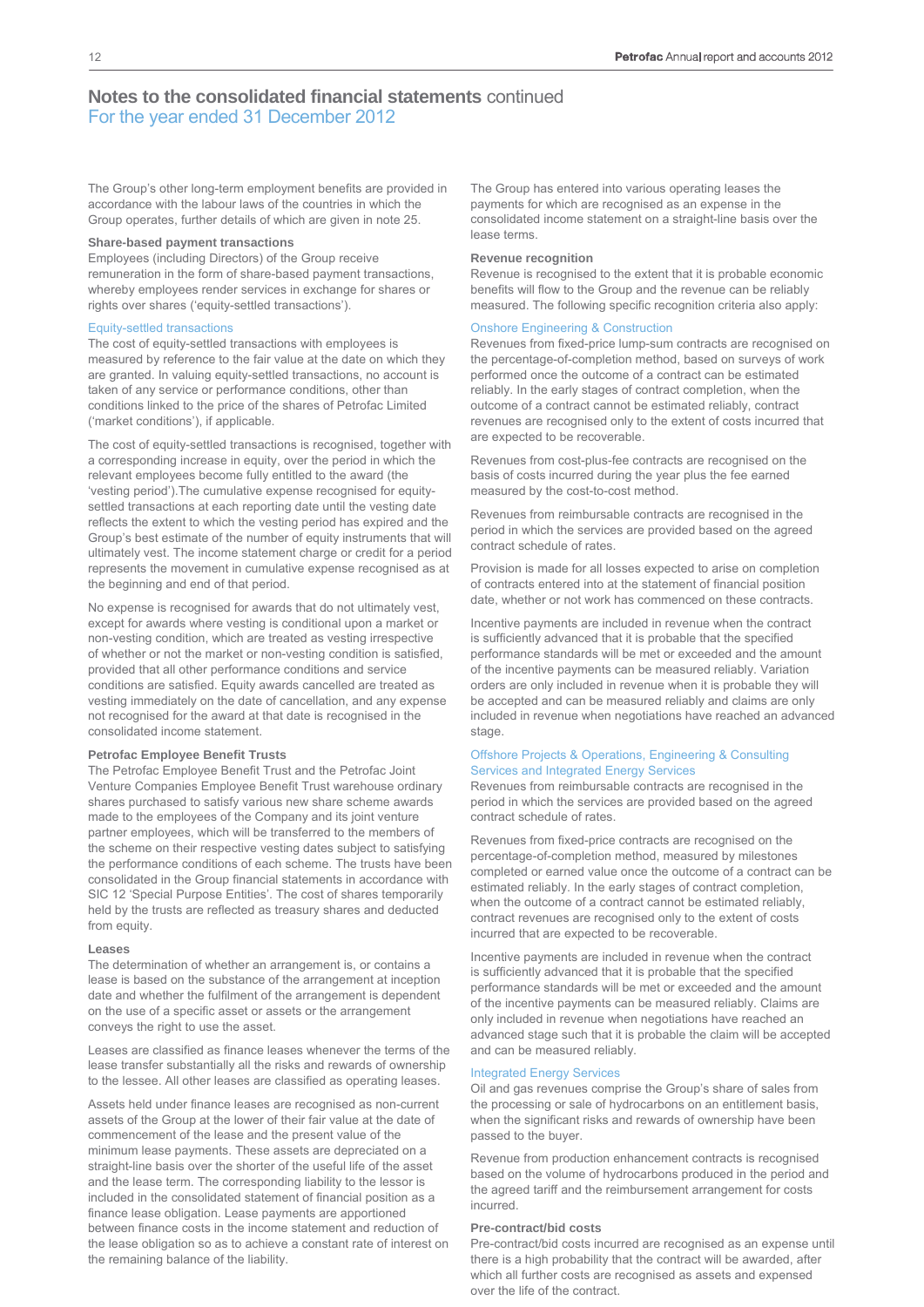## Notes to the consolidated financial statements continued
### For the year ended 31 December 2012

The Group's other long-term employment benefits are provided in accordance with the labour laws of the countries in which the Group operates, further details of which are given in note 25.

**Share-based payment transactions**
Employees (including Directors) of the Group receive remuneration in the form of share-based payment transactions, whereby employees render services in exchange for shares or rights over shares ('equity-settled transactions').

Equity-settled transactions
The cost of equity-settled transactions with employees is measured by reference to the fair value at the date on which they are granted. In valuing equity-settled transactions, no account is taken of any service or performance conditions, other than conditions linked to the price of the shares of Petrofac Limited ('market conditions'), if applicable.

The cost of equity-settled transactions is recognised, together with a corresponding increase in equity, over the period in which the relevant employees become fully entitled to the award (the 'vesting period').The cumulative expense recognised for equity-settled transactions at each reporting date until the vesting date reflects the extent to which the vesting period has expired and the Group's best estimate of the number of equity instruments that will ultimately vest. The income statement charge or credit for a period represents the movement in cumulative expense recognised as at the beginning and end of that period.

No expense is recognised for awards that do not ultimately vest, except for awards where vesting is conditional upon a market or non-vesting condition, which are treated as vesting irrespective of whether or not the market or non-vesting condition is satisfied, provided that all other performance conditions and service conditions are satisfied. Equity awards cancelled are treated as vesting immediately on the date of cancellation, and any expense not recognised for the award at that date is recognised in the consolidated income statement.

**Petrofac Employee Benefit Trusts**
The Petrofac Employee Benefit Trust and the Petrofac Joint Venture Companies Employee Benefit Trust warehouse ordinary shares purchased to satisfy various new share scheme awards made to the employees of the Company and its joint venture partner employees, which will be transferred to the members of the scheme on their respective vesting dates subject to satisfying the performance conditions of each scheme. The trusts have been consolidated in the Group financial statements in accordance with SIC 12 'Special Purpose Entities'. The cost of shares temporarily held by the trusts are reflected as treasury shares and deducted from equity.

**Leases**
The determination of whether an arrangement is, or contains a lease is based on the substance of the arrangement at inception date and whether the fulfilment of the arrangement is dependent on the use of a specific asset or assets or the arrangement conveys the right to use the asset.

Leases are classified as finance leases whenever the terms of the lease transfer substantially all the risks and rewards of ownership to the lessee. All other leases are classified as operating leases.

Assets held under finance leases are recognised as non-current assets of the Group at the lower of their fair value at the date of commencement of the lease and the present value of the minimum lease payments. These assets are depreciated on a straight-line basis over the shorter of the useful life of the asset and the lease term. The corresponding liability to the lessor is included in the consolidated statement of financial position as a finance lease obligation. Lease payments are apportioned between finance costs in the income statement and reduction of the lease obligation so as to achieve a constant rate of interest on the remaining balance of the liability.

The Group has entered into various operating leases the payments for which are recognised as an expense in the consolidated income statement on a straight-line basis over the lease terms.

**Revenue recognition**
Revenue is recognised to the extent that it is probable economic benefits will flow to the Group and the revenue can be reliably measured. The following specific recognition criteria also apply:

Onshore Engineering & Construction
Revenues from fixed-price lump-sum contracts are recognised on the percentage-of-completion method, based on surveys of work performed once the outcome of a contract can be estimated reliably. In the early stages of contract completion, when the outcome of a contract cannot be estimated reliably, contract revenues are recognised only to the extent of costs incurred that are expected to be recoverable.

Revenues from cost-plus-fee contracts are recognised on the basis of costs incurred during the year plus the fee earned measured by the cost-to-cost method.

Revenues from reimbursable contracts are recognised in the period in which the services are provided based on the agreed contract schedule of rates.

Provision is made for all losses expected to arise on completion of contracts entered into at the statement of financial position date, whether or not work has commenced on these contracts.

Incentive payments are included in revenue when the contract is sufficiently advanced that it is probable that the specified performance standards will be met or exceeded and the amount of the incentive payments can be measured reliably. Variation orders are only included in revenue when it is probable they will be accepted and can be measured reliably and claims are only included in revenue when negotiations have reached an advanced stage.

Offshore Projects & Operations, Engineering & Consulting Services and Integrated Energy Services
Revenues from reimbursable contracts are recognised in the period in which the services are provided based on the agreed contract schedule of rates.

Revenues from fixed-price contracts are recognised on the percentage-of-completion method, measured by milestones completed or earned value once the outcome of a contract can be estimated reliably. In the early stages of contract completion, when the outcome of a contract cannot be estimated reliably, contract revenues are recognised only to the extent of costs incurred that are expected to be recoverable.

Incentive payments are included in revenue when the contract is sufficiently advanced that it is probable that the specified performance standards will be met or exceeded and the amount of the incentive payments can be measured reliably. Claims are only included in revenue when negotiations have reached an advanced stage such that it is probable the claim will be accepted and can be measured reliably.

Integrated Energy Services
Oil and gas revenues comprise the Group's share of sales from the processing or sale of hydrocarbons on an entitlement basis, when the significant risks and rewards of ownership have been passed to the buyer.

Revenue from production enhancement contracts is recognised based on the volume of hydrocarbons produced in the period and the agreed tariff and the reimbursement arrangement for costs incurred.

**Pre-contract/bid costs**
Pre-contract/bid costs incurred are recognised as an expense until there is a high probability that the contract will be awarded, after which all further costs are recognised as assets and expensed over the life of the contract.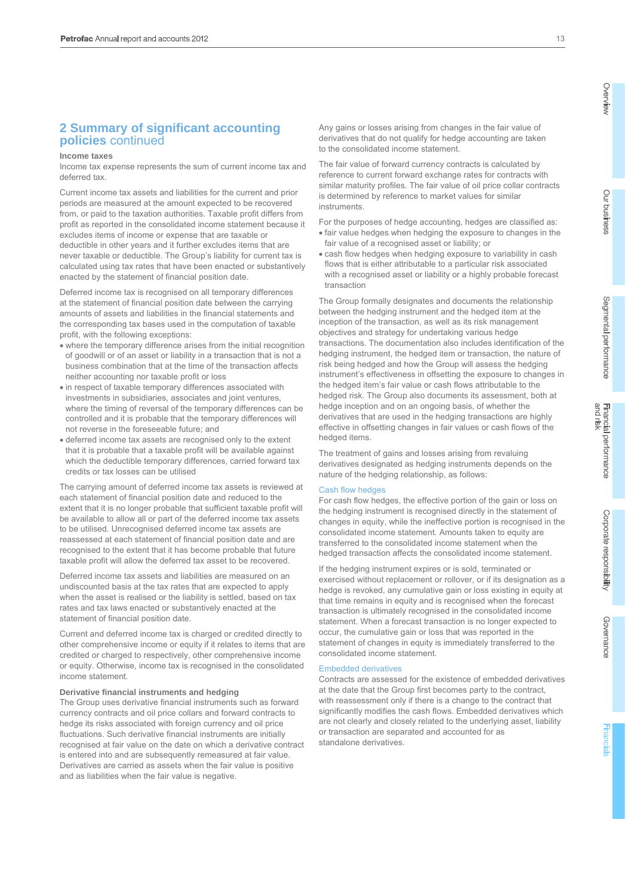## 2 Summary of significant accounting policies continued

### Income taxes

Income tax expense represents the sum of current income tax and deferred tax.

Current income tax assets and liabilities for the current and prior periods are measured at the amount expected to be recovered from, or paid to the taxation authorities. Taxable profit differs from profit as reported in the consolidated income statement because it excludes items of income or expense that are taxable or deductible in other years and it further excludes items that are never taxable or deductible. The Group's liability for current tax is calculated using tax rates that have been enacted or substantively enacted by the statement of financial position date.

Deferred income tax is recognised on all temporary differences at the statement of financial position date between the carrying amounts of assets and liabilities in the financial statements and the corresponding tax bases used in the computation of taxable profit, with the following exceptions:

- where the temporary difference arises from the initial recognition of goodwill or of an asset or liability in a transaction that is not a business combination that at the time of the transaction affects neither accounting nor taxable profit or loss
- in respect of taxable temporary differences associated with investments in subsidiaries, associates and joint ventures, where the timing of reversal of the temporary differences can be controlled and it is probable that the temporary differences will not reverse in the foreseeable future; and
- deferred income tax assets are recognised only to the extent that it is probable that a taxable profit will be available against which the deductible temporary differences, carried forward tax credits or tax losses can be utilised

The carrying amount of deferred income tax assets is reviewed at each statement of financial position date and reduced to the extent that it is no longer probable that sufficient taxable profit will be available to allow all or part of the deferred income tax assets to be utilised. Unrecognised deferred income tax assets are reassessed at each statement of financial position date and are recognised to the extent that it has become probable that future taxable profit will allow the deferred tax asset to be recovered.

Deferred income tax assets and liabilities are measured on an undiscounted basis at the tax rates that are expected to apply when the asset is realised or the liability is settled, based on tax rates and tax laws enacted or substantively enacted at the statement of financial position date.

Current and deferred income tax is charged or credited directly to other comprehensive income or equity if it relates to items that are credited or charged to respectively, other comprehensive income or equity. Otherwise, income tax is recognised in the consolidated income statement.

### Derivative financial instruments and hedging

The Group uses derivative financial instruments such as forward currency contracts and oil price collars and forward contracts to hedge its risks associated with foreign currency and oil price fluctuations. Such derivative financial instruments are initially recognised at fair value on the date on which a derivative contract is entered into and are subsequently remeasured at fair value. Derivatives are carried as assets when the fair value is positive and as liabilities when the fair value is negative.

Any gains or losses arising from changes in the fair value of derivatives that do not qualify for hedge accounting are taken to the consolidated income statement.

The fair value of forward currency contracts is calculated by reference to current forward exchange rates for contracts with similar maturity profiles. The fair value of oil price collar contracts is determined by reference to market values for similar instruments.

For the purposes of hedge accounting, hedges are classified as:

- fair value hedges when hedging the exposure to changes in the fair value of a recognised asset or liability; or
- cash flow hedges when hedging exposure to variability in cash flows that is either attributable to a particular risk associated with a recognised asset or liability or a highly probable forecast transaction

The Group formally designates and documents the relationship between the hedging instrument and the hedged item at the inception of the transaction, as well as its risk management objectives and strategy for undertaking various hedge transactions. The documentation also includes identification of the hedging instrument, the hedged item or transaction, the nature of risk being hedged and how the Group will assess the hedging instrument's effectiveness in offsetting the exposure to changes in the hedged item's fair value or cash flows attributable to the hedged risk. The Group also documents its assessment, both at hedge inception and on an ongoing basis, of whether the derivatives that are used in the hedging transactions are highly effective in offsetting changes in fair values or cash flows of the hedged items.

The treatment of gains and losses arising from revaluing derivatives designated as hedging instruments depends on the nature of the hedging relationship, as follows:

#### Cash flow hedges

For cash flow hedges, the effective portion of the gain or loss on the hedging instrument is recognised directly in the statement of changes in equity, while the ineffective portion is recognised in the consolidated income statement. Amounts taken to equity are transferred to the consolidated income statement when the hedged transaction affects the consolidated income statement.

If the hedging instrument expires or is sold, terminated or exercised without replacement or rollover, or if its designation as a hedge is revoked, any cumulative gain or loss existing in equity at that time remains in equity and is recognised when the forecast transaction is ultimately recognised in the consolidated income statement. When a forecast transaction is no longer expected to occur, the cumulative gain or loss that was reported in the statement of changes in equity is immediately transferred to the consolidated income statement.

#### Embedded derivatives

Contracts are assessed for the existence of embedded derivatives at the date that the Group first becomes party to the contract, with reassessment only if there is a change to the contract that significantly modifies the cash flows. Embedded derivatives which are not clearly and closely related to the underlying asset, liability or transaction are separated and accounted for as standalone derivatives.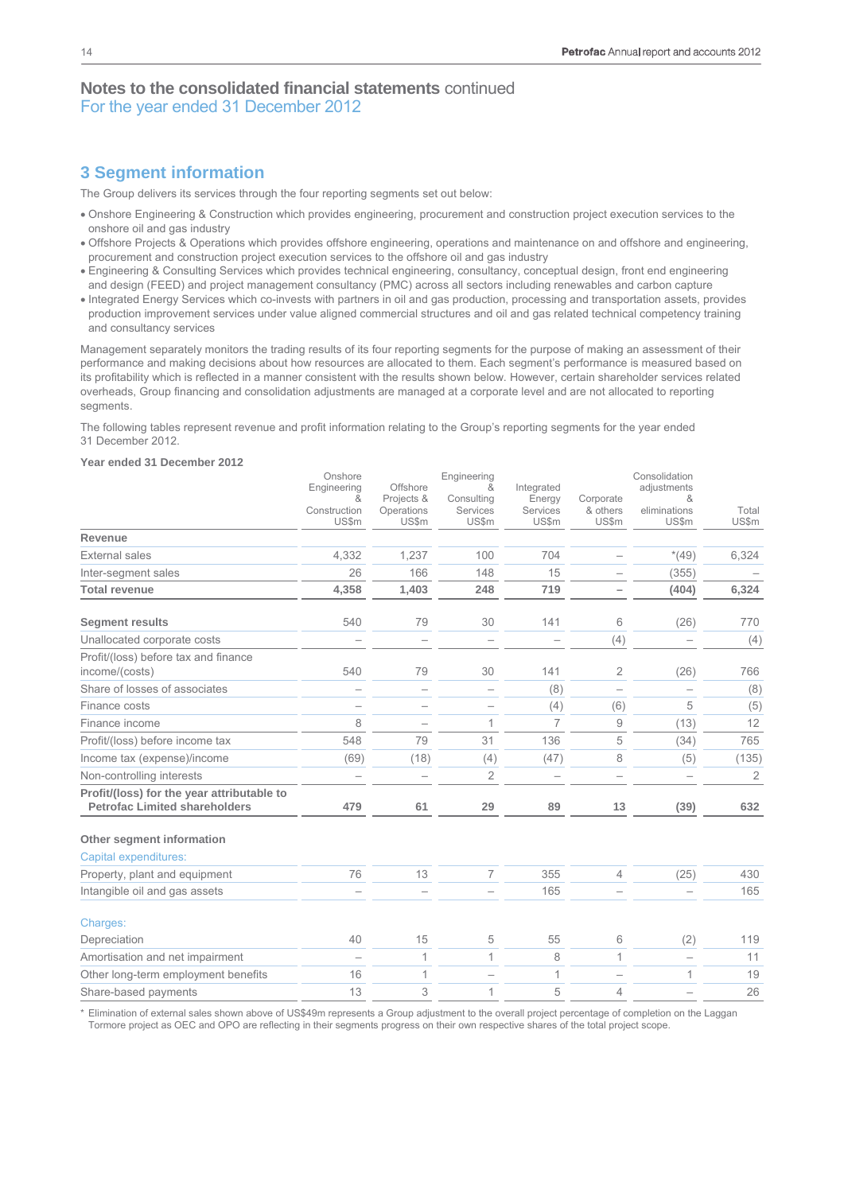# Notes to the consolidated financial statements continued

For the year ended 31 December 2012

## 3 Segment information

The Group delivers its services through the four reporting segments set out below:

- Onshore Engineering & Construction which provides engineering, procurement and construction project execution services to the onshore oil and gas industry
- Offshore Projects & Operations which provides offshore engineering, operations and maintenance on and offshore and engineering, procurement and construction project execution services to the offshore oil and gas industry
- Engineering & Consulting Services which provides technical engineering, consultancy, conceptual design, front end engineering and design (FEED) and project management consultancy (PMC) across all sectors including renewables and carbon capture
- Integrated Energy Services which co-invests with partners in oil and gas production, processing and transportation assets, provides production improvement services under value aligned commercial structures and oil and gas related technical competency training and consultancy services

Management separately monitors the trading results of its four reporting segments for the purpose of making an assessment of their performance and making decisions about how resources are allocated to them. Each segment's performance is measured based on its profitability which is reflected in a manner consistent with the results shown below. However, certain shareholder services related overheads, Group financing and consolidation adjustments are managed at a corporate level and are not allocated to reporting segments.

The following tables represent revenue and profit information relating to the Group's reporting segments for the year ended 31 December 2012.

**Year ended 31 December 2012**

| | Onshore Engineering & Construction US$m | Offshore Projects & Operations US$m | Engineering & Consulting Services US$m | Integrated Energy Services US$m | Corporate & others US$m | Consolidation adjustments & eliminations US$m | Total US$m |
|---|---|---|---|---|---|---|---|
| **Revenue** | | | | | | | |
| External sales | 4,332 | 1,237 | 100 | 704 | – | *(49) | 6,324 |
| Inter-segment sales | 26 | 166 | 148 | 15 | – | (355) | – |
| **Total revenue** | **4,358** | **1,403** | **248** | **719** | **–** | **(404)** | **6,324** |
| | | | | | | | |
| **Segment results** | 540 | 79 | 30 | 141 | 6 | (26) | 770 |
| Unallocated corporate costs | – | – | – | – | (4) | – | (4) |
| Profit/(loss) before tax and finance income/(costs) | 540 | 79 | 30 | 141 | 2 | (26) | 766 |
| Share of losses of associates | – | – | – | (8) | – | – | (8) |
| Finance costs | – | – | – | (4) | (6) | 5 | (5) |
| Finance income | 8 | – | 1 | 7 | 9 | (13) | 12 |
| Profit/(loss) before income tax | 548 | 79 | 31 | 136 | 5 | (34) | 765 |
| Income tax (expense)/income | (69) | (18) | (4) | (47) | 8 | (5) | (135) |
| Non-controlling interests | – | – | 2 | – | – | – | 2 |
| **Profit/(loss) for the year attributable to Petrofac Limited shareholders** | **479** | **61** | **29** | **89** | **13** | **(39)** | **632** |
| | | | | | | | |
| **Other segment information** | | | | | | | |
| Capital expenditures: | | | | | | | |
| Property, plant and equipment | 76 | 13 | 7 | 355 | 4 | (25) | 430 |
| Intangible oil and gas assets | – | – | – | 165 | – | – | 165 |
| | | | | | | | |
| Charges: | | | | | | | |
| Depreciation | 40 | 15 | 5 | 55 | 6 | (2) | 119 |
| Amortisation and net impairment | – | 1 | 1 | 8 | 1 | – | 11 |
| Other long-term employment benefits | 16 | 1 | – | 1 | – | 1 | 19 |
| Share-based payments | 13 | 3 | 1 | 5 | 4 | – | 26 |

\* Elimination of external sales shown above of US$49m represents a Group adjustment to the overall project percentage of completion on the Laggan Tormore project as OEC and OPO are reflecting in their segments progress on their own respective shares of the total project scope.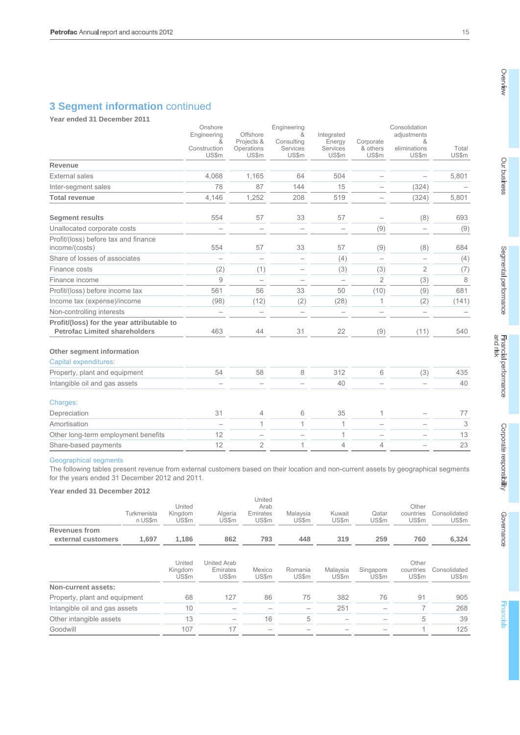## 3 Segment information continued

**Year ended 31 December 2011**

| | Onshore Engineering & Construction US$m | Offshore Projects & Operations US$m | Engineering & Consulting Services US$m | Integrated Energy Services US$m | Corporate & others US$m | Consolidation adjustments & eliminations US$m | Total US$m |
|---|---|---|---|---|---|---|---|
| **Revenue** | | | | | | | |
| External sales | 4,068 | 1,165 | 64 | 504 | – | – | 5,801 |
| Inter-segment sales | 78 | 87 | 144 | 15 | – | (324) | – |
| **Total revenue** | 4,146 | 1,252 | 208 | 519 | – | (324) | 5,801 |
| **Segment results** | 554 | 57 | 33 | 57 | – | (8) | 693 |
| Unallocated corporate costs | – | – | – | – | (9) | – | (9) |
| Profit/(loss) before tax and finance income/(costs) | 554 | 57 | 33 | 57 | (9) | (8) | 684 |
| Share of losses of associates | – | – | – | (4) | – | – | (4) |
| Finance costs | (2) | (1) | – | (3) | (3) | 2 | (7) |
| Finance income | 9 | – | – | – | 2 | (3) | 8 |
| Profit/(loss) before income tax | 561 | 56 | 33 | 50 | (10) | (9) | 681 |
| Income tax (expense)/income | (98) | (12) | (2) | (28) | 1 | (2) | (141) |
| Non-controlling interests | – | – | – | – | – | – | – |
| **Profit/(loss) for the year attributable to Petrofac Limited shareholders** | 463 | 44 | 31 | 22 | (9) | (11) | 540 |
| **Other segment information** | | | | | | | |
| Capital expenditures: | | | | | | | |
| Property, plant and equipment | 54 | 58 | 8 | 312 | 6 | (3) | 435 |
| Intangible oil and gas assets | – | – | – | 40 | – | – | 40 |
| Charges: | | | | | | | |
| Depreciation | 31 | 4 | 6 | 35 | 1 | – | 77 |
| Amortisation | – | 1 | 1 | 1 | – | – | 3 |
| Other long-term employment benefits | 12 | – | – | 1 | – | – | 13 |
| Share-based payments | 12 | 2 | 1 | 4 | 4 | – | 23 |

### Geographical segments

The following tables present revenue from external customers based on their location and non-current assets by geographical segments for the years ended 31 December 2012 and 2011.

**Year ended 31 December 2012**

| | Turkmenistan US$m | United Kingdom US$m | Algeria US$m | United Arab Emirates US$m | Malaysia US$m | Kuwait US$m | Qatar US$m | Other countries US$m | Consolidated US$m |
|---|---|---|---|---|---|---|---|---|---|
| **Revenues from external customers** | **1,697** | **1,186** | **862** | **793** | **448** | **319** | **259** | **760** | **6,324** |

| | United Kingdom US$m | United Arab Emirates US$m | Mexico US$m | Romania US$m | Malaysia US$m | Singapore US$m | Other countries US$m | Consolidated US$m |
|---|---|---|---|---|---|---|---|---|
| **Non-current assets:** | | | | | | | | |
| Property, plant and equipment | 68 | 127 | 86 | 75 | 382 | 76 | 91 | 905 |
| Intangible oil and gas assets | 10 | – | – | – | 251 | – | 7 | 268 |
| Other intangible assets | 13 | – | 16 | 5 | – | – | 5 | 39 |
| Goodwill | 107 | 17 | – | – | – | – | 1 | 125 |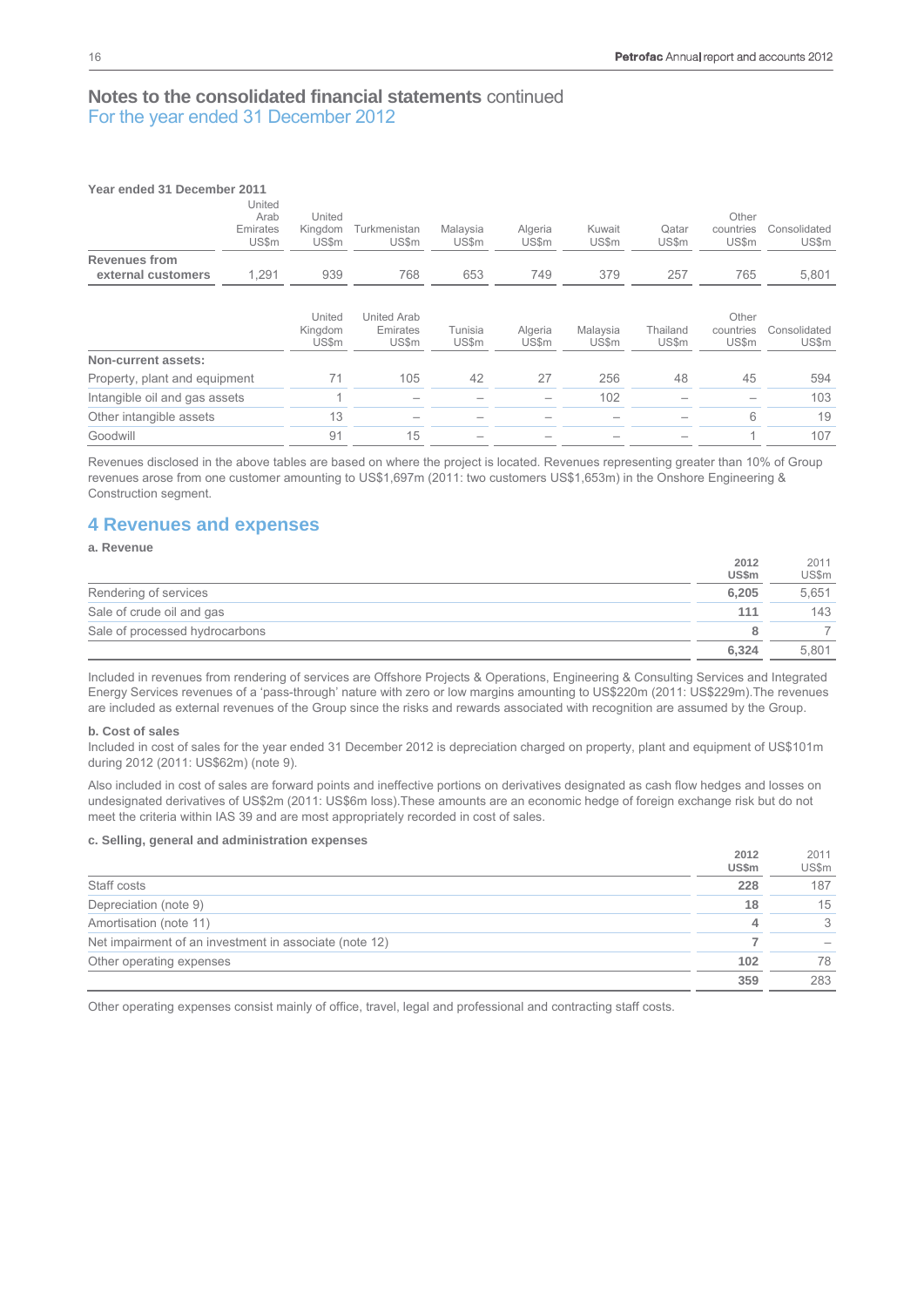## Notes to the consolidated financial statements continued
### For the year ended 31 December 2012

**Year ended 31 December 2011**

| | United Arab Emirates US$m | United Kingdom US$m | Turkmenistan US$m | Malaysia US$m | Algeria US$m | Kuwait US$m | Qatar US$m | Other countries US$m | Consolidated US$m |
|---|---|---|---|---|---|---|---|---|---|
| **Revenues from external customers** | 1,291 | 939 | 768 | 653 | 749 | 379 | 257 | 765 | 5,801 |

| | United Kingdom US$m | United Arab Emirates US$m | Tunisia US$m | Algeria US$m | Malaysia US$m | Thailand US$m | Other countries US$m | Consolidated US$m |
|---|---|---|---|---|---|---|---|---|
| **Non-current assets:** | | | | | | | | |
| Property, plant and equipment | 71 | 105 | 42 | 27 | 256 | 48 | 45 | 594 |
| Intangible oil and gas assets | 1 | – | – | – | 102 | – | – | 103 |
| Other intangible assets | 13 | – | – | – | – | – | 6 | 19 |
| Goodwill | 91 | 15 | – | – | – | – | 1 | 107 |

Revenues disclosed in the above tables are based on where the project is located. Revenues representing greater than 10% of Group revenues arose from one customer amounting to US$1,697m (2011: two customers US$1,653m) in the Onshore Engineering & Construction segment.

## 4 Revenues and expenses

**a. Revenue**

| | 2012 US$m | 2011 US$m |
|---|---|---|
| Rendering of services | **6,205** | 5,651 |
| Sale of crude oil and gas | **111** | 143 |
| Sale of processed hydrocarbons | **8** | 7 |
| | **6,324** | 5,801 |

Included in revenues from rendering of services are Offshore Projects & Operations, Engineering & Consulting Services and Integrated Energy Services revenues of a 'pass-through' nature with zero or low margins amounting to US$220m (2011: US$229m).The revenues are included as external revenues of the Group since the risks and rewards associated with recognition are assumed by the Group.

**b. Cost of sales**

Included in cost of sales for the year ended 31 December 2012 is depreciation charged on property, plant and equipment of US$101m during 2012 (2011: US$62m) (note 9).

Also included in cost of sales are forward points and ineffective portions on derivatives designated as cash flow hedges and losses on undesignated derivatives of US$2m (2011: US$6m loss).These amounts are an economic hedge of foreign exchange risk but do not meet the criteria within IAS 39 and are most appropriately recorded in cost of sales.

**c. Selling, general and administration expenses**

| | 2012 US$m | 2011 US$m |
|---|---|---|
| Staff costs | **228** | 187 |
| Depreciation (note 9) | **18** | 15 |
| Amortisation (note 11) | **4** | 3 |
| Net impairment of an investment in associate (note 12) | **7** | – |
| Other operating expenses | **102** | 78 |
| | **359** | 283 |

Other operating expenses consist mainly of office, travel, legal and professional and contracting staff costs.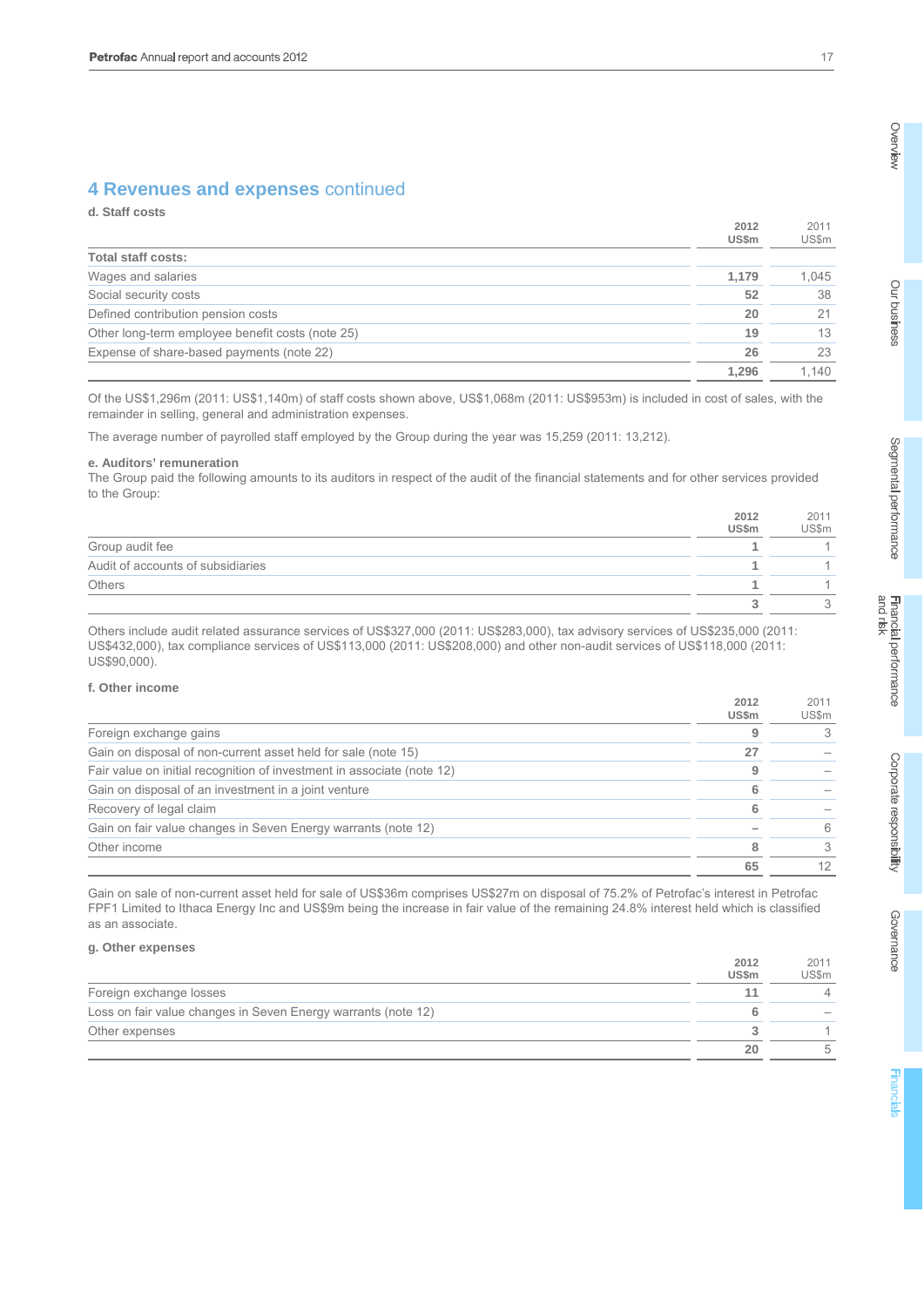## 4 Revenues and expenses continued

### d. Staff costs

| | 2012 US$m | 2011 US$m |
|---|---|---|
| **Total staff costs:** | | |
| Wages and salaries | **1,179** | 1,045 |
| Social security costs | **52** | 38 |
| Defined contribution pension costs | **20** | 21 |
| Other long-term employee benefit costs (note 25) | **19** | 13 |
| Expense of share-based payments (note 22) | **26** | 23 |
| | **1,296** | 1,140 |

Of the US$1,296m (2011: US$1,140m) of staff costs shown above, US$1,068m (2011: US$953m) is included in cost of sales, with the remainder in selling, general and administration expenses.

The average number of payrolled staff employed by the Group during the year was 15,259 (2011: 13,212).

### e. Auditors' remuneration

The Group paid the following amounts to its auditors in respect of the audit of the financial statements and for other services provided to the Group:

| | 2012 US$m | 2011 US$m |
|---|---|---|
| Group audit fee | **1** | 1 |
| Audit of accounts of subsidiaries | **1** | 1 |
| Others | **1** | 1 |
| | **3** | 3 |

Others include audit related assurance services of US$327,000 (2011: US$283,000), tax advisory services of US$235,000 (2011: US$432,000), tax compliance services of US$113,000 (2011: US$208,000) and other non-audit services of US$118,000 (2011: US$90,000).

### f. Other income

| | 2012 US$m | 2011 US$m |
|---|---|---|
| Foreign exchange gains | **9** | 3 |
| Gain on disposal of non-current asset held for sale (note 15) | **27** | – |
| Fair value on initial recognition of investment in associate (note 12) | **9** | – |
| Gain on disposal of an investment in a joint venture | **6** | – |
| Recovery of legal claim | **6** | – |
| Gain on fair value changes in Seven Energy warrants (note 12) | **–** | 6 |
| Other income | **8** | 3 |
| | **65** | 12 |

Gain on sale of non-current asset held for sale of US$36m comprises US$27m on disposal of 75.2% of Petrofac's interest in Petrofac FPF1 Limited to Ithaca Energy Inc and US$9m being the increase in fair value of the remaining 24.8% interest held which is classified as an associate.

### g. Other expenses

| | 2012 US$m | 2011 US$m |
|---|---|---|
| Foreign exchange losses | **11** | 4 |
| Loss on fair value changes in Seven Energy warrants (note 12) | **6** | – |
| Other expenses | **3** | 1 |
| | **20** | 5 |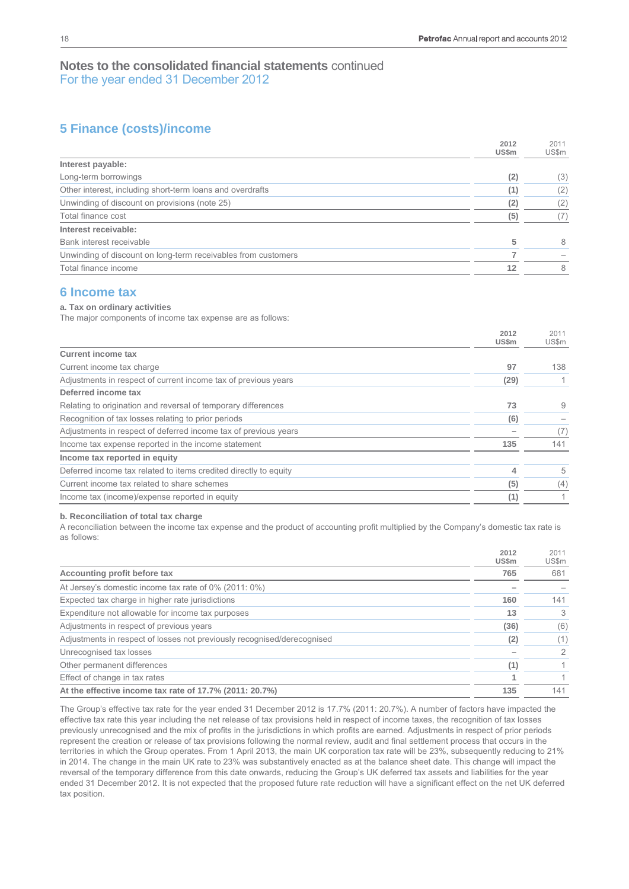## Notes to the consolidated financial statements continued
For the year ended 31 December 2012

### 5 Finance (costs)/income

| | 2012 US$m | 2011 US$m |
|---|---|---|
| **Interest payable:** | | |
| Long-term borrowings | (2) | (3) |
| Other interest, including short-term loans and overdrafts | (1) | (2) |
| Unwinding of discount on provisions (note 25) | (2) | (2) |
| Total finance cost | (5) | (7) |
| **Interest receivable:** | | |
| Bank interest receivable | 5 | 8 |
| Unwinding of discount on long-term receivables from customers | 7 | – |
| Total finance income | 12 | 8 |

### 6 Income tax

**a. Tax on ordinary activities**

The major components of income tax expense are as follows:

| | 2012 US$m | 2011 US$m |
|---|---|---|
| **Current income tax** | | |
| Current income tax charge | 97 | 138 |
| Adjustments in respect of current income tax of previous years | (29) | 1 |
| **Deferred income tax** | | |
| Relating to origination and reversal of temporary differences | 73 | 9 |
| Recognition of tax losses relating to prior periods | (6) | – |
| Adjustments in respect of deferred income tax of previous years | – | (7) |
| Income tax expense reported in the income statement | 135 | 141 |
| **Income tax reported in equity** | | |
| Deferred income tax related to items credited directly to equity | 4 | 5 |
| Current income tax related to share schemes | (5) | (4) |
| Income tax (income)/expense reported in equity | (1) | 1 |

**b. Reconciliation of total tax charge**

A reconciliation between the income tax expense and the product of accounting profit multiplied by the Company's domestic tax rate is as follows:

| | 2012 US$m | 2011 US$m |
|---|---|---|
| **Accounting profit before tax** | 765 | 681 |
| At Jersey's domestic income tax rate of 0% (2011: 0%) | – | – |
| Expected tax charge in higher rate jurisdictions | 160 | 141 |
| Expenditure not allowable for income tax purposes | 13 | 3 |
| Adjustments in respect of previous years | (36) | (6) |
| Adjustments in respect of losses not previously recognised/derecognised | (2) | (1) |
| Unrecognised tax losses | – | 2 |
| Other permanent differences | (1) | 1 |
| Effect of change in tax rates | 1 | 1 |
| **At the effective income tax rate of 17.7% (2011: 20.7%)** | 135 | 141 |

The Group's effective tax rate for the year ended 31 December 2012 is 17.7% (2011: 20.7%). A number of factors have impacted the effective tax rate this year including the net release of tax provisions held in respect of income taxes, the recognition of tax losses previously unrecognised and the mix of profits in the jurisdictions in which profits are earned. Adjustments in respect of prior periods represent the creation or release of tax provisions following the normal review, audit and final settlement process that occurs in the territories in which the Group operates. From 1 April 2013, the main UK corporation tax rate will be 23%, subsequently reducing to 21% in 2014. The change in the main UK rate to 23% was substantively enacted as at the balance sheet date. This change will impact the reversal of the temporary difference from this date onwards, reducing the Group's UK deferred tax assets and liabilities for the year ended 31 December 2012. It is not expected that the proposed future rate reduction will have a significant effect on the net UK deferred tax position.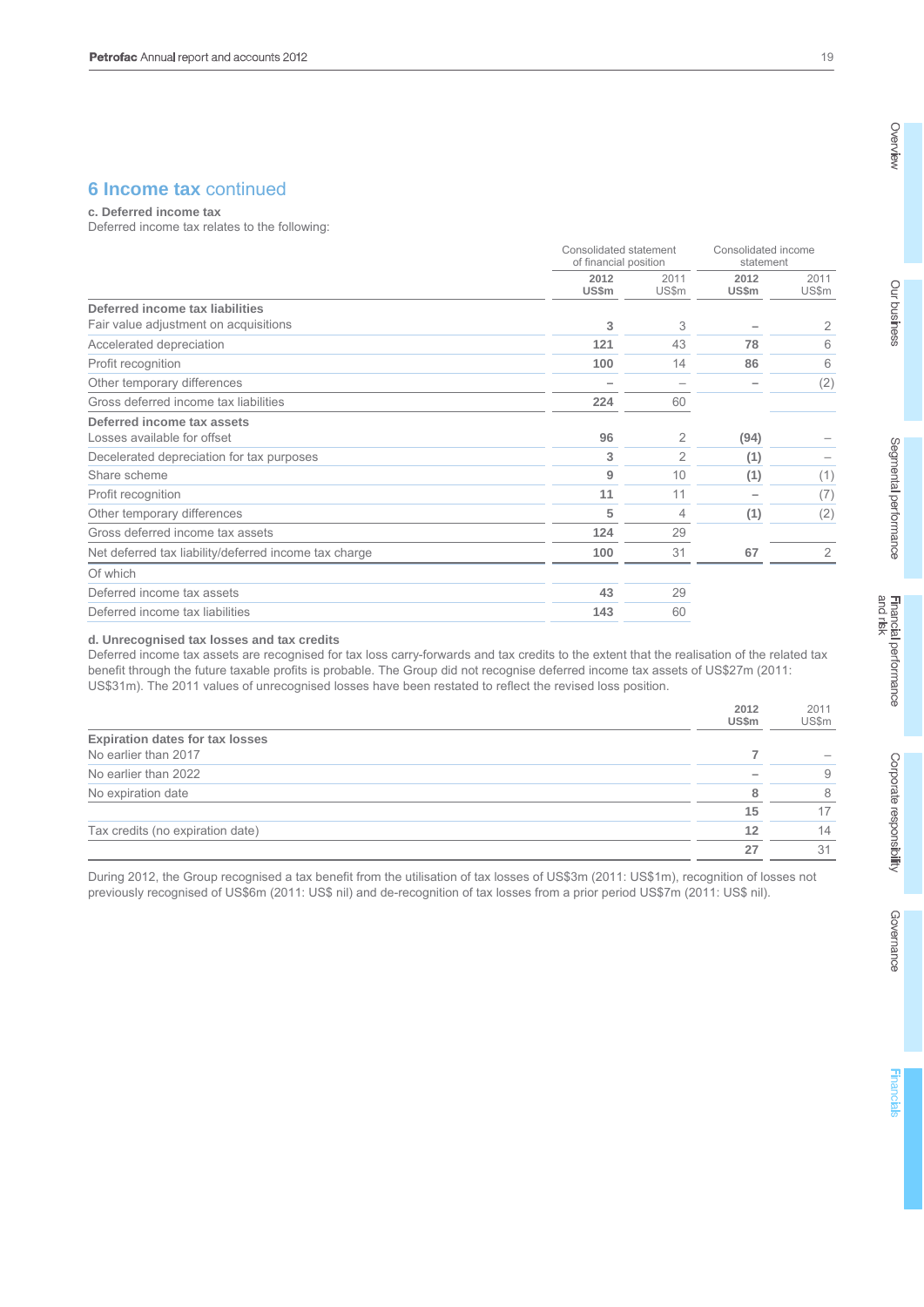## 6 Income tax continued

**c. Deferred income tax**

Deferred income tax relates to the following:

| | Consolidated statement of financial position | | Consolidated income statement | |
|---|---|---|---|---|
| | **2012 US$m** | 2011 US$m | **2012 US$m** | 2011 US$m |
| **Deferred income tax liabilities** | | | | |
| Fair value adjustment on acquisitions | **3** | 3 | **–** | 2 |
| Accelerated depreciation | **121** | 43 | **78** | 6 |
| Profit recognition | **100** | 14 | **86** | 6 |
| Other temporary differences | **–** | – | **–** | (2) |
| Gross deferred income tax liabilities | **224** | 60 | | |
| **Deferred income tax assets** | | | | |
| Losses available for offset | **96** | 2 | **(94)** | – |
| Decelerated depreciation for tax purposes | **3** | 2 | **(1)** | – |
| Share scheme | **9** | 10 | **(1)** | (1) |
| Profit recognition | **11** | 11 | **–** | (7) |
| Other temporary differences | **5** | 4 | **(1)** | (2) |
| Gross deferred income tax assets | **124** | 29 | | |
| Net deferred tax liability/deferred income tax charge | **100** | 31 | **67** | 2 |
| Of which | | | | |
| Deferred income tax assets | **43** | 29 | | |
| Deferred income tax liabilities | **143** | 60 | | |

**d. Unrecognised tax losses and tax credits**

Deferred income tax assets are recognised for tax loss carry-forwards and tax credits to the extent that the realisation of the related tax benefit through the future taxable profits is probable. The Group did not recognise deferred income tax assets of US$27m (2011: US$31m). The 2011 values of unrecognised losses have been restated to reflect the revised loss position.

| | **2012 US$m** | 2011 US$m |
|---|---|---|
| **Expiration dates for tax losses** | | |
| No earlier than 2017 | **7** | – |
| No earlier than 2022 | **–** | 9 |
| No expiration date | **8** | 8 |
| | **15** | 17 |
| Tax credits (no expiration date) | **12** | 14 |
| | **27** | 31 |

During 2012, the Group recognised a tax benefit from the utilisation of tax losses of US$3m (2011: US$1m), recognition of losses not previously recognised of US$6m (2011: US$ nil) and de-recognition of tax losses from a prior period US$7m (2011: US$ nil).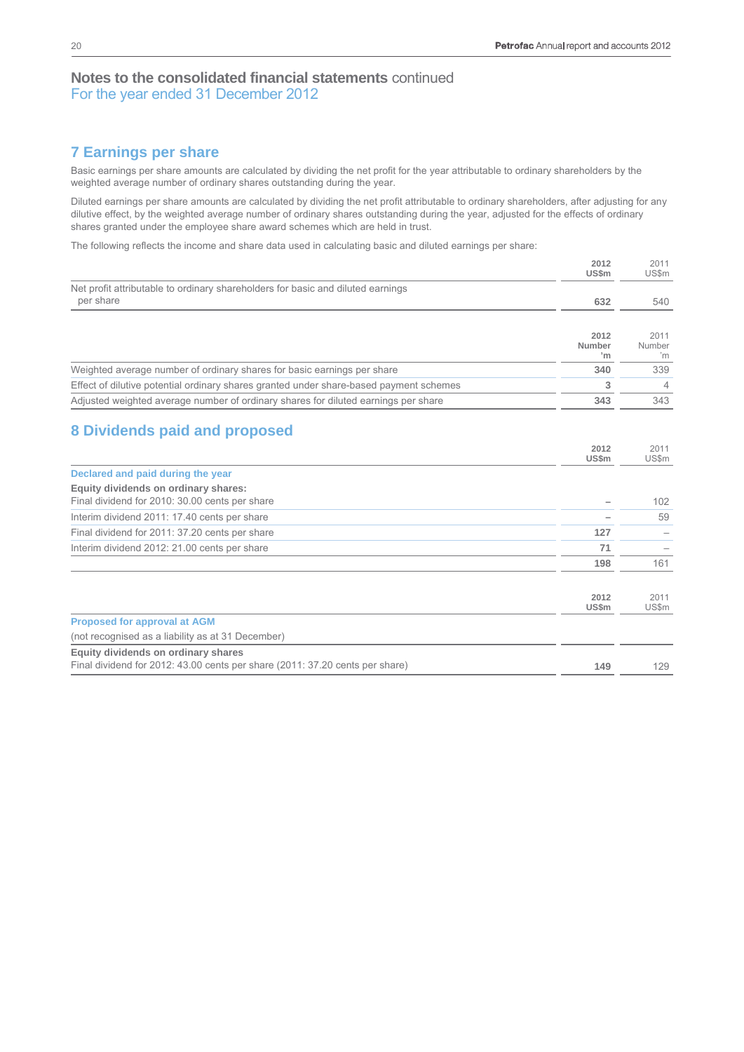## Notes to the consolidated financial statements continued
For the year ended 31 December 2012

## 7 Earnings per share

Basic earnings per share amounts are calculated by dividing the net profit for the year attributable to ordinary shareholders by the weighted average number of ordinary shares outstanding during the year.

Diluted earnings per share amounts are calculated by dividing the net profit attributable to ordinary shareholders, after adjusting for any dilutive effect, by the weighted average number of ordinary shares outstanding during the year, adjusted for the effects of ordinary shares granted under the employee share award schemes which are held in trust.

The following reflects the income and share data used in calculating basic and diluted earnings per share:

| | **2012 US$m** | 2011 US$m |
|---|---|---|
| Net profit attributable to ordinary shareholders for basic and diluted earnings per share | **632** | 540 |

| | **2012 Number 'm** | 2011 Number 'm |
|---|---|---|
| Weighted average number of ordinary shares for basic earnings per share | **340** | 339 |
| Effect of dilutive potential ordinary shares granted under share-based payment schemes | **3** | 4 |
| Adjusted weighted average number of ordinary shares for diluted earnings per share | **343** | 343 |

## 8 Dividends paid and proposed

| | **2012 US$m** | 2011 US$m |
|---|---|---|
| **Declared and paid during the year** | | |
| **Equity dividends on ordinary shares:** | | |
| Final dividend for 2010: 30.00 cents per share | **–** | 102 |
| Interim dividend 2011: 17.40 cents per share | **–** | 59 |
| Final dividend for 2011: 37.20 cents per share | **127** | – |
| Interim dividend 2012: 21.00 cents per share | **71** | – |
| | **198** | 161 |

| | **2012 US$m** | 2011 US$m |
|---|---|---|
| **Proposed for approval at AGM** | | |
| (not recognised as a liability as at 31 December) | | |
| **Equity dividends on ordinary shares** | | |
| Final dividend for 2012: 43.00 cents per share (2011: 37.20 cents per share) | **149** | 129 |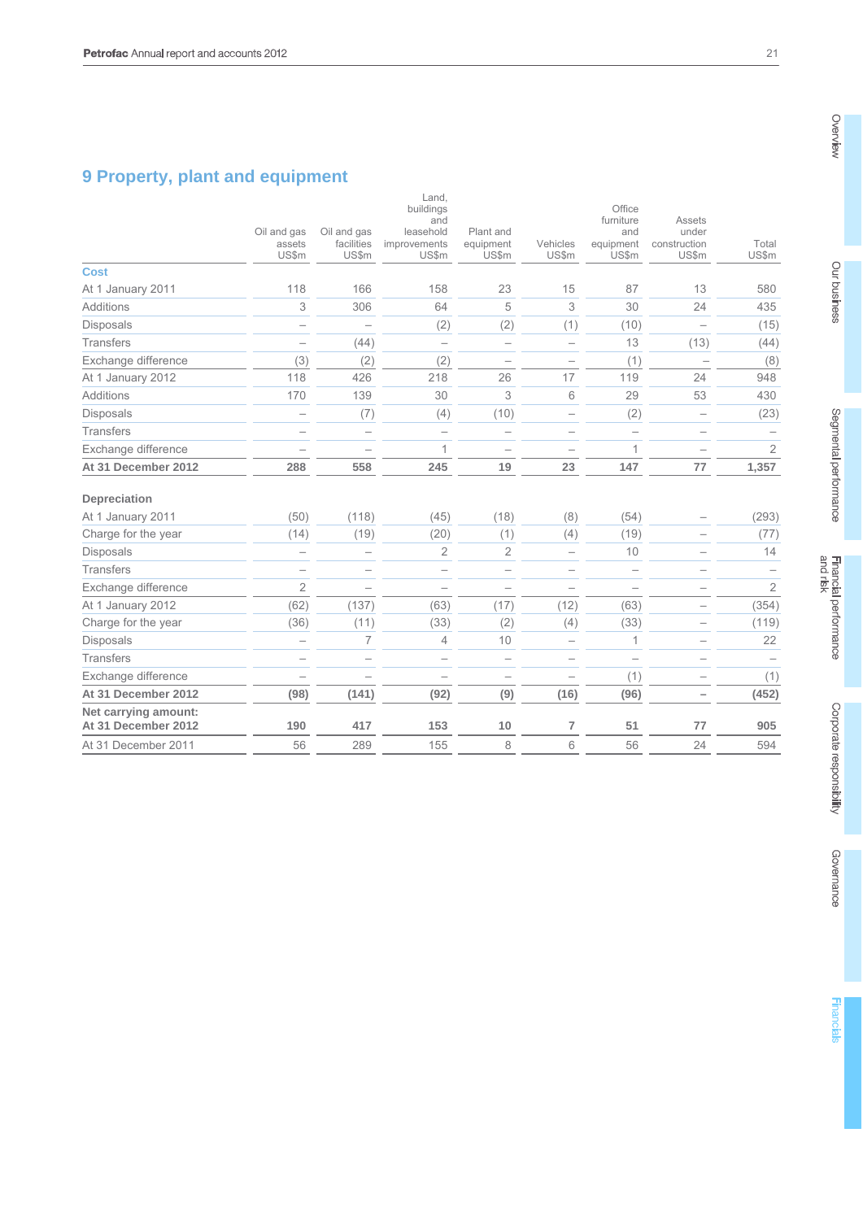## 9 Property, plant and equipment

| | Oil and gas assets US$m | Oil and gas facilities US$m | Land, buildings and leasehold improvements US$m | Plant and equipment US$m | Vehicles US$m | Office furniture and equipment US$m | Assets under construction US$m | Total US$m |
|---|---|---|---|---|---|---|---|---|
| **Cost** | | | | | | | | |
| At 1 January 2011 | 118 | 166 | 158 | 23 | 15 | 87 | 13 | 580 |
| Additions | 3 | 306 | 64 | 5 | 3 | 30 | 24 | 435 |
| Disposals | – | – | (2) | (2) | (1) | (10) | – | (15) |
| Transfers | – | (44) | – | – | – | 13 | (13) | (44) |
| Exchange difference | (3) | (2) | (2) | – | – | (1) | – | (8) |
| At 1 January 2012 | 118 | 426 | 218 | 26 | 17 | 119 | 24 | 948 |
| Additions | 170 | 139 | 30 | 3 | 6 | 29 | 53 | 430 |
| Disposals | – | (7) | (4) | (10) | – | (2) | – | (23) |
| Transfers | – | – | – | – | – | – | – | – |
| Exchange difference | – | – | 1 | – | – | 1 | – | 2 |
| **At 31 December 2012** | **288** | **558** | **245** | **19** | **23** | **147** | **77** | **1,357** |
| **Depreciation** | | | | | | | | |
| At 1 January 2011 | (50) | (118) | (45) | (18) | (8) | (54) | – | (293) |
| Charge for the year | (14) | (19) | (20) | (1) | (4) | (19) | – | (77) |
| Disposals | – | – | 2 | 2 | – | 10 | – | 14 |
| Transfers | – | – | – | – | – | – | – | – |
| Exchange difference | 2 | – | – | – | – | – | – | 2 |
| At 1 January 2012 | (62) | (137) | (63) | (17) | (12) | (63) | – | (354) |
| Charge for the year | (36) | (11) | (33) | (2) | (4) | (33) | – | (119) |
| Disposals | – | 7 | 4 | 10 | – | 1 | – | 22 |
| Transfers | – | – | – | – | – | – | – | – |
| Exchange difference | – | – | – | – | – | (1) | – | (1) |
| **At 31 December 2012** | **(98)** | **(141)** | **(92)** | **(9)** | **(16)** | **(96)** | **–** | **(452)** |
| **Net carrying amount:** | | | | | | | | |
| **At 31 December 2012** | **190** | **417** | **153** | **10** | **7** | **51** | **77** | **905** |
| At 31 December 2011 | 56 | 289 | 155 | 8 | 6 | 56 | 24 | 594 |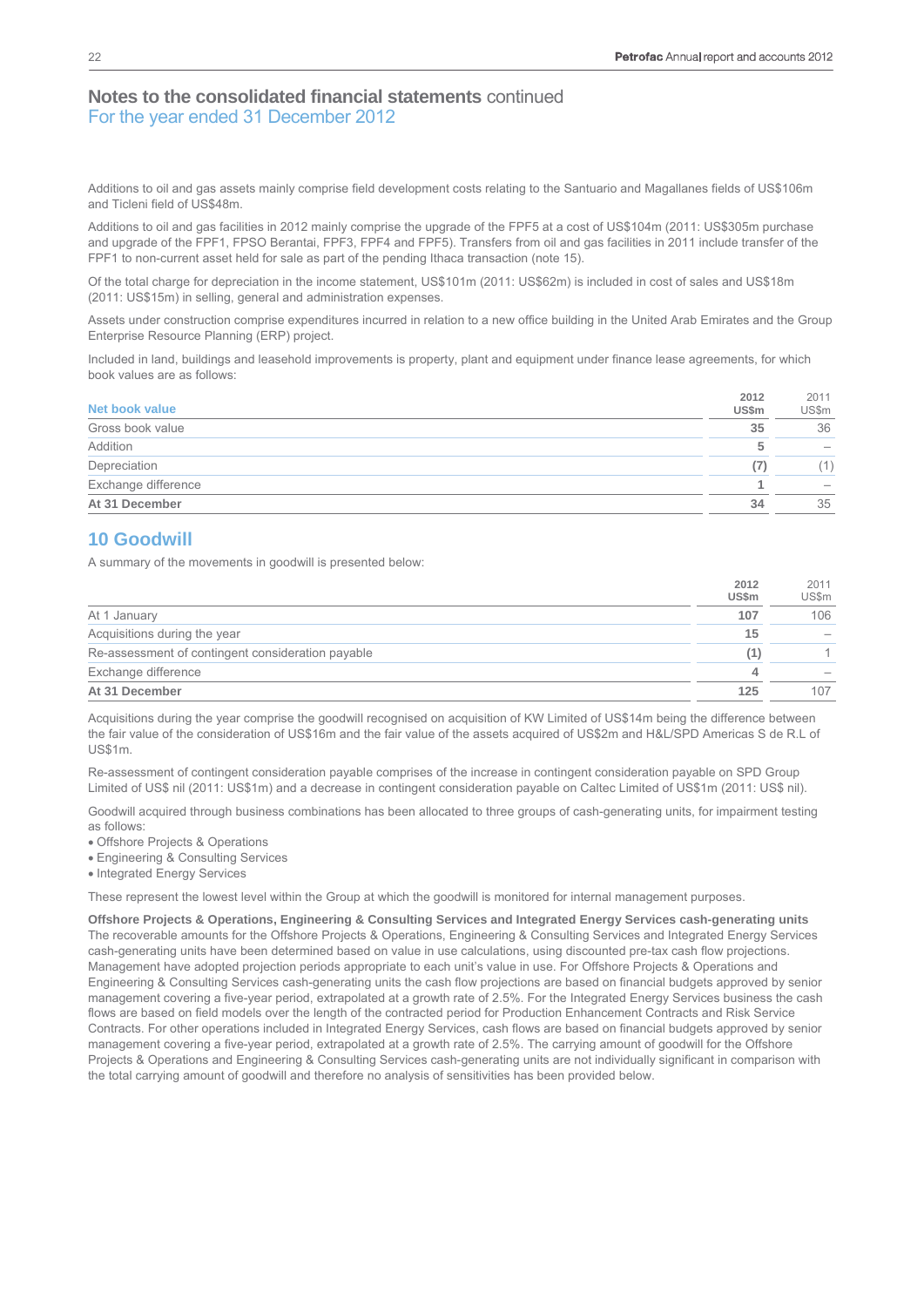## Notes to the consolidated financial statements continued
For the year ended 31 December 2012

Additions to oil and gas assets mainly comprise field development costs relating to the Santuario and Magallanes fields of US$106m and Ticleni field of US$48m.

Additions to oil and gas facilities in 2012 mainly comprise the upgrade of the FPF5 at a cost of US$104m (2011: US$305m purchase and upgrade of the FPF1, FPSO Berantai, FPF3, FPF4 and FPF5). Transfers from oil and gas facilities in 2011 include transfer of the FPF1 to non-current asset held for sale as part of the pending Ithaca transaction (note 15).

Of the total charge for depreciation in the income statement, US$101m (2011: US$62m) is included in cost of sales and US$18m (2011: US$15m) in selling, general and administration expenses.

Assets under construction comprise expenditures incurred in relation to a new office building in the United Arab Emirates and the Group Enterprise Resource Planning (ERP) project.

Included in land, buildings and leasehold improvements is property, plant and equipment under finance lease agreements, for which book values are as follows:

| Net book value | **2012 US$m** | 2011 US$m |
|---|---|---|
| Gross book value | **35** | 36 |
| Addition | **5** | – |
| Depreciation | **(7)** | (1) |
| Exchange difference | **1** | – |
| **At 31 December** | **34** | 35 |

## 10 Goodwill

A summary of the movements in goodwill is presented below:

| | **2012 US$m** | 2011 US$m |
|---|---|---|
| At 1 January | **107** | 106 |
| Acquisitions during the year | **15** | – |
| Re-assessment of contingent consideration payable | **(1)** | 1 |
| Exchange difference | **4** | – |
| **At 31 December** | **125** | 107 |

Acquisitions during the year comprise the goodwill recognised on acquisition of KW Limited of US$14m being the difference between the fair value of the consideration of US$16m and the fair value of the assets acquired of US$2m and H&L/SPD Americas S de R.L of US$1m.

Re-assessment of contingent consideration payable comprises of the increase in contingent consideration payable on SPD Group Limited of US$ nil (2011: US$1m) and a decrease in contingent consideration payable on Caltec Limited of US$1m (2011: US$ nil).

Goodwill acquired through business combinations has been allocated to three groups of cash-generating units, for impairment testing as follows:

- Offshore Projects & Operations
- Engineering & Consulting Services
- Integrated Energy Services

These represent the lowest level within the Group at which the goodwill is monitored for internal management purposes.

**Offshore Projects & Operations, Engineering & Consulting Services and Integrated Energy Services cash-generating units**
The recoverable amounts for the Offshore Projects & Operations, Engineering & Consulting Services and Integrated Energy Services cash-generating units have been determined based on value in use calculations, using discounted pre-tax cash flow projections. Management have adopted projection periods appropriate to each unit's value in use. For Offshore Projects & Operations and Engineering & Consulting Services cash-generating units the cash flow projections are based on financial budgets approved by senior management covering a five-year period, extrapolated at a growth rate of 2.5%. For the Integrated Energy Services business the cash flows are based on field models over the length of the contracted period for Production Enhancement Contracts and Risk Service Contracts. For other operations included in Integrated Energy Services, cash flows are based on financial budgets approved by senior management covering a five-year period, extrapolated at a growth rate of 2.5%. The carrying amount of goodwill for the Offshore Projects & Operations and Engineering & Consulting Services cash-generating units are not individually significant in comparison with the total carrying amount of goodwill and therefore no analysis of sensitivities has been provided below.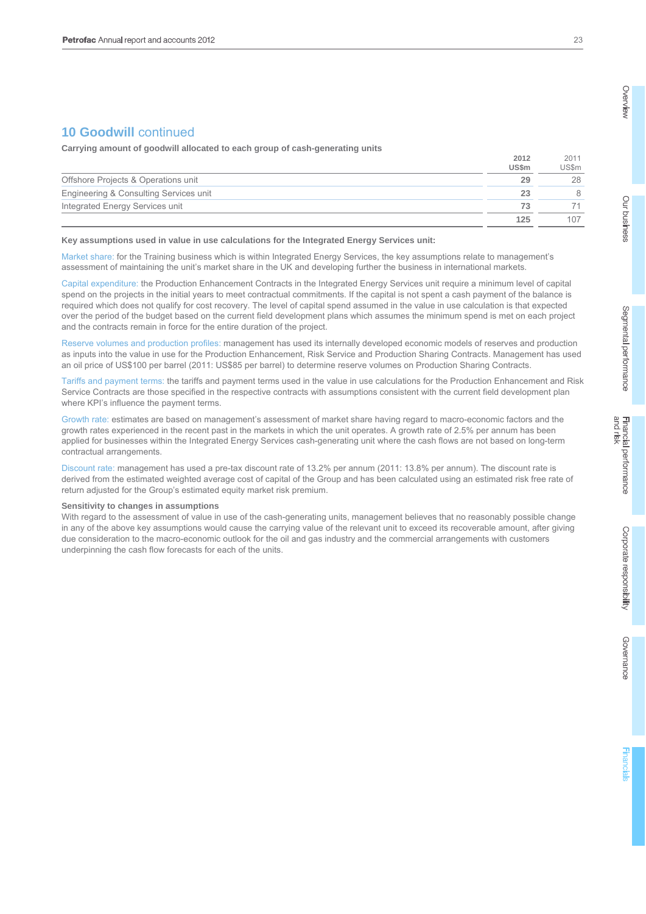## 10 Goodwill continued

**Carrying amount of goodwill allocated to each group of cash-generating units**

| | 2012 US$m | 2011 US$m |
|---|---|---|
| Offshore Projects & Operations unit | **29** | 28 |
| Engineering & Consulting Services unit | **23** | 8 |
| Integrated Energy Services unit | **73** | 71 |
| | **125** | 107 |

**Key assumptions used in value in use calculations for the Integrated Energy Services unit:**

Market share: for the Training business which is within Integrated Energy Services, the key assumptions relate to management's assessment of maintaining the unit's market share in the UK and developing further the business in international markets.

Capital expenditure: the Production Enhancement Contracts in the Integrated Energy Services unit require a minimum level of capital spend on the projects in the initial years to meet contractual commitments. If the capital is not spent a cash payment of the balance is required which does not qualify for cost recovery. The level of capital spend assumed in the value in use calculation is that expected over the period of the budget based on the current field development plans which assumes the minimum spend is met on each project and the contracts remain in force for the entire duration of the project.

Reserve volumes and production profiles: management has used its internally developed economic models of reserves and production as inputs into the value in use for the Production Enhancement, Risk Service and Production Sharing Contracts. Management has used an oil price of US$100 per barrel (2011: US$85 per barrel) to determine reserve volumes on Production Sharing Contracts.

Tariffs and payment terms: the tariffs and payment terms used in the value in use calculations for the Production Enhancement and Risk Service Contracts are those specified in the respective contracts with assumptions consistent with the current field development plan where KPI's influence the payment terms.

Growth rate: estimates are based on management's assessment of market share having regard to macro-economic factors and the growth rates experienced in the recent past in the markets in which the unit operates. A growth rate of 2.5% per annum has been applied for businesses within the Integrated Energy Services cash-generating unit where the cash flows are not based on long-term contractual arrangements.

Discount rate: management has used a pre-tax discount rate of 13.2% per annum (2011: 13.8% per annum). The discount rate is derived from the estimated weighted average cost of capital of the Group and has been calculated using an estimated risk free rate of return adjusted for the Group's estimated equity market risk premium.

**Sensitivity to changes in assumptions**

With regard to the assessment of value in use of the cash-generating units, management believes that no reasonably possible change in any of the above key assumptions would cause the carrying value of the relevant unit to exceed its recoverable amount, after giving due consideration to the macro-economic outlook for the oil and gas industry and the commercial arrangements with customers underpinning the cash flow forecasts for each of the units.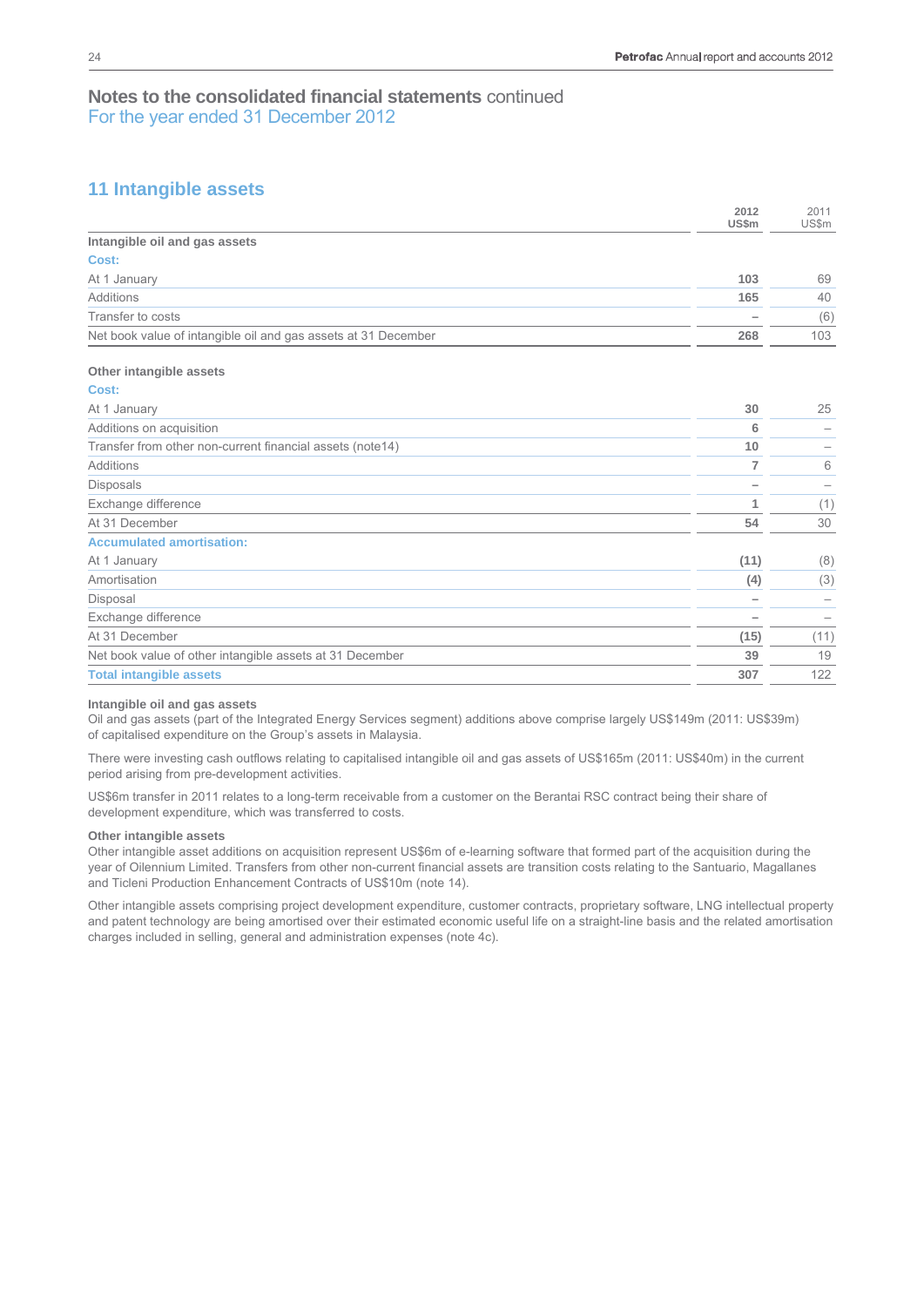## Notes to the consolidated financial statements continued
For the year ended 31 December 2012

## 11 Intangible assets

| | 2012 US$m | 2011 US$m |
|---|---|---|
| **Intangible oil and gas assets** | | |
| **Cost:** | | |
| At 1 January | **103** | 69 |
| Additions | **165** | 40 |
| Transfer to costs | **–** | (6) |
| Net book value of intangible oil and gas assets at 31 December | **268** | 103 |
| | | |
| **Other intangible assets** | | |
| **Cost:** | | |
| At 1 January | **30** | 25 |
| Additions on acquisition | **6** | – |
| Transfer from other non-current financial assets (note14) | **10** | – |
| Additions | **7** | 6 |
| Disposals | **–** | – |
| Exchange difference | **1** | (1) |
| At 31 December | **54** | 30 |
| **Accumulated amortisation:** | | |
| At 1 January | **(11)** | (8) |
| Amortisation | **(4)** | (3) |
| Disposal | **–** | – |
| Exchange difference | **–** | – |
| At 31 December | **(15)** | (11) |
| Net book value of other intangible assets at 31 December | **39** | 19 |
| **Total intangible assets** | **307** | 122 |

**Intangible oil and gas assets**
Oil and gas assets (part of the Integrated Energy Services segment) additions above comprise largely US$149m (2011: US$39m) of capitalised expenditure on the Group's assets in Malaysia.

There were investing cash outflows relating to capitalised intangible oil and gas assets of US$165m (2011: US$40m) in the current period arising from pre-development activities.

US$6m transfer in 2011 relates to a long-term receivable from a customer on the Berantai RSC contract being their share of development expenditure, which was transferred to costs.

**Other intangible assets**
Other intangible asset additions on acquisition represent US$6m of e-learning software that formed part of the acquisition during the year of Oilennium Limited. Transfers from other non-current financial assets are transition costs relating to the Santuario, Magallanes and Ticleni Production Enhancement Contracts of US$10m (note 14).

Other intangible assets comprising project development expenditure, customer contracts, proprietary software, LNG intellectual property and patent technology are being amortised over their estimated economic useful life on a straight-line basis and the related amortisation charges included in selling, general and administration expenses (note 4c).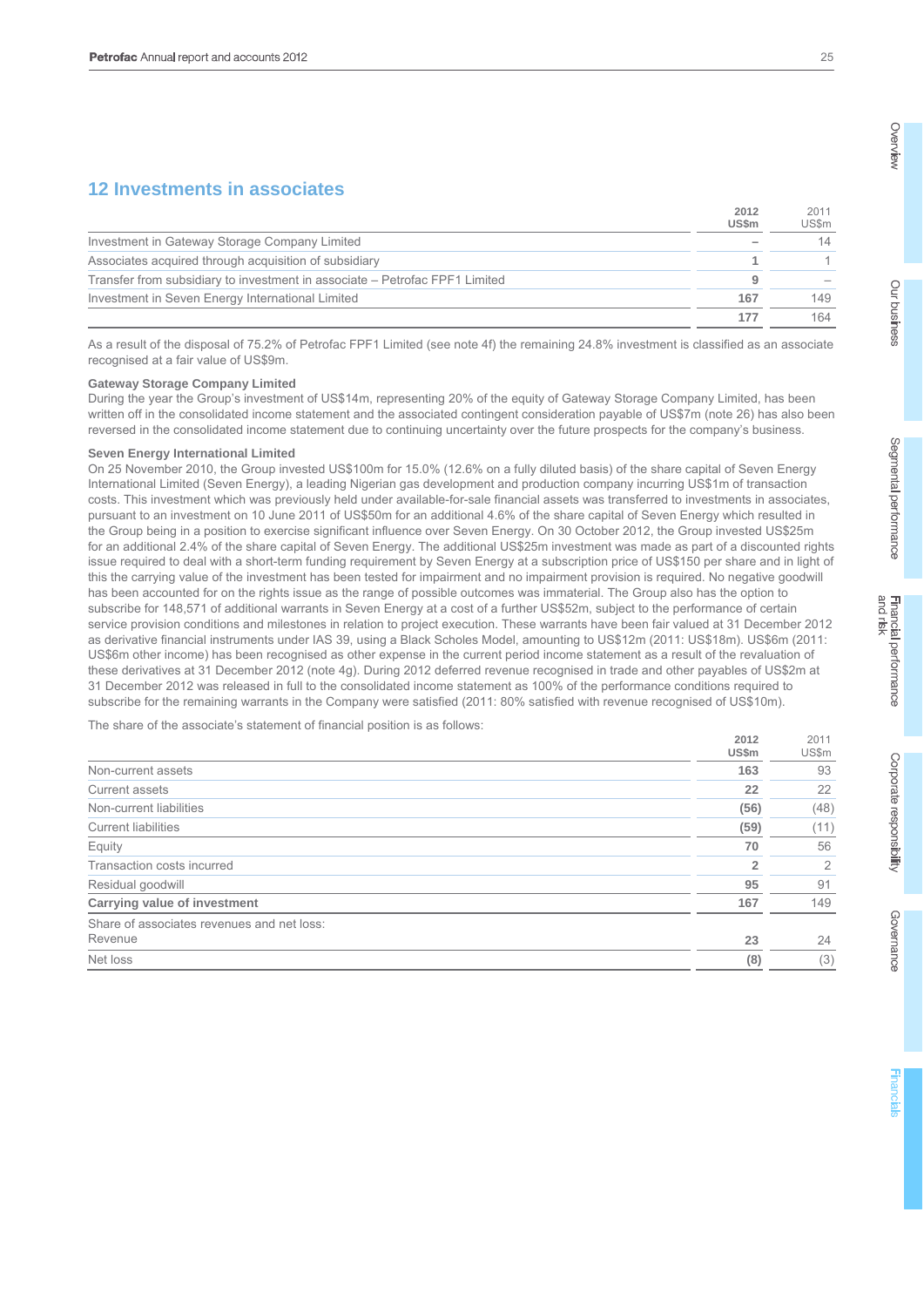## 12 Investments in associates

| | 2012 US$m | 2011 US$m |
|---|---|---|
| Investment in Gateway Storage Company Limited | – | 14 |
| Associates acquired through acquisition of subsidiary | 1 | 1 |
| Transfer from subsidiary to investment in associate – Petrofac FPF1 Limited | 9 | – |
| Investment in Seven Energy International Limited | 167 | 149 |
| | 177 | 164 |

As a result of the disposal of 75.2% of Petrofac FPF1 Limited (see note 4f) the remaining 24.8% investment is classified as an associate recognised at a fair value of US$9m.

**Gateway Storage Company Limited**

During the year the Group's investment of US$14m, representing 20% of the equity of Gateway Storage Company Limited, has been written off in the consolidated income statement and the associated contingent consideration payable of US$7m (note 26) has also been reversed in the consolidated income statement due to continuing uncertainty over the future prospects for the company's business.

**Seven Energy International Limited**

On 25 November 2010, the Group invested US$100m for 15.0% (12.6% on a fully diluted basis) of the share capital of Seven Energy International Limited (Seven Energy), a leading Nigerian gas development and production company incurring US$1m of transaction costs. This investment which was previously held under available-for-sale financial assets was transferred to investments in associates, pursuant to an investment on 10 June 2011 of US$50m for an additional 4.6% of the share capital of Seven Energy which resulted in the Group being in a position to exercise significant influence over Seven Energy. On 30 October 2012, the Group invested US$25m for an additional 2.4% of the share capital of Seven Energy. The additional US$25m investment was made as part of a discounted rights issue required to deal with a short-term funding requirement by Seven Energy at a subscription price of US$150 per share and in light of this the carrying value of the investment has been tested for impairment and no impairment provision is required. No negative goodwill has been accounted for on the rights issue as the range of possible outcomes was immaterial. The Group also has the option to subscribe for 148,571 of additional warrants in Seven Energy at a cost of a further US$52m, subject to the performance of certain service provision conditions and milestones in relation to project execution. These warrants have been fair valued at 31 December 2012 as derivative financial instruments under IAS 39, using a Black Scholes Model, amounting to US$12m (2011: US$18m). US$6m (2011: US$6m other income) has been recognised as other expense in the current period income statement as a result of the revaluation of these derivatives at 31 December 2012 (note 4g). During 2012 deferred revenue recognised in trade and other payables of US$2m at 31 December 2012 was released in full to the consolidated income statement as 100% of the performance conditions required to subscribe for the remaining warrants in the Company were satisfied (2011: 80% satisfied with revenue recognised of US$10m).

The share of the associate's statement of financial position is as follows:

| | 2012 US$m | 2011 US$m |
|---|---|---|
| Non-current assets | 163 | 93 |
| Current assets | 22 | 22 |
| Non-current liabilities | (56) | (48) |
| Current liabilities | (59) | (11) |
| Equity | 70 | 56 |
| Transaction costs incurred | 2 | 2 |
| Residual goodwill | 95 | 91 |
| **Carrying value of investment** | **167** | **149** |
| Share of associates revenues and net loss: | | |
| Revenue | 23 | 24 |
| Net loss | (8) | (3) |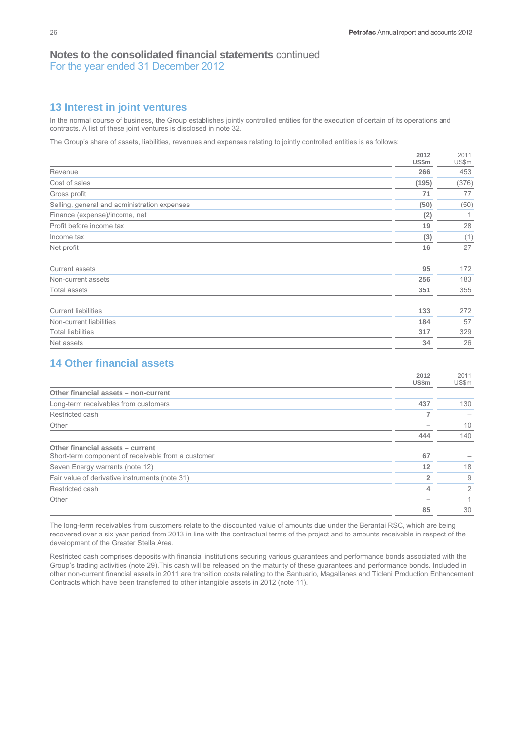# Notes to the consolidated financial statements continued
For the year ended 31 December 2012

## 13 Interest in joint ventures

In the normal course of business, the Group establishes jointly controlled entities for the execution of certain of its operations and contracts. A list of these joint ventures is disclosed in note 32.

The Group's share of assets, liabilities, revenues and expenses relating to jointly controlled entities is as follows:

| | 2012 US$m | 2011 US$m |
|---|---|---|
| Revenue | 266 | 453 |
| Cost of sales | (195) | (376) |
| Gross profit | 71 | 77 |
| Selling, general and administration expenses | (50) | (50) |
| Finance (expense)/income, net | (2) | 1 |
| Profit before income tax | 19 | 28 |
| Income tax | (3) | (1) |
| Net profit | 16 | 27 |
| | | |
| Current assets | 95 | 172 |
| Non-current assets | 256 | 183 |
| Total assets | 351 | 355 |
| | | |
| Current liabilities | 133 | 272 |
| Non-current liabilities | 184 | 57 |
| Total liabilities | 317 | 329 |
| Net assets | 34 | 26 |

## 14 Other financial assets

| | 2012 US$m | 2011 US$m |
|---|---|---|
| **Other financial assets – non-current** | | |
| Long-term receivables from customers | 437 | 130 |
| Restricted cash | 7 | – |
| Other | – | 10 |
| | 444 | 140 |
| **Other financial assets – current** | | |
| Short-term component of receivable from a customer | 67 | – |
| Seven Energy warrants (note 12) | 12 | 18 |
| Fair value of derivative instruments (note 31) | 2 | 9 |
| Restricted cash | 4 | 2 |
| Other | – | 1 |
| | 85 | 30 |

The long-term receivables from customers relate to the discounted value of amounts due under the Berantai RSC, which are being recovered over a six year period from 2013 in line with the contractual terms of the project and to amounts receivable in respect of the development of the Greater Stella Area.

Restricted cash comprises deposits with financial institutions securing various guarantees and performance bonds associated with the Group's trading activities (note 29).This cash will be released on the maturity of these guarantees and performance bonds. Included in other non-current financial assets in 2011 are transition costs relating to the Santuario, Magallanes and Ticleni Production Enhancement Contracts which have been transferred to other intangible assets in 2012 (note 11).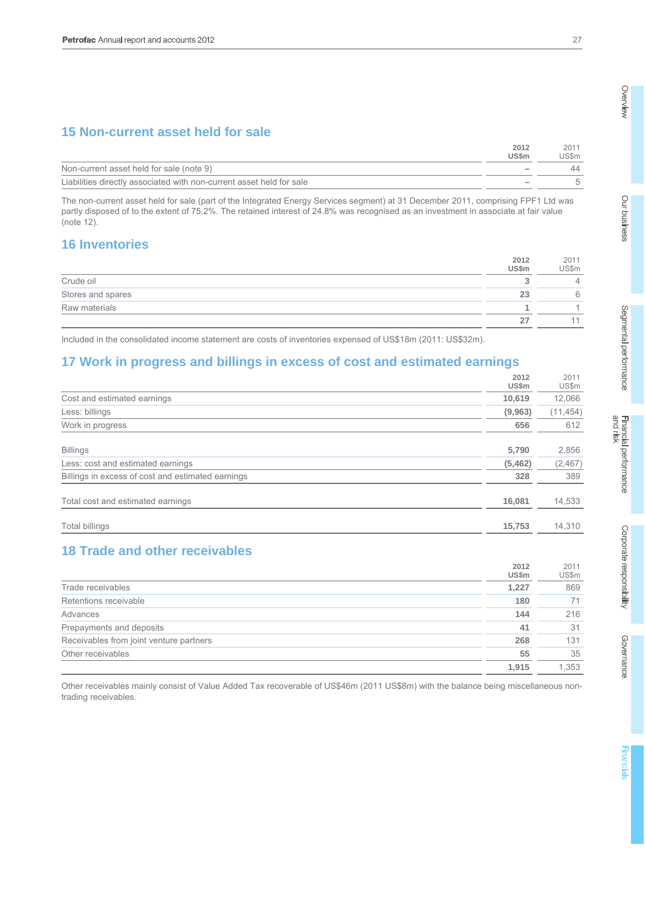## 15 Non-current asset held for sale

| | 2012 US$m | 2011 US$m |
|---|---|---|
| Non-current asset held for sale (note 9) | – | 44 |
| Liabilities directly associated with non-current asset held for sale | – | 5 |

The non-current asset held for sale (part of the Integrated Energy Services segment) at 31 December 2011, comprising FPF1 Ltd was partly disposed of to the extent of 75.2%. The retained interest of 24.8% was recognised as an investment in associate at fair value (note 12).

## 16 Inventories

| | 2012 US$m | 2011 US$m |
|---|---|---|
| Crude oil | 3 | 4 |
| Stores and spares | 23 | 6 |
| Raw materials | 1 | 1 |
| | 27 | 11 |

Included in the consolidated income statement are costs of inventories expensed of US$18m (2011: US$32m).

## 17 Work in progress and billings in excess of cost and estimated earnings

| | 2012 US$m | 2011 US$m |
|---|---|---|
| Cost and estimated earnings | 10,619 | 12,066 |
| Less: billings | (9,963) | (11,454) |
| Work in progress | 656 | 612 |
| | | |
| Billings | 5,790 | 2,856 |
| Less: cost and estimated earnings | (5,462) | (2,467) |
| Billings in excess of cost and estimated earnings | 328 | 389 |
| | | |
| Total cost and estimated earnings | 16,081 | 14,533 |
| | | |
| Total billings | 15,753 | 14,310 |

## 18 Trade and other receivables

| | 2012 US$m | 2011 US$m |
|---|---|---|
| Trade receivables | 1,227 | 869 |
| Retentions receivable | 180 | 71 |
| Advances | 144 | 216 |
| Prepayments and deposits | 41 | 31 |
| Receivables from joint venture partners | 268 | 131 |
| Other receivables | 55 | 35 |
| | 1,915 | 1,353 |

Other receivables mainly consist of Value Added Tax recoverable of US$46m (2011 US$8m) with the balance being miscellaneous non-trading receivables.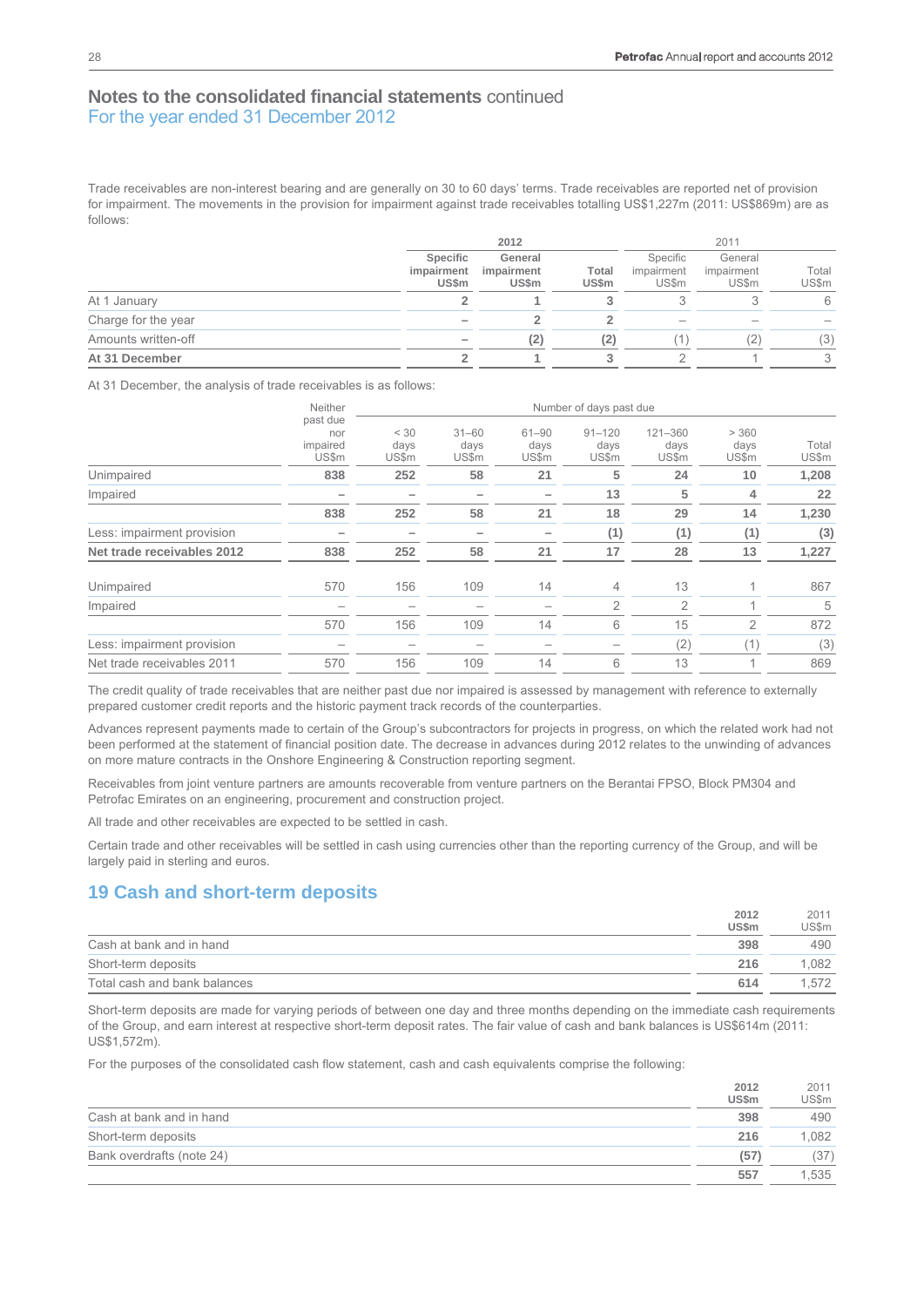# Notes to the consolidated financial statements continued
For the year ended 31 December 2012

Trade receivables are non-interest bearing and are generally on 30 to 60 days' terms. Trade receivables are reported net of provision for impairment. The movements in the provision for impairment against trade receivables totalling US$1,227m (2011: US$869m) are as follows:

| | 2012 | | | 2011 | | |
|---|---|---|---|---|---|---|
| | **Specific impairment US$m** | **General impairment US$m** | **Total US$m** | Specific impairment US$m | General impairment US$m | Total US$m |
| At 1 January | **2** | **1** | **3** | 3 | 3 | 6 |
| Charge for the year | **–** | **2** | **2** | – | – | – |
| Amounts written-off | **–** | **(2)** | **(2)** | (1) | (2) | (3) |
| **At 31 December** | **2** | **1** | **3** | 2 | 1 | 3 |

At 31 December, the analysis of trade receivables is as follows:

| | Neither past due nor impaired US$m | Number of days past due | | | | | | |
|---|---|---|---|---|---|---|---|---|
| | | < 30 days US$m | 31–60 days US$m | 61–90 days US$m | 91–120 days US$m | 121–360 days US$m | > 360 days US$m | Total US$m |
| Unimpaired | **838** | **252** | **58** | **21** | **5** | **24** | **10** | **1,208** |
| Impaired | **–** | **–** | **–** | **–** | **13** | **5** | **4** | **22** |
| | **838** | **252** | **58** | **21** | **18** | **29** | **14** | **1,230** |
| Less: impairment provision | **–** | **–** | **–** | **–** | **(1)** | **(1)** | **(1)** | **(3)** |
| **Net trade receivables 2012** | **838** | **252** | **58** | **21** | **17** | **28** | **13** | **1,227** |
| Unimpaired | 570 | 156 | 109 | 14 | 4 | 13 | 1 | 867 |
| Impaired | – | – | – | – | 2 | 2 | 1 | 5 |
| | 570 | 156 | 109 | 14 | 6 | 15 | 2 | 872 |
| Less: impairment provision | – | – | – | – | – | (2) | (1) | (3) |
| Net trade receivables 2011 | 570 | 156 | 109 | 14 | 6 | 13 | 1 | 869 |

The credit quality of trade receivables that are neither past due nor impaired is assessed by management with reference to externally prepared customer credit reports and the historic payment track records of the counterparties.

Advances represent payments made to certain of the Group's subcontractors for projects in progress, on which the related work had not been performed at the statement of financial position date. The decrease in advances during 2012 relates to the unwinding of advances on more mature contracts in the Onshore Engineering & Construction reporting segment.

Receivables from joint venture partners are amounts recoverable from venture partners on the Berantai FPSO, Block PM304 and Petrofac Emirates on an engineering, procurement and construction project.

All trade and other receivables are expected to be settled in cash.

Certain trade and other receivables will be settled in cash using currencies other than the reporting currency of the Group, and will be largely paid in sterling and euros.

## 19 Cash and short-term deposits

| | **2012 US$m** | 2011 US$m |
|---|---|---|
| Cash at bank and in hand | **398** | 490 |
| Short-term deposits | **216** | 1,082 |
| Total cash and bank balances | **614** | 1,572 |

Short-term deposits are made for varying periods of between one day and three months depending on the immediate cash requirements of the Group, and earn interest at respective short-term deposit rates. The fair value of cash and bank balances is US$614m (2011: US$1,572m).

For the purposes of the consolidated cash flow statement, cash and cash equivalents comprise the following:

| | **2012 US$m** | 2011 US$m |
|---|---|---|
| Cash at bank and in hand | **398** | 490 |
| Short-term deposits | **216** | 1,082 |
| Bank overdrafts (note 24) | **(57)** | (37) |
| | **557** | 1,535 |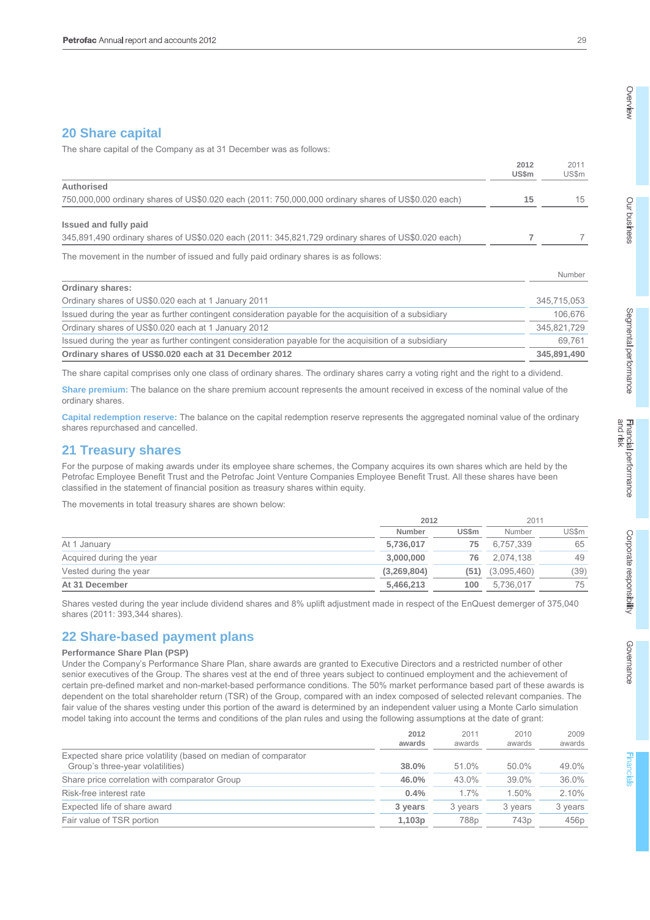## 20 Share capital

The share capital of the Company as at 31 December was as follows:

| | 2012 US$m | 2011 US$m |
|---|---|---|
| **Authorised** | | |
| 750,000,000 ordinary shares of US$0.020 each (2011: 750,000,000 ordinary shares of US$0.020 each) | **15** | 15 |
| **Issued and fully paid** | | |
| 345,891,490 ordinary shares of US$0.020 each (2011: 345,821,729 ordinary shares of US$0.020 each) | **7** | 7 |

The movement in the number of issued and fully paid ordinary shares is as follows:

| | Number |
|---|---|
| **Ordinary shares:** | |
| Ordinary shares of US$0.020 each at 1 January 2011 | 345,715,053 |
| Issued during the year as further contingent consideration payable for the acquisition of a subsidiary | 106,676 |
| Ordinary shares of US$0.020 each at 1 January 2012 | 345,821,729 |
| Issued during the year as further contingent consideration payable for the acquisition of a subsidiary | 69,761 |
| **Ordinary shares of US$0.020 each at 31 December 2012** | **345,891,490** |

The share capital comprises only one class of ordinary shares. The ordinary shares carry a voting right and the right to a dividend.

**Share premium:** The balance on the share premium account represents the amount received in excess of the nominal value of the ordinary shares.

**Capital redemption reserve:** The balance on the capital redemption reserve represents the aggregated nominal value of the ordinary shares repurchased and cancelled.

## 21 Treasury shares

For the purpose of making awards under its employee share schemes, the Company acquires its own shares which are held by the Petrofac Employee Benefit Trust and the Petrofac Joint Venture Companies Employee Benefit Trust. All these shares have been classified in the statement of financial position as treasury shares within equity.

The movements in total treasury shares are shown below:

| | 2012 | | 2011 | |
|---|---|---|---|---|
| | Number | US$m | Number | US$m |
| At 1 January | **5,736,017** | **75** | 6,757,339 | 65 |
| Acquired during the year | **3,000,000** | **76** | 2,074,138 | 49 |
| Vested during the year | **(3,269,804)** | **(51)** | (3,095,460) | (39) |
| **At 31 December** | **5,466,213** | **100** | 5,736,017 | 75 |

Shares vested during the year include dividend shares and 8% uplift adjustment made in respect of the EnQuest demerger of 375,040 shares (2011: 393,344 shares).

## 22 Share-based payment plans

**Performance Share Plan (PSP)**

Under the Company's Performance Share Plan, share awards are granted to Executive Directors and a restricted number of other senior executives of the Group. The shares vest at the end of three years subject to continued employment and the achievement of certain pre-defined market and non-market-based performance conditions. The 50% market performance based part of these awards is dependent on the total shareholder return (TSR) of the Group, compared with an index composed of selected relevant companies. The fair value of the shares vesting under this portion of the award is determined by an independent valuer using a Monte Carlo simulation model taking into account the terms and conditions of the plan rules and using the following assumptions at the date of grant:

| | 2012 awards | 2011 awards | 2010 awards | 2009 awards |
|---|---|---|---|---|
| Expected share price volatility (based on median of comparator Group's three-year volatilities) | **38.0%** | 51.0% | 50.0% | 49.0% |
| Share price correlation with comparator Group | **46.0%** | 43.0% | 39.0% | 36.0% |
| Risk-free interest rate | **0.4%** | 1.7% | 1.50% | 2.10% |
| Expected life of share award | **3 years** | 3 years | 3 years | 3 years |
| Fair value of TSR portion | **1,103p** | 788p | 743p | 456p |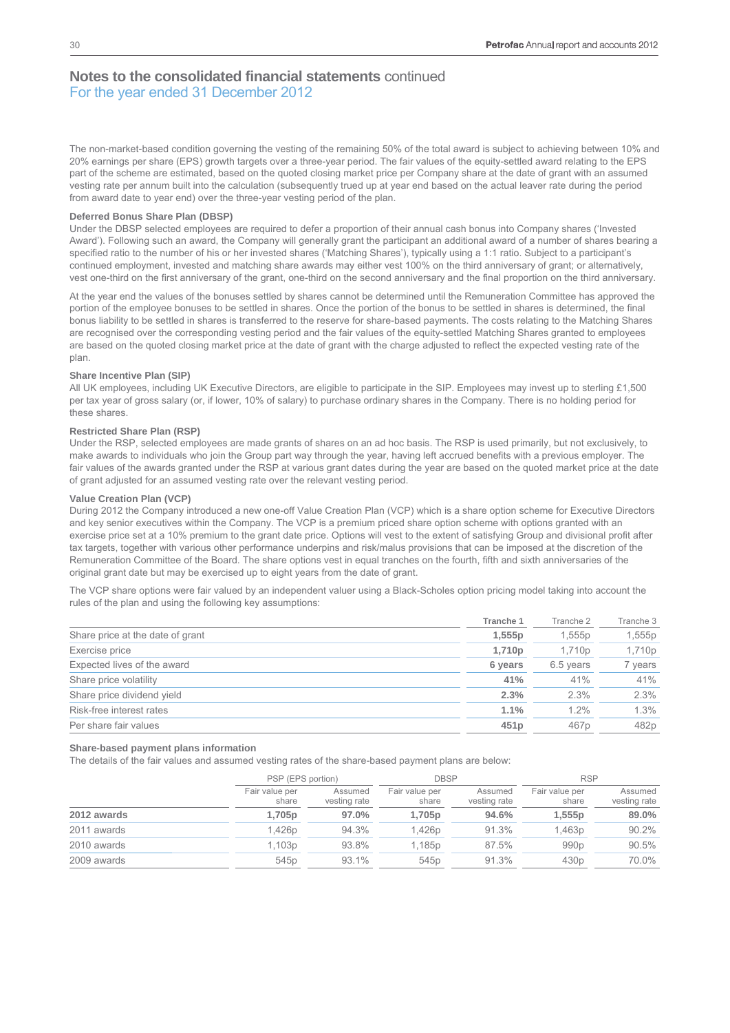## Notes to the consolidated financial statements continued
For the year ended 31 December 2012

The non-market-based condition governing the vesting of the remaining 50% of the total award is subject to achieving between 10% and 20% earnings per share (EPS) growth targets over a three-year period. The fair values of the equity-settled award relating to the EPS part of the scheme are estimated, based on the quoted closing market price per Company share at the date of grant with an assumed vesting rate per annum built into the calculation (subsequently trued up at year end based on the actual leaver rate during the period from award date to year end) over the three-year vesting period of the plan.

**Deferred Bonus Share Plan (DBSP)**

Under the DBSP selected employees are required to defer a proportion of their annual cash bonus into Company shares ('Invested Award'). Following such an award, the Company will generally grant the participant an additional award of a number of shares bearing a specified ratio to the number of his or her invested shares ('Matching Shares'), typically using a 1:1 ratio. Subject to a participant's continued employment, invested and matching share awards may either vest 100% on the third anniversary of grant; or alternatively, vest one-third on the first anniversary of the grant, one-third on the second anniversary and the final proportion on the third anniversary.

At the year end the values of the bonuses settled by shares cannot be determined until the Remuneration Committee has approved the portion of the employee bonuses to be settled in shares. Once the portion of the bonus to be settled in shares is determined, the final bonus liability to be settled in shares is transferred to the reserve for share-based payments. The costs relating to the Matching Shares are recognised over the corresponding vesting period and the fair values of the equity-settled Matching Shares granted to employees are based on the quoted closing market price at the date of grant with the charge adjusted to reflect the expected vesting rate of the plan.

**Share Incentive Plan (SIP)**

All UK employees, including UK Executive Directors, are eligible to participate in the SIP. Employees may invest up to sterling £1,500 per tax year of gross salary (or, if lower, 10% of salary) to purchase ordinary shares in the Company. There is no holding period for these shares.

**Restricted Share Plan (RSP)**

Under the RSP, selected employees are made grants of shares on an ad hoc basis. The RSP is used primarily, but not exclusively, to make awards to individuals who join the Group part way through the year, having left accrued benefits with a previous employer. The fair values of the awards granted under the RSP at various grant dates during the year are based on the quoted market price at the date of grant adjusted for an assumed vesting rate over the relevant vesting period.

**Value Creation Plan (VCP)**

During 2012 the Company introduced a new one-off Value Creation Plan (VCP) which is a share option scheme for Executive Directors and key senior executives within the Company. The VCP is a premium priced share option scheme with options granted with an exercise price set at a 10% premium to the grant date price. Options will vest to the extent of satisfying Group and divisional profit after tax targets, together with various other performance underpins and risk/malus provisions that can be imposed at the discretion of the Remuneration Committee of the Board. The share options vest in equal tranches on the fourth, fifth and sixth anniversaries of the original grant date but may be exercised up to eight years from the date of grant.

The VCP share options were fair valued by an independent valuer using a Black-Scholes option pricing model taking into account the rules of the plan and using the following key assumptions:

| | **Tranche 1** | Tranche 2 | Tranche 3 |
|---|---|---|---|
| Share price at the date of grant | **1,555p** | 1,555p | 1,555p |
| Exercise price | **1,710p** | 1,710p | 1,710p |
| Expected lives of the award | **6 years** | 6.5 years | 7 years |
| Share price volatility | **41%** | 41% | 41% |
| Share price dividend yield | **2.3%** | 2.3% | 2.3% |
| Risk-free interest rates | **1.1%** | 1.2% | 1.3% |
| Per share fair values | **451p** | 467p | 482p |

**Share-based payment plans information**

The details of the fair values and assumed vesting rates of the share-based payment plans are below:

| | PSP (EPS portion) | | DBSP | | RSP | |
|---|---|---|---|---|---|---|
| | Fair value per share | Assumed vesting rate | Fair value per share | Assumed vesting rate | Fair value per share | Assumed vesting rate |
| **2012 awards** | **1,705p** | **97.0%** | **1,705p** | **94.6%** | **1,555p** | **89.0%** |
| 2011 awards | 1,426p | 94.3% | 1,426p | 91.3% | 1,463p | 90.2% |
| 2010 awards | 1,103p | 93.8% | 1,185p | 87.5% | 990p | 90.5% |
| 2009 awards | 545p | 93.1% | 545p | 91.3% | 430p | 70.0% |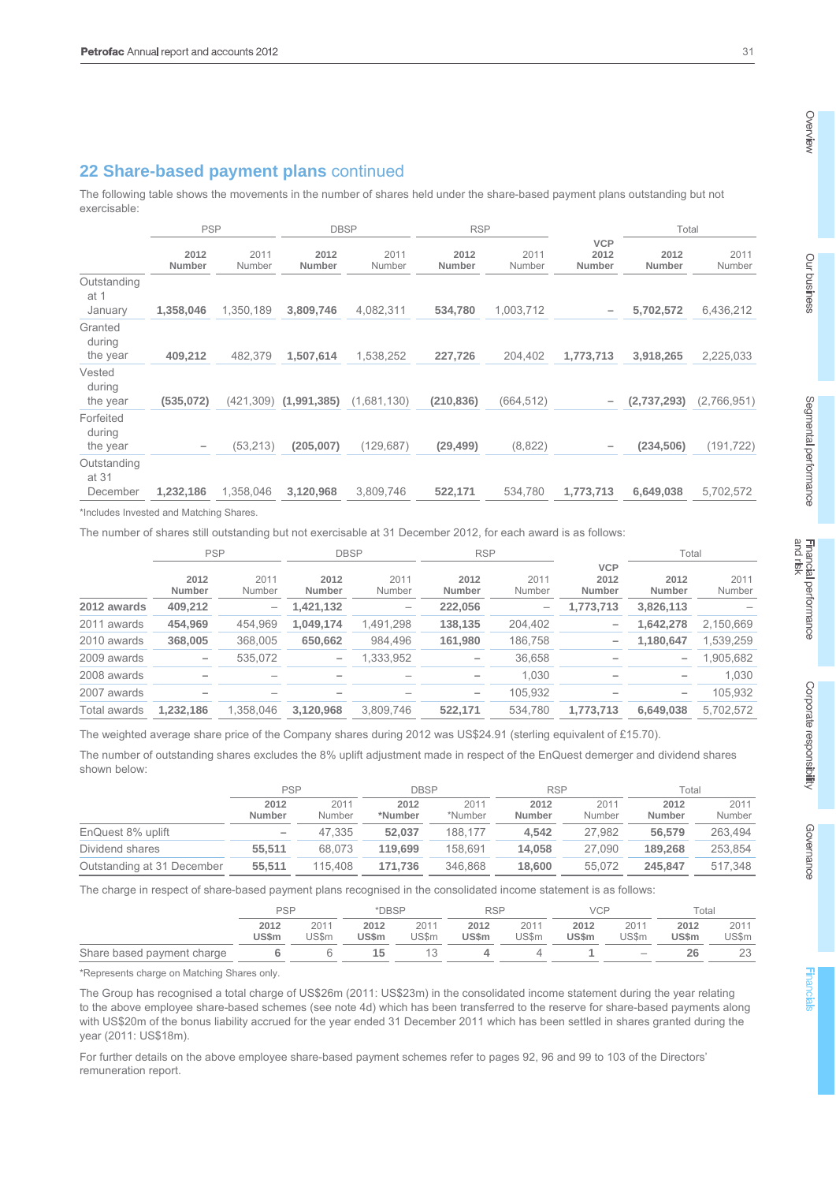## 22 Share-based payment plans continued

The following table shows the movements in the number of shares held under the share-based payment plans outstanding but not exercisable:

| | PSP | | DBSP | | RSP | | | Total | |
|---|---|---|---|---|---|---|---|---|---|
| | **2012 Number** | 2011 Number | **2012 Number** | 2011 Number | **2012 Number** | 2011 Number | **VCP 2012 Number** | **2012 Number** | 2011 Number |
| Outstanding at 1 January | **1,358,046** | 1,350,189 | **3,809,746** | 4,082,311 | **534,780** | 1,003,712 | **–** | **5,702,572** | 6,436,212 |
| Granted during the year | **409,212** | 482,379 | **1,507,614** | 1,538,252 | **227,726** | 204,402 | **1,773,713** | **3,918,265** | 2,225,033 |
| Vested during the year | **(535,072)** | (421,309) | **(1,991,385)** | (1,681,130) | **(210,836)** | (664,512) | **–** | **(2,737,293)** | (2,766,951) |
| Forfeited during the year | **–** | (53,213) | **(205,007)** | (129,687) | **(29,499)** | (8,822) | **–** | **(234,506)** | (191,722) |
| Outstanding at 31 December | **1,232,186** | 1,358,046 | **3,120,968** | 3,809,746 | **522,171** | 534,780 | **1,773,713** | **6,649,038** | 5,702,572 |

*Includes Invested and Matching Shares.

The number of shares still outstanding but not exercisable at 31 December 2012, for each award is as follows:

| | PSP | | DBSP | | RSP | | | Total | |
|---|---|---|---|---|---|---|---|---|---|
| | **2012 Number** | 2011 Number | **2012 Number** | 2011 Number | **2012 Number** | 2011 Number | **VCP 2012 Number** | **2012 Number** | 2011 Number |
| **2012 awards** | **409,212** | – | **1,421,132** | – | **222,056** | – | **1,773,713** | **3,826,113** | – |
| 2011 awards | **454,969** | 454,969 | **1,049,174** | 1,491,298 | **138,135** | 204,402 | **–** | **1,642,278** | 2,150,669 |
| 2010 awards | **368,005** | 368,005 | **650,662** | 984,496 | **161,980** | 186,758 | **–** | **1,180,647** | 1,539,259 |
| 2009 awards | **–** | 535,072 | **–** | 1,333,952 | **–** | 36,658 | **–** | **–** | 1,905,682 |
| 2008 awards | **–** | – | **–** | – | **–** | 1,030 | **–** | **–** | 1,030 |
| 2007 awards | **–** | – | **–** | – | **–** | 105,932 | **–** | **–** | 105,932 |
| Total awards | **1,232,186** | 1,358,046 | **3,120,968** | 3,809,746 | **522,171** | 534,780 | **1,773,713** | **6,649,038** | 5,702,572 |

The weighted average share price of the Company shares during 2012 was US$24.91 (sterling equivalent of £15.70).

The number of outstanding shares excludes the 8% uplift adjustment made in respect of the EnQuest demerger and dividend shares shown below:

| | PSP | | DBSP | | RSP | | Total | |
|---|---|---|---|---|---|---|---|---|
| | **2012 Number** | 2011 Number | **2012 *Number** | 2011 *Number | **2012 Number** | 2011 Number | **2012 Number** | 2011 Number |
| EnQuest 8% uplift | **–** | 47,335 | **52,037** | 188,177 | **4,542** | 27,982 | **56,579** | 263,494 |
| Dividend shares | **55,511** | 68,073 | **119,699** | 158,691 | **14,058** | 27,090 | **189,268** | 253,854 |
| Outstanding at 31 December | **55,511** | 115,408 | **171,736** | 346,868 | **18,600** | 55,072 | **245,847** | 517,348 |

The charge in respect of share-based payment plans recognised in the consolidated income statement is as follows:

| | PSP | | *DBSP | | RSP | | VCP | | Total | |
|---|---|---|---|---|---|---|---|---|---|---|
| | **2012 US$m** | 2011 US$m | **2012 US$m** | 2011 US$m | **2012 US$m** | 2011 US$m | **2012 US$m** | 2011 US$m | **2012 US$m** | 2011 US$m |
| Share based payment charge | **6** | 6 | **15** | 13 | **4** | 4 | **1** | – | **26** | 23 |

*Represents charge on Matching Shares only.

The Group has recognised a total charge of US$26m (2011: US$23m) in the consolidated income statement during the year relating to the above employee share-based schemes (see note 4d) which has been transferred to the reserve for share-based payments along with US$20m of the bonus liability accrued for the year ended 31 December 2011 which has been settled in shares granted during the year (2011: US$18m).

For further details on the above employee share-based payment schemes refer to pages 92, 96 and 99 to 103 of the Directors' remuneration report.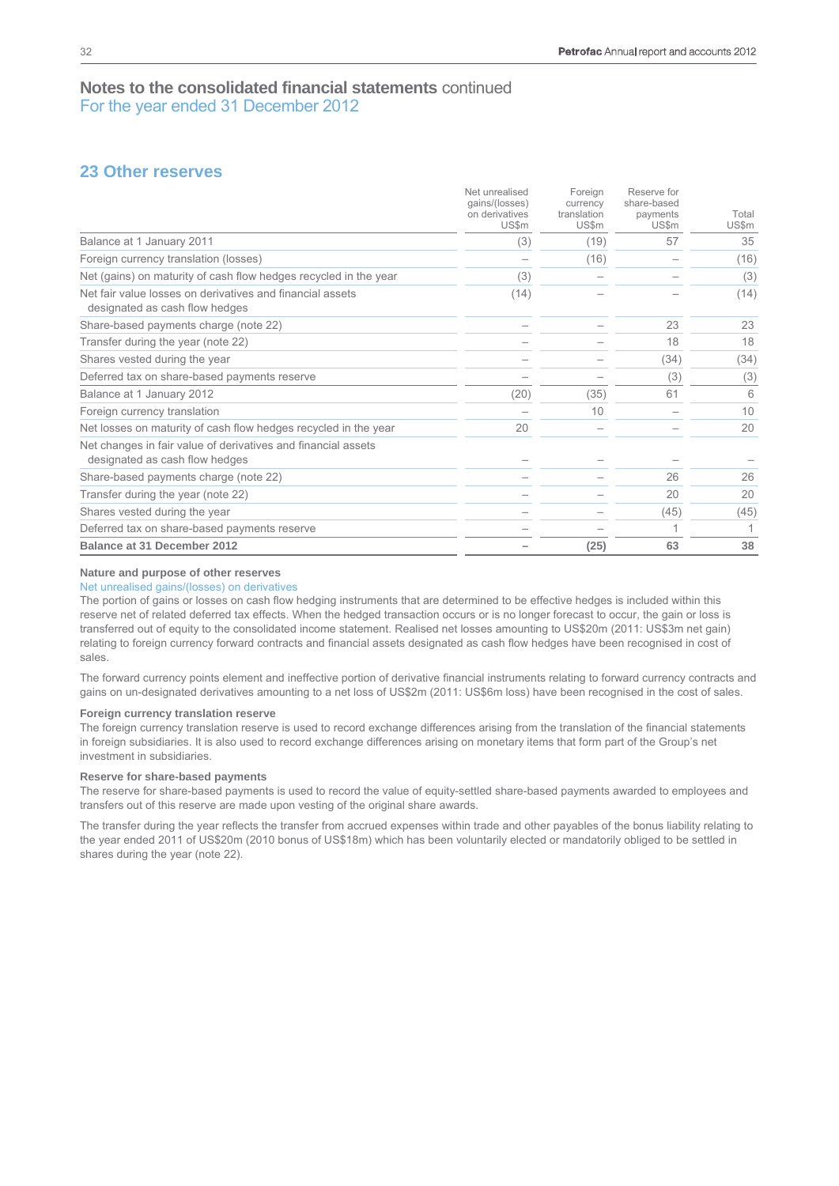# Notes to the consolidated financial statements continued
For the year ended 31 December 2012

## 23 Other reserves

| | Net unrealised gains/(losses) on derivatives US$m | Foreign currency translation US$m | Reserve for share-based payments US$m | Total US$m |
|---|---|---|---|---|
| Balance at 1 January 2011 | (3) | (19) | 57 | 35 |
| Foreign currency translation (losses) | – | (16) | – | (16) |
| Net (gains) on maturity of cash flow hedges recycled in the year | (3) | – | – | (3) |
| Net fair value losses on derivatives and financial assets designated as cash flow hedges | (14) | – | – | (14) |
| Share-based payments charge (note 22) | – | – | 23 | 23 |
| Transfer during the year (note 22) | – | – | 18 | 18 |
| Shares vested during the year | – | – | (34) | (34) |
| Deferred tax on share-based payments reserve | – | – | (3) | (3) |
| Balance at 1 January 2012 | (20) | (35) | 61 | 6 |
| Foreign currency translation | – | 10 | – | 10 |
| Net losses on maturity of cash flow hedges recycled in the year | 20 | – | – | 20 |
| Net changes in fair value of derivatives and financial assets designated as cash flow hedges | – | – | – | – |
| Share-based payments charge (note 22) | – | – | 26 | 26 |
| Transfer during the year (note 22) | – | – | 20 | 20 |
| Shares vested during the year | – | – | (45) | (45) |
| Deferred tax on share-based payments reserve | – | – | 1 | 1 |
| **Balance at 31 December 2012** | **–** | **(25)** | **63** | **38** |

**Nature and purpose of other reserves**

Net unrealised gains/(losses) on derivatives

The portion of gains or losses on cash flow hedging instruments that are determined to be effective hedges is included within this reserve net of related deferred tax effects. When the hedged transaction occurs or is no longer forecast to occur, the gain or loss is transferred out of equity to the consolidated income statement. Realised net losses amounting to US$20m (2011: US$3m net gain) relating to foreign currency forward contracts and financial assets designated as cash flow hedges have been recognised in cost of sales.

The forward currency points element and ineffective portion of derivative financial instruments relating to forward currency contracts and gains on un-designated derivatives amounting to a net loss of US$2m (2011: US$6m loss) have been recognised in the cost of sales.

**Foreign currency translation reserve**

The foreign currency translation reserve is used to record exchange differences arising from the translation of the financial statements in foreign subsidiaries. It is also used to record exchange differences arising on monetary items that form part of the Group's net investment in subsidiaries.

**Reserve for share-based payments**

The reserve for share-based payments is used to record the value of equity-settled share-based payments awarded to employees and transfers out of this reserve are made upon vesting of the original share awards.

The transfer during the year reflects the transfer from accrued expenses within trade and other payables of the bonus liability relating to the year ended 2011 of US$20m (2010 bonus of US$18m) which has been voluntarily elected or mandatorily obliged to be settled in shares during the year (note 22).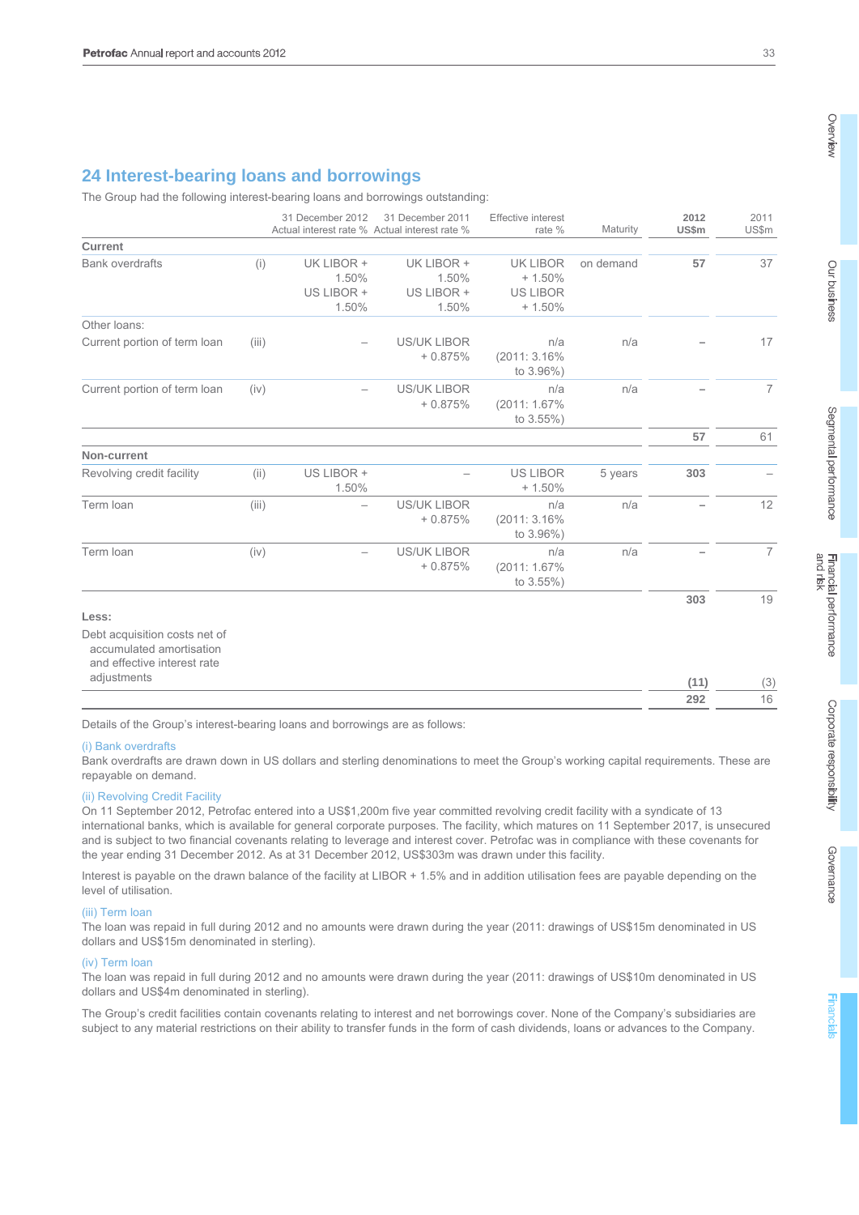## 24 Interest-bearing loans and borrowings

The Group had the following interest-bearing loans and borrowings outstanding:

| | | 31 December 2012 Actual interest rate % | 31 December 2011 Actual interest rate % | Effective interest rate % | Maturity | 2012 US$m | 2011 US$m |
|---|---|---|---|---|---|---|---|
| **Current** | | | | | | | |
| Bank overdrafts | (i) | UK LIBOR + 1.50% US LIBOR + 1.50% | UK LIBOR + 1.50% US LIBOR + 1.50% | UK LIBOR + 1.50% US LIBOR + 1.50% | on demand | **57** | 37 |
| Other loans: | | | | | | | |
| Current portion of term loan | (iii) | – | US/UK LIBOR + 0.875% | n/a (2011: 3.16% to 3.96%) | n/a | – | 17 |
| Current portion of term loan | (iv) | – | US/UK LIBOR + 0.875% | n/a (2011: 1.67% to 3.55%) | n/a | – | 7 |
| | | | | | | **57** | 61 |
| **Non-current** | | | | | | | |
| Revolving credit facility | (ii) | US LIBOR + 1.50% | – | US LIBOR + 1.50% | 5 years | **303** | – |
| Term loan | (iii) | – | US/UK LIBOR + 0.875% | n/a (2011: 3.16% to 3.96%) | n/a | – | 12 |
| Term loan | (iv) | – | US/UK LIBOR + 0.875% | n/a (2011: 1.67% to 3.55%) | n/a | – | 7 |
| | | | | | | **303** | 19 |
| **Less:** | | | | | | | |
| Debt acquisition costs net of accumulated amortisation and effective interest rate adjustments | | | | | | **(11)** | (3) |
| | | | | | | **292** | 16 |

Details of the Group's interest-bearing loans and borrowings are as follows:

(i) Bank overdrafts

Bank overdrafts are drawn down in US dollars and sterling denominations to meet the Group's working capital requirements. These are repayable on demand.

(ii) Revolving Credit Facility

On 11 September 2012, Petrofac entered into a US$1,200m five year committed revolving credit facility with a syndicate of 13 international banks, which is available for general corporate purposes. The facility, which matures on 11 September 2017, is unsecured and is subject to two financial covenants relating to leverage and interest cover. Petrofac was in compliance with these covenants for the year ending 31 December 2012. As at 31 December 2012, US$303m was drawn under this facility.

Interest is payable on the drawn balance of the facility at LIBOR + 1.5% and in addition utilisation fees are payable depending on the level of utilisation.

(iii) Term loan

The loan was repaid in full during 2012 and no amounts were drawn during the year (2011: drawings of US$15m denominated in US dollars and US$15m denominated in sterling).

(iv) Term loan

The loan was repaid in full during 2012 and no amounts were drawn during the year (2011: drawings of US$10m denominated in US dollars and US$4m denominated in sterling).

The Group's credit facilities contain covenants relating to interest and net borrowings cover. None of the Company's subsidiaries are subject to any material restrictions on their ability to transfer funds in the form of cash dividends, loans or advances to the Company.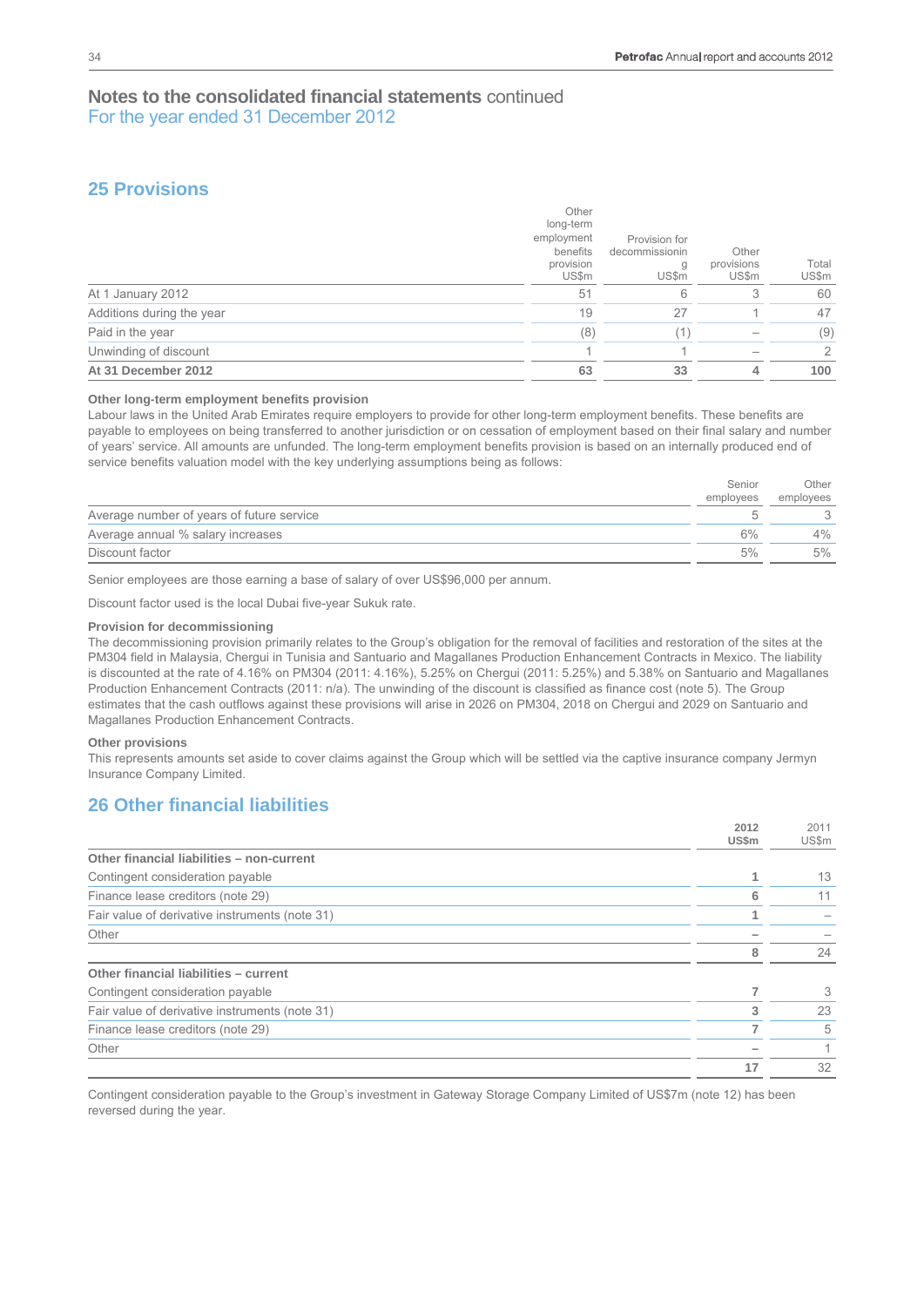# Notes to the consolidated financial statements continued
For the year ended 31 December 2012

## 25 Provisions

| | Other long-term employment benefits provision US$m | Provision for decommissioning US$m | Other provisions US$m | Total US$m |
|---|---|---|---|---|
| At 1 January 2012 | 51 | 6 | 3 | 60 |
| Additions during the year | 19 | 27 | 1 | 47 |
| Paid in the year | (8) | (1) | – | (9) |
| Unwinding of discount | 1 | 1 | – | 2 |
| **At 31 December 2012** | **63** | **33** | **4** | **100** |

### Other long-term employment benefits provision

Labour laws in the United Arab Emirates require employers to provide for other long-term employment benefits. These benefits are payable to employees on being transferred to another jurisdiction or on cessation of employment based on their final salary and number of years' service. All amounts are unfunded. The long-term employment benefits provision is based on an internally produced end of service benefits valuation model with the key underlying assumptions being as follows:

| | Senior employees | Other employees |
|---|---|---|
| Average number of years of future service | 5 | 3 |
| Average annual % salary increases | 6% | 4% |
| Discount factor | 5% | 5% |

Senior employees are those earning a base of salary of over US$96,000 per annum.

Discount factor used is the local Dubai five-year Sukuk rate.

### Provision for decommissioning

The decommissioning provision primarily relates to the Group's obligation for the removal of facilities and restoration of the sites at the PM304 field in Malaysia, Chergui in Tunisia and Santuario and Magallanes Production Enhancement Contracts in Mexico. The liability is discounted at the rate of 4.16% on PM304 (2011: 4.16%), 5.25% on Chergui (2011: 5.25%) and 5.38% on Santuario and Magallanes Production Enhancement Contracts (2011: n/a). The unwinding of the discount is classified as finance cost (note 5). The Group estimates that the cash outflows against these provisions will arise in 2026 on PM304, 2018 on Chergui and 2029 on Santuario and Magallanes Production Enhancement Contracts.

### Other provisions

This represents amounts set aside to cover claims against the Group which will be settled via the captive insurance company Jermyn Insurance Company Limited.

## 26 Other financial liabilities

| | **2012 US$m** | 2011 US$m |
|---|---|---|
| **Other financial liabilities – non-current** | | |
| Contingent consideration payable | **1** | 13 |
| Finance lease creditors (note 29) | **6** | 11 |
| Fair value of derivative instruments (note 31) | **1** | – |
| Other | **–** | – |
| | **8** | 24 |
| **Other financial liabilities – current** | | |
| Contingent consideration payable | **7** | 3 |
| Fair value of derivative instruments (note 31) | **3** | 23 |
| Finance lease creditors (note 29) | **7** | 5 |
| Other | **–** | 1 |
| | **17** | 32 |

Contingent consideration payable to the Group's investment in Gateway Storage Company Limited of US$7m (note 12) has been reversed during the year.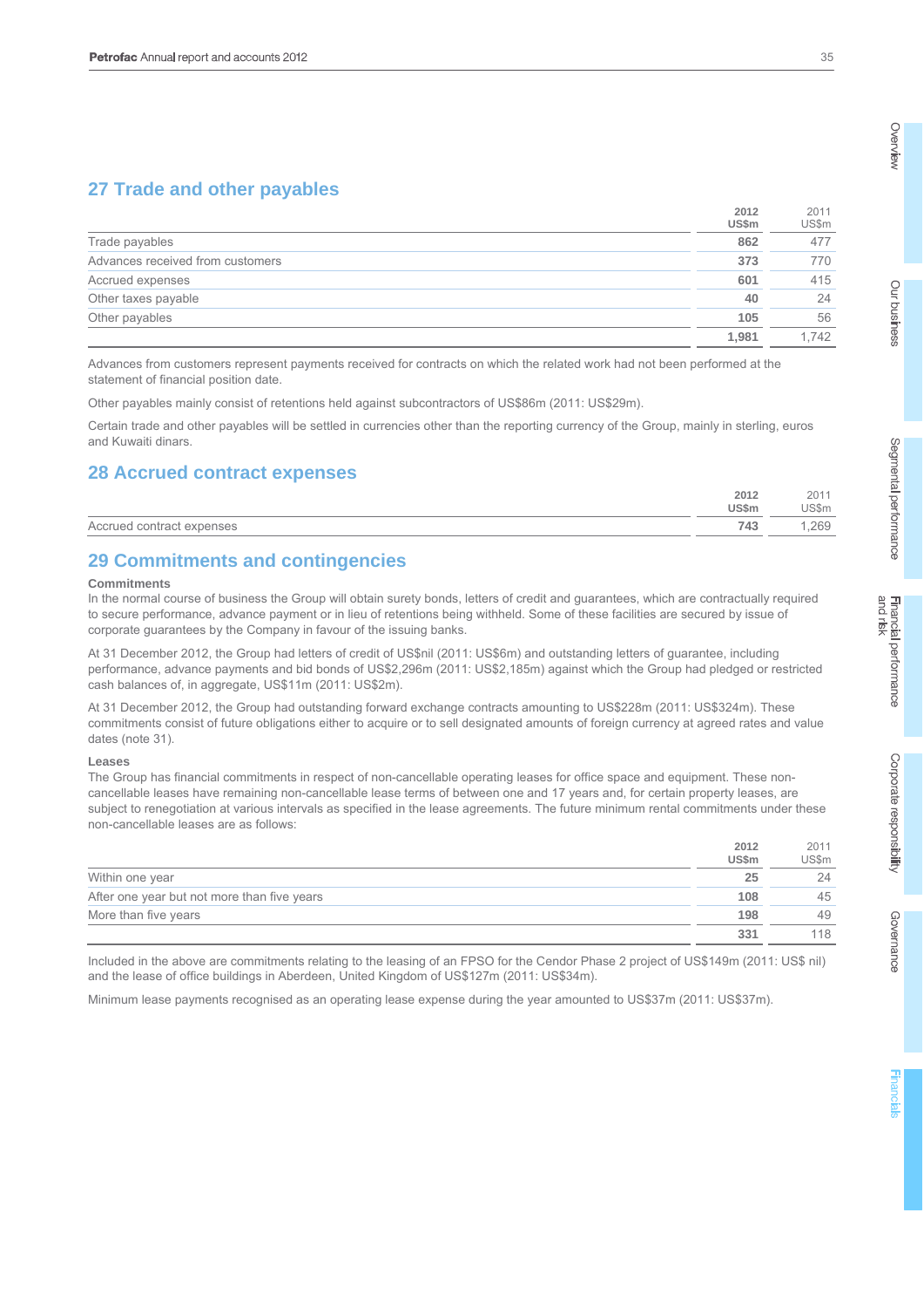## 27 Trade and other payables

| | 2012 US$m | 2011 US$m |
|---|---|---|
| Trade payables | **862** | 477 |
| Advances received from customers | **373** | 770 |
| Accrued expenses | **601** | 415 |
| Other taxes payable | **40** | 24 |
| Other payables | **105** | 56 |
| | **1,981** | 1,742 |

Advances from customers represent payments received for contracts on which the related work had not been performed at the statement of financial position date.

Other payables mainly consist of retentions held against subcontractors of US$86m (2011: US$29m).

Certain trade and other payables will be settled in currencies other than the reporting currency of the Group, mainly in sterling, euros and Kuwaiti dinars.

## 28 Accrued contract expenses

| | 2012 US$m | 2011 US$m |
|---|---|---|
| Accrued contract expenses | **743** | 1,269 |

## 29 Commitments and contingencies

**Commitments**

In the normal course of business the Group will obtain surety bonds, letters of credit and guarantees, which are contractually required to secure performance, advance payment or in lieu of retentions being withheld. Some of these facilities are secured by issue of corporate guarantees by the Company in favour of the issuing banks.

At 31 December 2012, the Group had letters of credit of US$nil (2011: US$6m) and outstanding letters of guarantee, including performance, advance payments and bid bonds of US$2,296m (2011: US$2,185m) against which the Group had pledged or restricted cash balances of, in aggregate, US$11m (2011: US$2m).

At 31 December 2012, the Group had outstanding forward exchange contracts amounting to US$228m (2011: US$324m). These commitments consist of future obligations either to acquire or to sell designated amounts of foreign currency at agreed rates and value dates (note 31).

**Leases**

The Group has financial commitments in respect of non-cancellable operating leases for office space and equipment. These non-cancellable leases have remaining non-cancellable lease terms of between one and 17 years and, for certain property leases, are subject to renegotiation at various intervals as specified in the lease agreements. The future minimum rental commitments under these non-cancellable leases are as follows:

| | 2012 US$m | 2011 US$m |
|---|---|---|
| Within one year | **25** | 24 |
| After one year but not more than five years | **108** | 45 |
| More than five years | **198** | 49 |
| | **331** | 118 |

Included in the above are commitments relating to the leasing of an FPSO for the Cendor Phase 2 project of US$149m (2011: US$ nil) and the lease of office buildings in Aberdeen, United Kingdom of US$127m (2011: US$34m).

Minimum lease payments recognised as an operating lease expense during the year amounted to US$37m (2011: US$37m).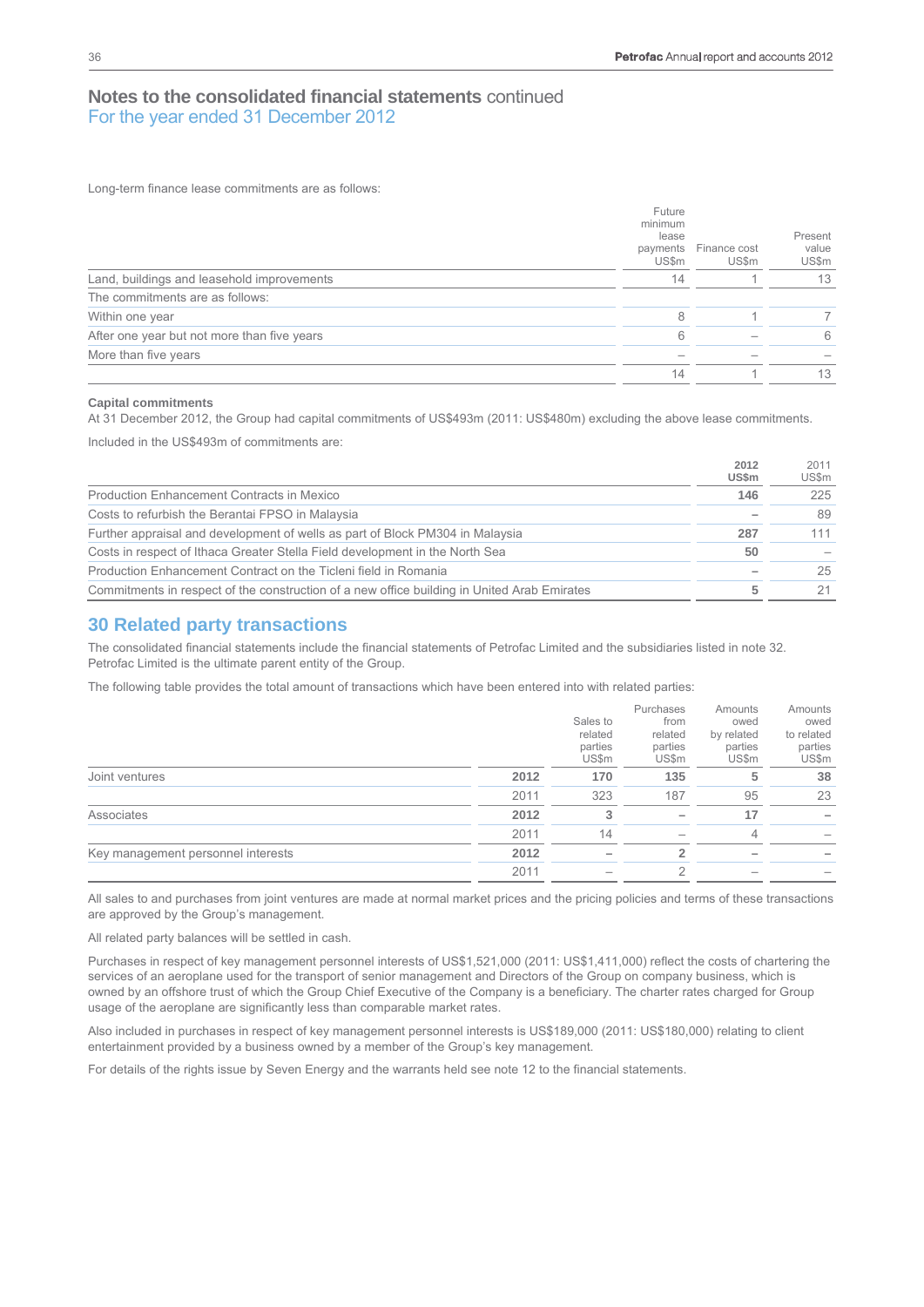## Notes to the consolidated financial statements continued
For the year ended 31 December 2012

Long-term finance lease commitments are as follows:

| | Future minimum lease payments US$m | Finance cost US$m | Present value US$m |
|---|---|---|---|
| Land, buildings and leasehold improvements | 14 | 1 | 13 |
| The commitments are as follows: | | | |
| Within one year | 8 | 1 | 7 |
| After one year but not more than five years | 6 | – | 6 |
| More than five years | – | – | – |
| | 14 | 1 | 13 |

**Capital commitments**

At 31 December 2012, the Group had capital commitments of US$493m (2011: US$480m) excluding the above lease commitments.

Included in the US$493m of commitments are:

| | **2012 US$m** | 2011 US$m |
|---|---|---|
| Production Enhancement Contracts in Mexico | **146** | 225 |
| Costs to refurbish the Berantai FPSO in Malaysia | **–** | 89 |
| Further appraisal and development of wells as part of Block PM304 in Malaysia | **287** | 111 |
| Costs in respect of Ithaca Greater Stella Field development in the North Sea | **50** | – |
| Production Enhancement Contract on the Ticleni field in Romania | **–** | 25 |
| Commitments in respect of the construction of a new office building in United Arab Emirates | **5** | 21 |

## 30 Related party transactions

The consolidated financial statements include the financial statements of Petrofac Limited and the subsidiaries listed in note 32. Petrofac Limited is the ultimate parent entity of the Group.

The following table provides the total amount of transactions which have been entered into with related parties:

| | | Sales to related parties US$m | Purchases from related parties US$m | Amounts owed by related parties US$m | Amounts owed to related parties US$m |
|---|---|---|---|---|---|
| Joint ventures | **2012** | **170** | **135** | **5** | **38** |
| | 2011 | 323 | 187 | 95 | 23 |
| Associates | **2012** | **3** | **–** | **17** | **–** |
| | 2011 | 14 | – | 4 | – |
| Key management personnel interests | **2012** | **–** | **2** | **–** | **–** |
| | 2011 | – | 2 | – | – |

All sales to and purchases from joint ventures are made at normal market prices and the pricing policies and terms of these transactions are approved by the Group's management.

All related party balances will be settled in cash.

Purchases in respect of key management personnel interests of US$1,521,000 (2011: US$1,411,000) reflect the costs of chartering the services of an aeroplane used for the transport of senior management and Directors of the Group on company business, which is owned by an offshore trust of which the Group Chief Executive of the Company is a beneficiary. The charter rates charged for Group usage of the aeroplane are significantly less than comparable market rates.

Also included in purchases in respect of key management personnel interests is US$189,000 (2011: US$180,000) relating to client entertainment provided by a business owned by a member of the Group's key management.

For details of the rights issue by Seven Energy and the warrants held see note 12 to the financial statements.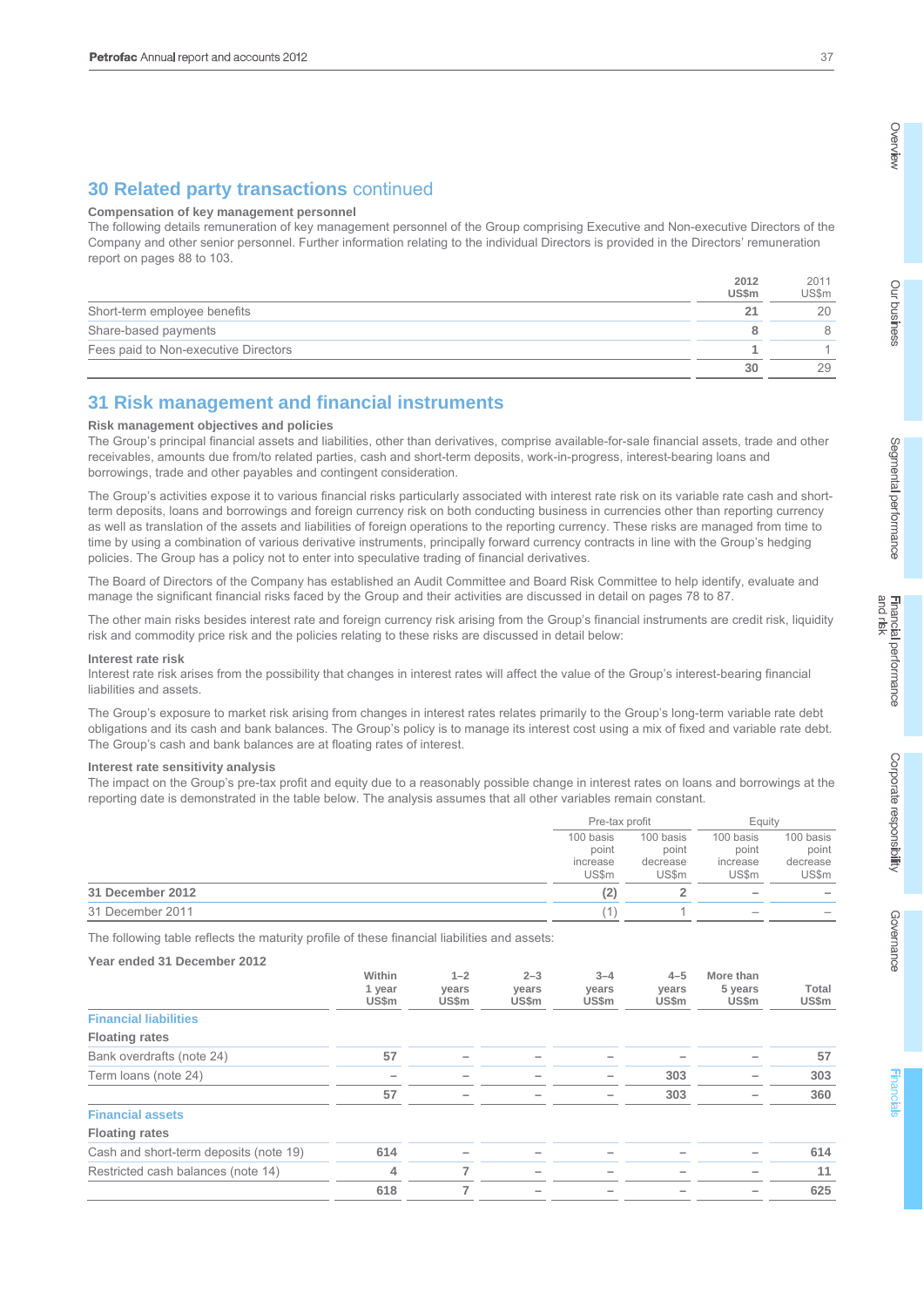## 30 Related party transactions continued

**Compensation of key management personnel**

The following details remuneration of key management personnel of the Group comprising Executive and Non-executive Directors of the Company and other senior personnel. Further information relating to the individual Directors is provided in the Directors' remuneration report on pages 88 to 103.

| | 2012 US$m | 2011 US$m |
|---|---|---|
| Short-term employee benefits | **21** | 20 |
| Share-based payments | **8** | 8 |
| Fees paid to Non-executive Directors | **1** | 1 |
| | **30** | 29 |

## 31 Risk management and financial instruments

**Risk management objectives and policies**

The Group's principal financial assets and liabilities, other than derivatives, comprise available-for-sale financial assets, trade and other receivables, amounts due from/to related parties, cash and short-term deposits, work-in-progress, interest-bearing loans and borrowings, trade and other payables and contingent consideration.

The Group's activities expose it to various financial risks particularly associated with interest rate risk on its variable rate cash and short-term deposits, loans and borrowings and foreign currency risk on both conducting business in currencies other than reporting currency as well as translation of the assets and liabilities of foreign operations to the reporting currency. These risks are managed from time to time by using a combination of various derivative instruments, principally forward currency contracts in line with the Group's hedging policies. The Group has a policy not to enter into speculative trading of financial derivatives.

The Board of Directors of the Company has established an Audit Committee and Board Risk Committee to help identify, evaluate and manage the significant financial risks faced by the Group and their activities are discussed in detail on pages 78 to 87.

The other main risks besides interest rate and foreign currency risk arising from the Group's financial instruments are credit risk, liquidity risk and commodity price risk and the policies relating to these risks are discussed in detail below:

**Interest rate risk**

Interest rate risk arises from the possibility that changes in interest rates will affect the value of the Group's interest-bearing financial liabilities and assets.

The Group's exposure to market risk arising from changes in interest rates relates primarily to the Group's long-term variable rate debt obligations and its cash and bank balances. The Group's policy is to manage its interest cost using a mix of fixed and variable rate debt. The Group's cash and bank balances are at floating rates of interest.

**Interest rate sensitivity analysis**

The impact on the Group's pre-tax profit and equity due to a reasonably possible change in interest rates on loans and borrowings at the reporting date is demonstrated in the table below. The analysis assumes that all other variables remain constant.

| | Pre-tax profit | | Equity | |
|---|---|---|---|---|
| | 100 basis point increase US$m | 100 basis point decrease US$m | 100 basis point increase US$m | 100 basis point decrease US$m |
| **31 December 2012** | **(2)** | **2** | **–** | **–** |
| 31 December 2011 | (1) | 1 | – | – |

The following table reflects the maturity profile of these financial liabilities and assets:

**Year ended 31 December 2012**

| | Within 1 year US$m | 1–2 years US$m | 2–3 years US$m | 3–4 years US$m | 4–5 years US$m | More than 5 years US$m | Total US$m |
|---|---|---|---|---|---|---|---|
| **Financial liabilities** | | | | | | | |
| **Floating rates** | | | | | | | |
| Bank overdrafts (note 24) | **57** | **–** | **–** | **–** | **–** | **–** | **57** |
| Term loans (note 24) | **–** | **–** | **–** | **–** | **303** | **–** | **303** |
| | **57** | **–** | **–** | **–** | **303** | **–** | **360** |
| **Financial assets** | | | | | | | |
| **Floating rates** | | | | | | | |
| Cash and short-term deposits (note 19) | **614** | **–** | **–** | **–** | **–** | **–** | **614** |
| Restricted cash balances (note 14) | **4** | **7** | **–** | **–** | **–** | **–** | **11** |
| | **618** | **7** | **–** | **–** | **–** | **–** | **625** |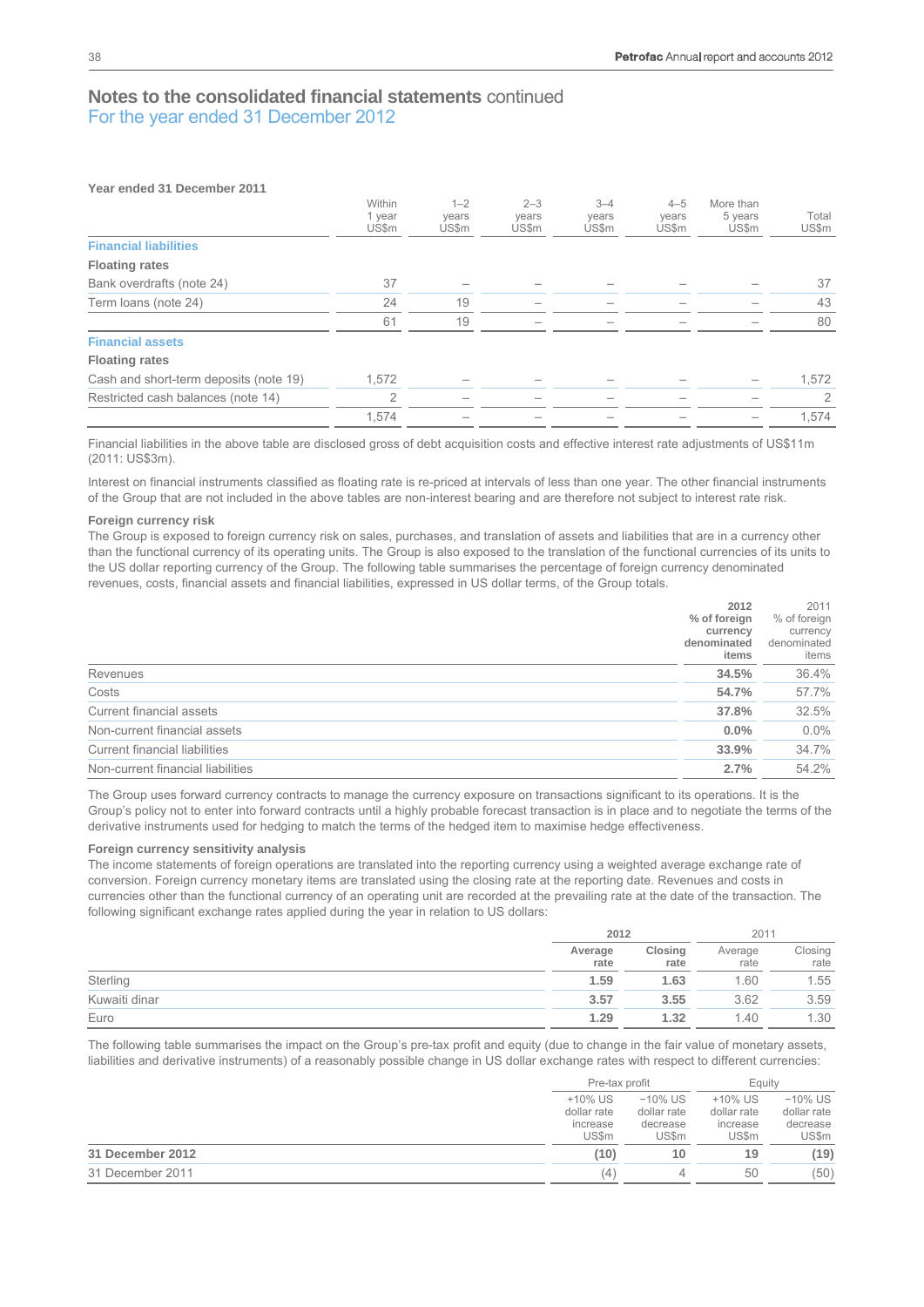## Notes to the consolidated financial statements continued
For the year ended 31 December 2012

**Year ended 31 December 2011**

| | Within 1 year US$m | 1–2 years US$m | 2–3 years US$m | 3–4 years US$m | 4–5 years US$m | More than 5 years US$m | Total US$m |
|---|---|---|---|---|---|---|---|
| **Financial liabilities** | | | | | | | |
| **Floating rates** | | | | | | | |
| Bank overdrafts (note 24) | 37 | – | – | – | – | – | 37 |
| Term loans (note 24) | 24 | 19 | – | – | – | – | 43 |
| | 61 | 19 | – | – | – | – | 80 |
| **Financial assets** | | | | | | | |
| **Floating rates** | | | | | | | |
| Cash and short-term deposits (note 19) | 1,572 | – | – | – | – | – | 1,572 |
| Restricted cash balances (note 14) | 2 | – | – | – | – | – | 2 |
| | 1,574 | – | – | – | – | – | 1,574 |

Financial liabilities in the above table are disclosed gross of debt acquisition costs and effective interest rate adjustments of US$11m (2011: US$3m).

Interest on financial instruments classified as floating rate is re-priced at intervals of less than one year. The other financial instruments of the Group that are not included in the above tables are non-interest bearing and are therefore not subject to interest rate risk.

**Foreign currency risk**

The Group is exposed to foreign currency risk on sales, purchases, and translation of assets and liabilities that are in a currency other than the functional currency of its operating units. The Group is also exposed to the translation of the functional currencies of its units to the US dollar reporting currency of the Group. The following table summarises the percentage of foreign currency denominated revenues, costs, financial assets and financial liabilities, expressed in US dollar terms, of the Group totals.

| | **2012 % of foreign currency denominated items** | 2011 % of foreign currency denominated items |
|---|---|---|
| Revenues | **34.5%** | 36.4% |
| Costs | **54.7%** | 57.7% |
| Current financial assets | **37.8%** | 32.5% |
| Non-current financial assets | **0.0%** | 0.0% |
| Current financial liabilities | **33.9%** | 34.7% |
| Non-current financial liabilities | **2.7%** | 54.2% |

The Group uses forward currency contracts to manage the currency exposure on transactions significant to its operations. It is the Group's policy not to enter into forward contracts until a highly probable forecast transaction is in place and to negotiate the terms of the derivative instruments used for hedging to match the terms of the hedged item to maximise hedge effectiveness.

**Foreign currency sensitivity analysis**

The income statements of foreign operations are translated into the reporting currency using a weighted average exchange rate of conversion. Foreign currency monetary items are translated using the closing rate at the reporting date. Revenues and costs in currencies other than the functional currency of an operating unit are recorded at the prevailing rate at the date of the transaction. The following significant exchange rates applied during the year in relation to US dollars:

| | **2012** | | 2011 | |
|---|---|---|---|---|
| | **Average rate** | **Closing rate** | Average rate | Closing rate |
| Sterling | **1.59** | **1.63** | 1.60 | 1.55 |
| Kuwaiti dinar | **3.57** | **3.55** | 3.62 | 3.59 |
| Euro | **1.29** | **1.32** | 1.40 | 1.30 |

The following table summarises the impact on the Group's pre-tax profit and equity (due to change in the fair value of monetary assets, liabilities and derivative instruments) of a reasonably possible change in US dollar exchange rates with respect to different currencies:

| | Pre-tax profit | | Equity | |
|---|---|---|---|---|
| | +10% US dollar rate increase US$m | –10% US dollar rate decrease US$m | +10% US dollar rate increase US$m | –10% US dollar rate decrease US$m |
| **31 December 2012** | **(10)** | **10** | **19** | **(19)** |
| 31 December 2011 | (4) | 4 | 50 | (50) |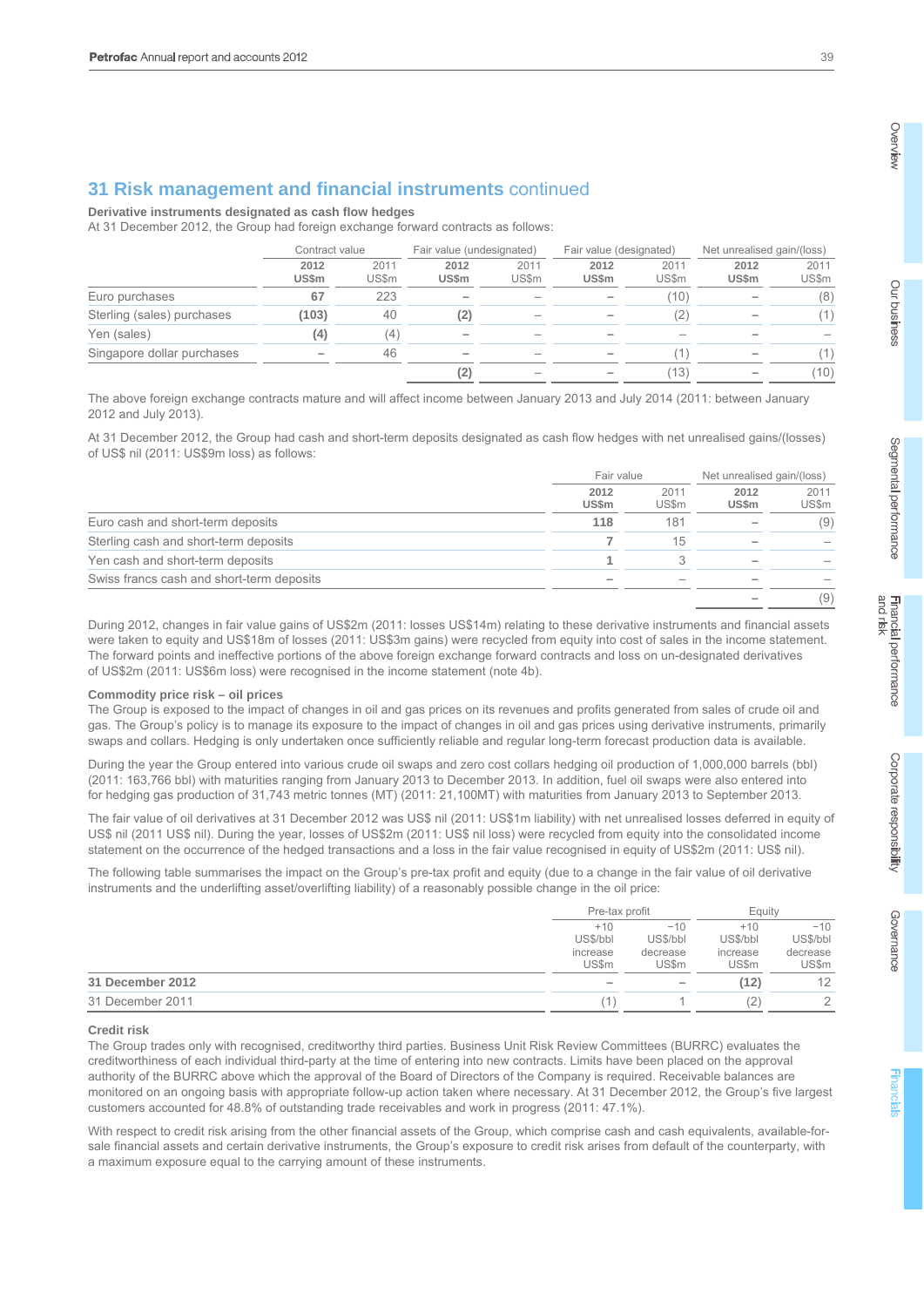## 31 Risk management and financial instruments continued

**Derivative instruments designated as cash flow hedges**

At 31 December 2012, the Group had foreign exchange forward contracts as follows:

| | Contract value | | Fair value (undesignated) | | Fair value (designated) | | Net unrealised gain/(loss) | |
|---|---|---|---|---|---|---|---|---|
| | **2012 US$m** | 2011 US$m | **2012 US$m** | 2011 US$m | **2012 US$m** | 2011 US$m | **2012 US$m** | 2011 US$m |
| Euro purchases | **67** | 223 | **–** | – | **–** | (10) | **–** | (8) |
| Sterling (sales) purchases | **(103)** | 40 | **(2)** | – | **–** | (2) | **–** | (1) |
| Yen (sales) | **(4)** | (4) | **–** | – | **–** | – | **–** | – |
| Singapore dollar purchases | **–** | 46 | **–** | – | **–** | (1) | **–** | (1) |
| | | | **(2)** | – | **–** | (13) | **–** | (10) |

The above foreign exchange contracts mature and will affect income between January 2013 and July 2014 (2011: between January 2012 and July 2013).

At 31 December 2012, the Group had cash and short-term deposits designated as cash flow hedges with net unrealised gains/(losses) of US$ nil (2011: US$9m loss) as follows:

| | Fair value | | Net unrealised gain/(loss) | |
|---|---|---|---|---|
| | **2012 US$m** | 2011 US$m | **2012 US$m** | 2011 US$m |
| Euro cash and short-term deposits | **118** | 181 | **–** | (9) |
| Sterling cash and short-term deposits | **7** | 15 | **–** | – |
| Yen cash and short-term deposits | **1** | 3 | **–** | – |
| Swiss francs cash and short-term deposits | **–** | – | **–** | – |
| | | | **–** | (9) |

During 2012, changes in fair value gains of US$2m (2011: losses US$14m) relating to these derivative instruments and financial assets were taken to equity and US$18m of losses (2011: US$3m gains) were recycled from equity into cost of sales in the income statement. The forward points and ineffective portions of the above foreign exchange forward contracts and loss on un-designated derivatives of US$2m (2011: US$6m loss) were recognised in the income statement (note 4b).

**Commodity price risk – oil prices**

The Group is exposed to the impact of changes in oil and gas prices on its revenues and profits generated from sales of crude oil and gas. The Group's policy is to manage its exposure to the impact of changes in oil and gas prices using derivative instruments, primarily swaps and collars. Hedging is only undertaken once sufficiently reliable and regular long-term forecast production data is available.

During the year the Group entered into various crude oil swaps and zero cost collars hedging oil production of 1,000,000 barrels (bbl) (2011: 163,766 bbl) with maturities ranging from January 2013 to December 2013. In addition, fuel oil swaps were also entered into for hedging gas production of 31,743 metric tonnes (MT) (2011: 21,100MT) with maturities from January 2013 to September 2013.

The fair value of oil derivatives at 31 December 2012 was US$ nil (2011: US$1m liability) with net unrealised losses deferred in equity of US$ nil (2011 US$ nil). During the year, losses of US$2m (2011: US$ nil loss) were recycled from equity into the consolidated income statement on the occurrence of the hedged transactions and a loss in the fair value recognised in equity of US$2m (2011: US$ nil).

The following table summarises the impact on the Group's pre-tax profit and equity (due to a change in the fair value of oil derivative instruments and the underlifting asset/overlifting liability) of a reasonably possible change in the oil price:

| | Pre-tax profit | | Equity | |
|---|---|---|---|---|
| | +10 US$/bbl increase US$m | −10 US$/bbl decrease US$m | +10 US$/bbl increase US$m | −10 US$/bbl decrease US$m |
| **31 December 2012** | **–** | **–** | **(12)** | **12** |
| 31 December 2011 | (1) | 1 | (2) | 2 |

**Credit risk**

The Group trades only with recognised, creditworthy third parties. Business Unit Risk Review Committees (BURRC) evaluates the creditworthiness of each individual third-party at the time of entering into new contracts. Limits have been placed on the approval authority of the BURRC above which the approval of the Board of Directors of the Company is required. Receivable balances are monitored on an ongoing basis with appropriate follow-up action taken where necessary. At 31 December 2012, the Group's five largest customers accounted for 48.8% of outstanding trade receivables and work in progress (2011: 47.1%).

With respect to credit risk arising from the other financial assets of the Group, which comprise cash and cash equivalents, available-for-sale financial assets and certain derivative instruments, the Group's exposure to credit risk arises from default of the counterparty, with a maximum exposure equal to the carrying amount of these instruments.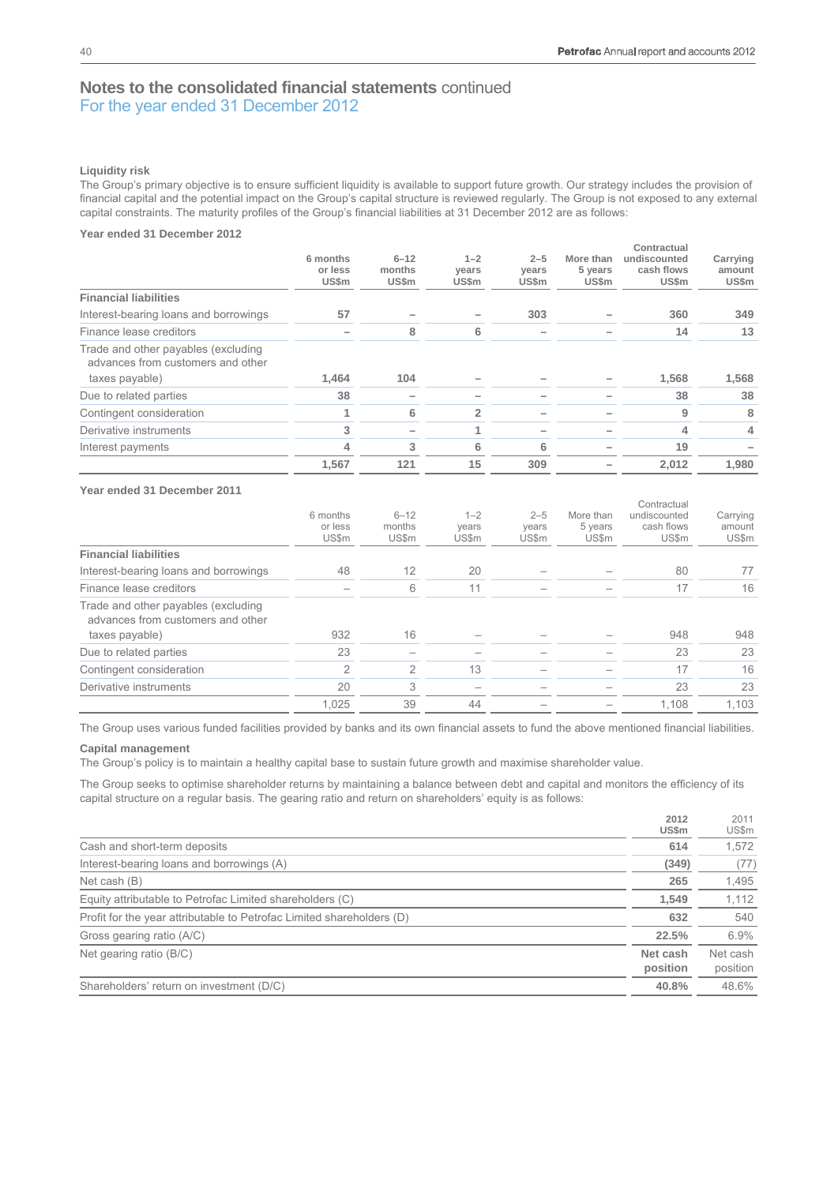## Notes to the consolidated financial statements continued
For the year ended 31 December 2012

**Liquidity risk**

The Group's primary objective is to ensure sufficient liquidity is available to support future growth. Our strategy includes the provision of financial capital and the potential impact on the Group's capital structure is reviewed regularly. The Group is not exposed to any external capital constraints. The maturity profiles of the Group's financial liabilities at 31 December 2012 are as follows:

**Year ended 31 December 2012**

| | 6 months or less US$m | 6–12 months US$m | 1–2 years US$m | 2–5 years US$m | More than 5 years US$m | Contractual undiscounted cash flows US$m | Carrying amount US$m |
|---|---|---|---|---|---|---|---|
| **Financial liabilities** | | | | | | | |
| Interest-bearing loans and borrowings | 57 | – | – | 303 | – | 360 | 349 |
| Finance lease creditors | – | 8 | 6 | – | – | 14 | 13 |
| Trade and other payables (excluding advances from customers and other taxes payable) | 1,464 | 104 | – | – | – | 1,568 | 1,568 |
| Due to related parties | 38 | – | – | – | – | 38 | 38 |
| Contingent consideration | 1 | 6 | 2 | – | – | 9 | 8 |
| Derivative instruments | 3 | – | 1 | – | – | 4 | 4 |
| Interest payments | 4 | 3 | 6 | 6 | – | 19 | – |
| | 1,567 | 121 | 15 | 309 | – | 2,012 | 1,980 |

**Year ended 31 December 2011**

| | 6 months or less US$m | 6–12 months US$m | 1–2 years US$m | 2–5 years US$m | More than 5 years US$m | Contractual undiscounted cash flows US$m | Carrying amount US$m |
|---|---|---|---|---|---|---|---|
| **Financial liabilities** | | | | | | | |
| Interest-bearing loans and borrowings | 48 | 12 | 20 | – | – | 80 | 77 |
| Finance lease creditors | – | 6 | 11 | – | – | 17 | 16 |
| Trade and other payables (excluding advances from customers and other taxes payable) | 932 | 16 | – | – | – | 948 | 948 |
| Due to related parties | 23 | – | – | – | – | 23 | 23 |
| Contingent consideration | 2 | 2 | 13 | – | – | 17 | 16 |
| Derivative instruments | 20 | 3 | – | – | – | 23 | 23 |
| | 1,025 | 39 | 44 | – | – | 1,108 | 1,103 |

The Group uses various funded facilities provided by banks and its own financial assets to fund the above mentioned financial liabilities.

**Capital management**

The Group's policy is to maintain a healthy capital base to sustain future growth and maximise shareholder value.

The Group seeks to optimise shareholder returns by maintaining a balance between debt and capital and monitors the efficiency of its capital structure on a regular basis. The gearing ratio and return on shareholders' equity is as follows:

| | 2012 US$m | 2011 US$m |
|---|---|---|
| Cash and short-term deposits | 614 | 1,572 |
| Interest-bearing loans and borrowings (A) | (349) | (77) |
| Net cash (B) | 265 | 1,495 |
| Equity attributable to Petrofac Limited shareholders (C) | 1,549 | 1,112 |
| Profit for the year attributable to Petrofac Limited shareholders (D) | 632 | 540 |
| Gross gearing ratio (A/C) | 22.5% | 6.9% |
| Net gearing ratio (B/C) | Net cash position | Net cash position |
| Shareholders' return on investment (D/C) | 40.8% | 48.6% |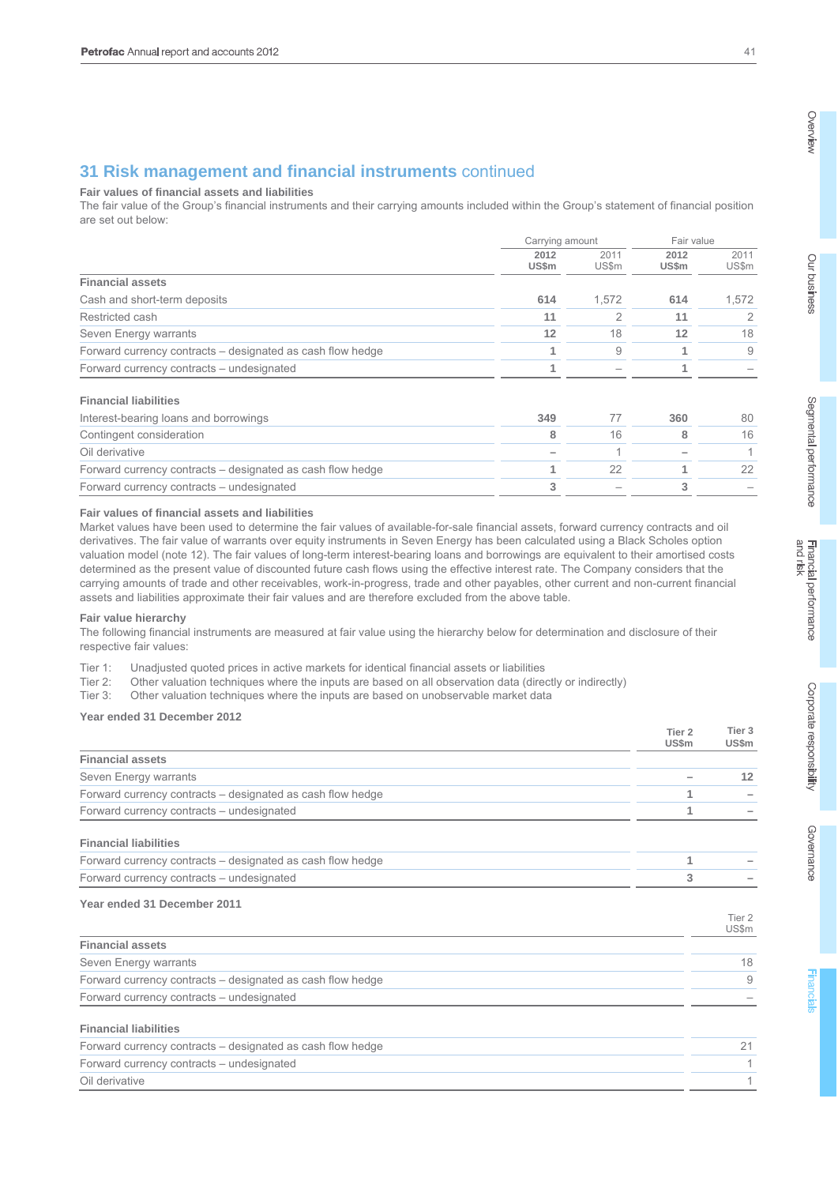## 31 Risk management and financial instruments continued

**Fair values of financial assets and liabilities**

The fair value of the Group's financial instruments and their carrying amounts included within the Group's statement of financial position are set out below:

| | Carrying amount | | Fair value | |
|---|---|---|---|---|
| | **2012 US$m** | 2011 US$m | **2012 US$m** | 2011 US$m |
| **Financial assets** | | | | |
| Cash and short-term deposits | **614** | 1,572 | **614** | 1,572 |
| Restricted cash | **11** | 2 | **11** | 2 |
| Seven Energy warrants | **12** | 18 | **12** | 18 |
| Forward currency contracts – designated as cash flow hedge | **1** | 9 | **1** | 9 |
| Forward currency contracts – undesignated | **1** | – | **1** | – |
| **Financial liabilities** | | | | |
| Interest-bearing loans and borrowings | **349** | 77 | **360** | 80 |
| Contingent consideration | **8** | 16 | **8** | 16 |
| Oil derivative | **–** | 1 | **–** | 1 |
| Forward currency contracts – designated as cash flow hedge | **1** | 22 | **1** | 22 |
| Forward currency contracts – undesignated | **3** | – | **3** | – |

**Fair values of financial assets and liabilities**

Market values have been used to determine the fair values of available-for-sale financial assets, forward currency contracts and oil derivatives. The fair value of warrants over equity instruments in Seven Energy has been calculated using a Black Scholes option valuation model (note 12). The fair values of long-term interest-bearing loans and borrowings are equivalent to their amortised costs determined as the present value of discounted future cash flows using the effective interest rate. The Company considers that the carrying amounts of trade and other receivables, work-in-progress, trade and other payables, other current and non-current financial assets and liabilities approximate their fair values and are therefore excluded from the above table.

**Fair value hierarchy**

The following financial instruments are measured at fair value using the hierarchy below for determination and disclosure of their respective fair values:

Tier 1: Unadjusted quoted prices in active markets for identical financial assets or liabilities
Tier 2: Other valuation techniques where the inputs are based on all observation data (directly or indirectly)
Tier 3: Other valuation techniques where the inputs are based on unobservable market data

**Year ended 31 December 2012**

| | Tier 2 US$m | Tier 3 US$m |
|---|---|---|
| **Financial assets** | | |
| Seven Energy warrants | **–** | **12** |
| Forward currency contracts – designated as cash flow hedge | **1** | **–** |
| Forward currency contracts – undesignated | **1** | **–** |
| **Financial liabilities** | | |
| Forward currency contracts – designated as cash flow hedge | **1** | **–** |
| Forward currency contracts – undesignated | **3** | **–** |

**Year ended 31 December 2011**

| | Tier 2 US$m |
|---|---|
| **Financial assets** | |
| Seven Energy warrants | 18 |
| Forward currency contracts – designated as cash flow hedge | 9 |
| Forward currency contracts – undesignated | – |
| **Financial liabilities** | |
| Forward currency contracts – designated as cash flow hedge | 21 |
| Forward currency contracts – undesignated | 1 |
| Oil derivative | 1 |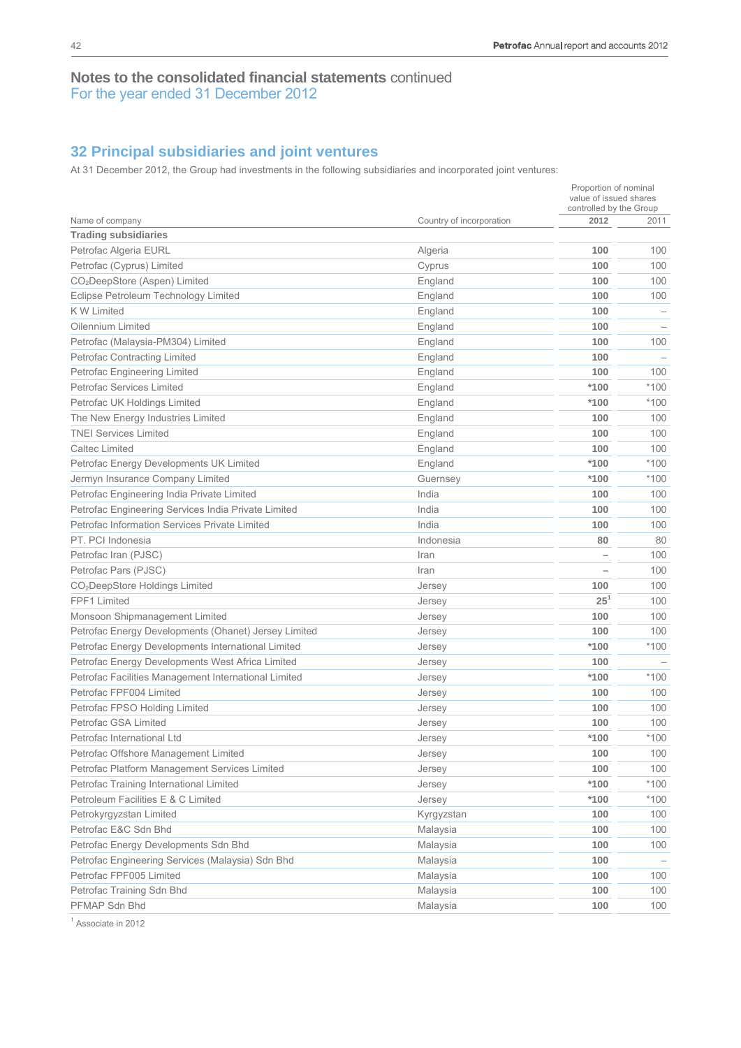## Notes to the consolidated financial statements continued
For the year ended 31 December 2012

## 32 Principal subsidiaries and joint ventures

At 31 December 2012, the Group had investments in the following subsidiaries and incorporated joint ventures:

| Name of company | Country of incorporation | Proportion of nominal value of issued shares controlled by the Group | |
|---|---|---|---|
| | | 2012 | 2011 |
| **Trading subsidiaries** | | | |
| Petrofac Algeria EURL | Algeria | **100** | 100 |
| Petrofac (Cyprus) Limited | Cyprus | **100** | 100 |
| $CO_2$DeepStore (Aspen) Limited | England | **100** | 100 |
| Eclipse Petroleum Technology Limited | England | **100** | 100 |
| K W Limited | England | **100** | – |
| Oilennium Limited | England | **100** | – |
| Petrofac (Malaysia-PM304) Limited | England | **100** | 100 |
| Petrofac Contracting Limited | England | **100** | – |
| Petrofac Engineering Limited | England | **100** | 100 |
| Petrofac Services Limited | England | ***100** | *100 |
| Petrofac UK Holdings Limited | England | ***100** | *100 |
| The New Energy Industries Limited | England | **100** | 100 |
| TNEI Services Limited | England | **100** | 100 |
| Caltec Limited | England | **100** | 100 |
| Petrofac Energy Developments UK Limited | England | ***100** | *100 |
| Jermyn Insurance Company Limited | Guernsey | ***100** | *100 |
| Petrofac Engineering India Private Limited | India | **100** | 100 |
| Petrofac Engineering Services India Private Limited | India | **100** | 100 |
| Petrofac Information Services Private Limited | India | **100** | 100 |
| PT. PCI Indonesia | Indonesia | **80** | 80 |
| Petrofac Iran (PJSC) | Iran | – | 100 |
| Petrofac Pars (PJSC) | Iran | – | 100 |
| $CO_2$DeepStore Holdings Limited | Jersey | **100** | 100 |
| FPF1 Limited | Jersey | **25**[1] | 100 |
| Monsoon Shipmanagement Limited | Jersey | **100** | 100 |
| Petrofac Energy Developments (Ohanet) Jersey Limited | Jersey | **100** | 100 |
| Petrofac Energy Developments International Limited | Jersey | ***100** | *100 |
| Petrofac Energy Developments West Africa Limited | Jersey | **100** | – |
| Petrofac Facilities Management International Limited | Jersey | ***100** | *100 |
| Petrofac FPF004 Limited | Jersey | **100** | 100 |
| Petrofac FPSO Holding Limited | Jersey | **100** | 100 |
| Petrofac GSA Limited | Jersey | **100** | 100 |
| Petrofac International Ltd | Jersey | ***100** | *100 |
| Petrofac Offshore Management Limited | Jersey | **100** | 100 |
| Petrofac Platform Management Services Limited | Jersey | **100** | 100 |
| Petrofac Training International Limited | Jersey | ***100** | *100 |
| Petroleum Facilities E & C Limited | Jersey | ***100** | *100 |
| Petrokyrgyzstan Limited | Kyrgyzstan | **100** | 100 |
| Petrofac E&C Sdn Bhd | Malaysia | **100** | 100 |
| Petrofac Energy Developments Sdn Bhd | Malaysia | **100** | 100 |
| Petrofac Engineering Services (Malaysia) Sdn Bhd | Malaysia | **100** | – |
| Petrofac FPF005 Limited | Malaysia | **100** | 100 |
| Petrofac Training Sdn Bhd | Malaysia | **100** | 100 |
| PFMAP Sdn Bhd | Malaysia | **100** | 100 |

[1] Associate in 2012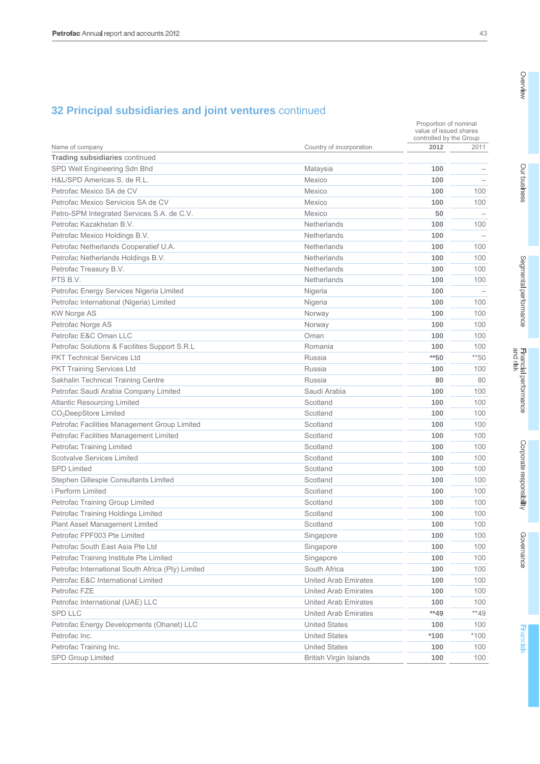## 32 Principal subsidiaries and joint ventures continued

| Name of company | Country of incorporation | Proportion of nominal value of issued shares controlled by the Group | |
|---|---|---|---|
| | | **2012** | 2011 |
| **Trading subsidiaries** continued | | | |
| SPD Well Engineering Sdn Bhd | Malaysia | **100** | – |
| H&L/SPD Americas S. de R.L. | Mexico | **100** | – |
| Petrofac Mexico SA de CV | Mexico | **100** | 100 |
| Petrofac Mexico Servicios SA de CV | Mexico | **100** | 100 |
| Petro-SPM Integrated Services S.A. de C.V. | Mexico | **50** | – |
| Petrofac Kazakhstan B.V. | Netherlands | **100** | 100 |
| Petrofac Mexico Holdings B.V. | Netherlands | **100** | – |
| Petrofac Netherlands Cooperatief U.A. | Netherlands | **100** | 100 |
| Petrofac Netherlands Holdings B.V. | Netherlands | **100** | 100 |
| Petrofac Treasury B.V. | Netherlands | **100** | 100 |
| PTS B.V. | Netherlands | **100** | 100 |
| Petrofac Energy Services Nigeria Limited | Nigeria | **100** | – |
| Petrofac International (Nigeria) Limited | Nigeria | **100** | 100 |
| KW Norge AS | Norway | **100** | 100 |
| Petrofac Norge AS | Norway | **100** | 100 |
| Petrofac E&C Oman LLC | Oman | **100** | 100 |
| Petrofac Solutions & Facilities Support S.R.L | Romania | **100** | 100 |
| PKT Technical Services Ltd | Russia | **\*\*50** | \*\*50 |
| PKT Training Services Ltd | Russia | **100** | 100 |
| Sakhalin Technical Training Centre | Russia | **80** | 80 |
| Petrofac Saudi Arabia Company Limited | Saudi Arabia | **100** | 100 |
| Atlantic Resourcing Limited | Scotland | **100** | 100 |
| $CO_2$DeepStore Limited | Scotland | **100** | 100 |
| Petrofac Facilities Management Group Limited | Scotland | **100** | 100 |
| Petrofac Facilities Management Limited | Scotland | **100** | 100 |
| Petrofac Training Limited | Scotland | **100** | 100 |
| Scotvalve Services Limited | Scotland | **100** | 100 |
| SPD Limited | Scotland | **100** | 100 |
| Stephen Gillespie Consultants Limited | Scotland | **100** | 100 |
| i Perform Limited | Scotland | **100** | 100 |
| Petrofac Training Group Limited | Scotland | **100** | 100 |
| Petrofac Training Holdings Limited | Scotland | **100** | 100 |
| Plant Asset Management Limited | Scotland | **100** | 100 |
| Petrofac FPF003 Pte Limited | Singapore | **100** | 100 |
| Petrofac South East Asia Pte Ltd | Singapore | **100** | 100 |
| Petrofac Training Institute Pte Limited | Singapore | **100** | 100 |
| Petrofac International South Africa (Pty) Limited | South Africa | **100** | 100 |
| Petrofac E&C International Limited | United Arab Emirates | **100** | 100 |
| Petrofac FZE | United Arab Emirates | **100** | 100 |
| Petrofac International (UAE) LLC | United Arab Emirates | **100** | 100 |
| SPD LLC | United Arab Emirates | **\*\*49** | \*\*49 |
| Petrofac Energy Developments (Ohanet) LLC | United States | **100** | 100 |
| Petrofac Inc. | United States | **\*100** | \*100 |
| Petrofac Training Inc. | United States | **100** | 100 |
| SPD Group Limited | British Virgin Islands | **100** | 100 |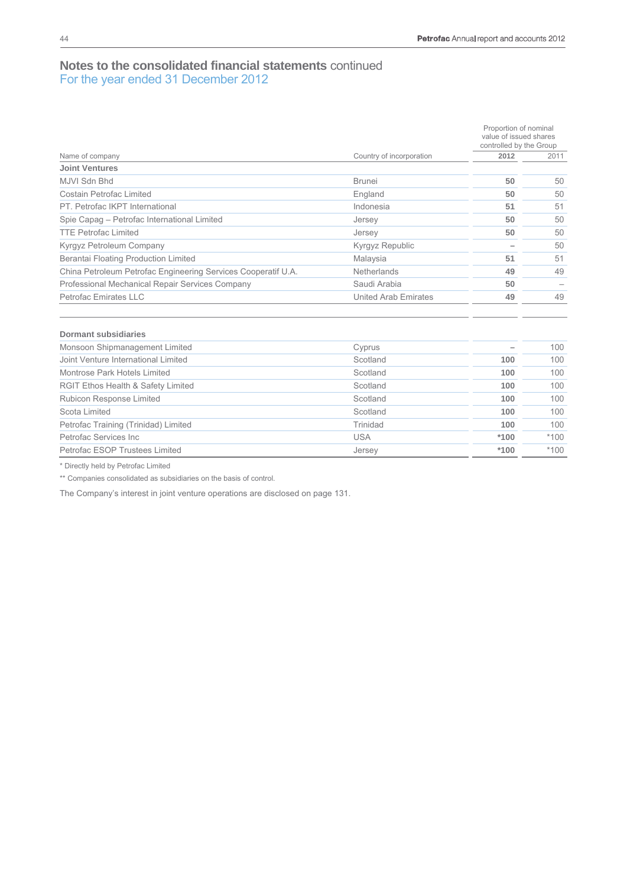# Notes to the consolidated financial statements continued

## For the year ended 31 December 2012

| Name of company | Country of incorporation | Proportion of nominal value of issued shares controlled by the Group 2012 | 2011 |
|---|---|---|---|
| **Joint Ventures** | | | |
| MJVI Sdn Bhd | Brunei | **50** | 50 |
| Costain Petrofac Limited | England | **50** | 50 |
| PT. Petrofac IKPT International | Indonesia | **51** | 51 |
| Spie Capag – Petrofac International Limited | Jersey | **50** | 50 |
| TTE Petrofac Limited | Jersey | **50** | 50 |
| Kyrgyz Petroleum Company | Kyrgyz Republic | **–** | 50 |
| Berantai Floating Production Limited | Malaysia | **51** | 51 |
| China Petroleum Petrofac Engineering Services Cooperatif U.A. | Netherlands | **49** | 49 |
| Professional Mechanical Repair Services Company | Saudi Arabia | **50** | – |
| Petrofac Emirates LLC | United Arab Emirates | **49** | 49 |

| Name of company | Country of incorporation | 2012 | 2011 |
|---|---|---|---|
| **Dormant subsidiaries** | | | |
| Monsoon Shipmanagement Limited | Cyprus | **–** | 100 |
| Joint Venture International Limited | Scotland | **100** | 100 |
| Montrose Park Hotels Limited | Scotland | **100** | 100 |
| RGIT Ethos Health & Safety Limited | Scotland | **100** | 100 |
| Rubicon Response Limited | Scotland | **100** | 100 |
| Scota Limited | Scotland | **100** | 100 |
| Petrofac Training (Trinidad) Limited | Trinidad | **100** | 100 |
| Petrofac Services Inc | USA | ***100** | *100 |
| Petrofac ESOP Trustees Limited | Jersey | ***100** | *100 |

* Directly held by Petrofac Limited

** Companies consolidated as subsidiaries on the basis of control.

The Company's interest in joint venture operations are disclosed on page 131.